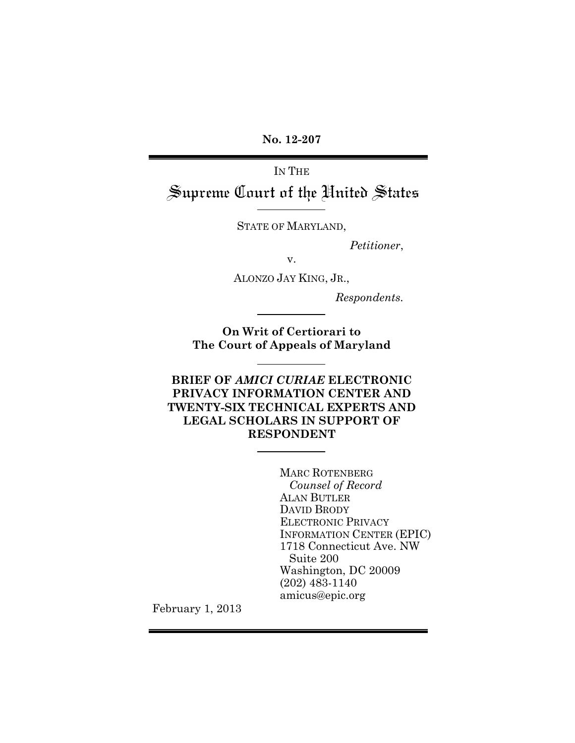**No. 12-207**

---

IN THE

# Supreme Court of the United States

---

STATE OF MARYLAND,

*Petitioner*,

v.

ALONZO JAY KING, JR.,

*Respondents.*

---

**On Writ of Certiorari to**
**The Court of Appeals of Maryland**

---

**BRIEF OF *AMICI CURIAE* ELECTRONIC PRIVACY INFORMATION CENTER AND TWENTY-SIX TECHNICAL EXPERTS AND LEGAL SCHOLARS IN SUPPORT OF RESPONDENT**

---

MARC ROTENBERG
*Counsel of Record*
ALAN BUTLER
DAVID BRODY
ELECTRONIC PRIVACY INFORMATION CENTER (EPIC)
1718 Connecticut Ave. NW
Suite 200
Washington, DC 20009
(202) 483-1140
amicus@epic.org

February 1, 2013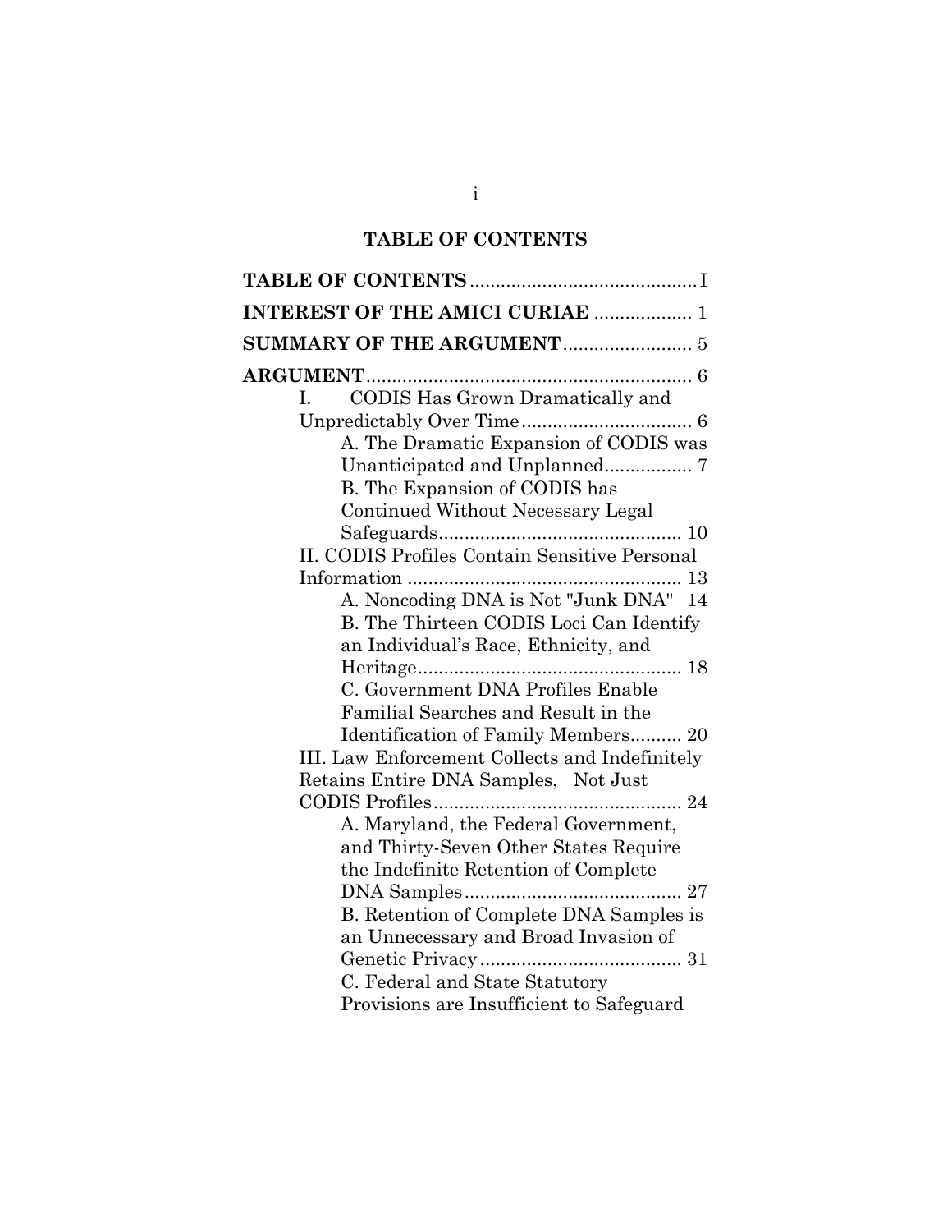# TABLE OF CONTENTS

**TABLE OF CONTENTS** .......................................... I

**INTEREST OF THE AMICI CURIAE** .................. 1

**SUMMARY OF THE ARGUMENT** ........................ 5

**ARGUMENT** ............................................................... 6

- I. CODIS Has Grown Dramatically and Unpredictably Over Time ................................ 6
  - A. The Dramatic Expansion of CODIS was Unanticipated and Unplanned ................ 7
  - B. The Expansion of CODIS has Continued Without Necessary Legal Safeguards .............................................. 10
- II. CODIS Profiles Contain Sensitive Personal Information ................................................... 13
  - A. Noncoding DNA is Not "Junk DNA" 14
  - B. The Thirteen CODIS Loci Can Identify an Individual's Race, Ethnicity, and Heritage .................................................. 18
  - C. Government DNA Profiles Enable Familial Searches and Result in the Identification of Family Members .......... 20
- III. Law Enforcement Collects and Indefinitely Retains Entire DNA Samples, Not Just CODIS Profiles ................................................ 24
  - A. Maryland, the Federal Government, and Thirty-Seven Other States Require the Indefinite Retention of Complete DNA Samples .......................................... 27
  - B. Retention of Complete DNA Samples is an Unnecessary and Broad Invasion of Genetic Privacy ...................................... 31
  - C. Federal and State Statutory Provisions are Insufficient to Safeguard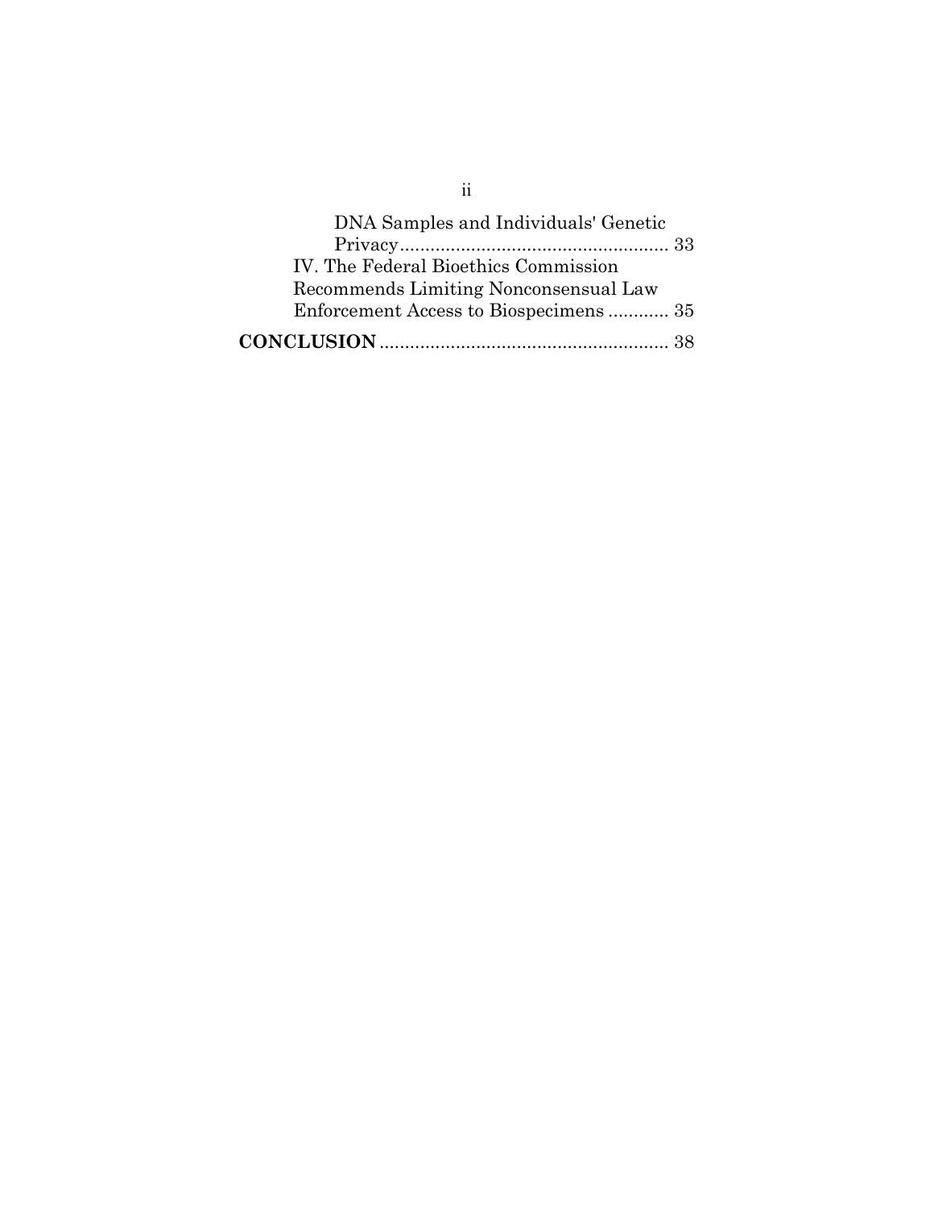DNA Samples and Individuals' Genetic Privacy ..................................................... 33

IV. The Federal Bioethics Commission Recommends Limiting Nonconsensual Law Enforcement Access to Biospecimens ............ 35

**CONCLUSION** ........................................................ 38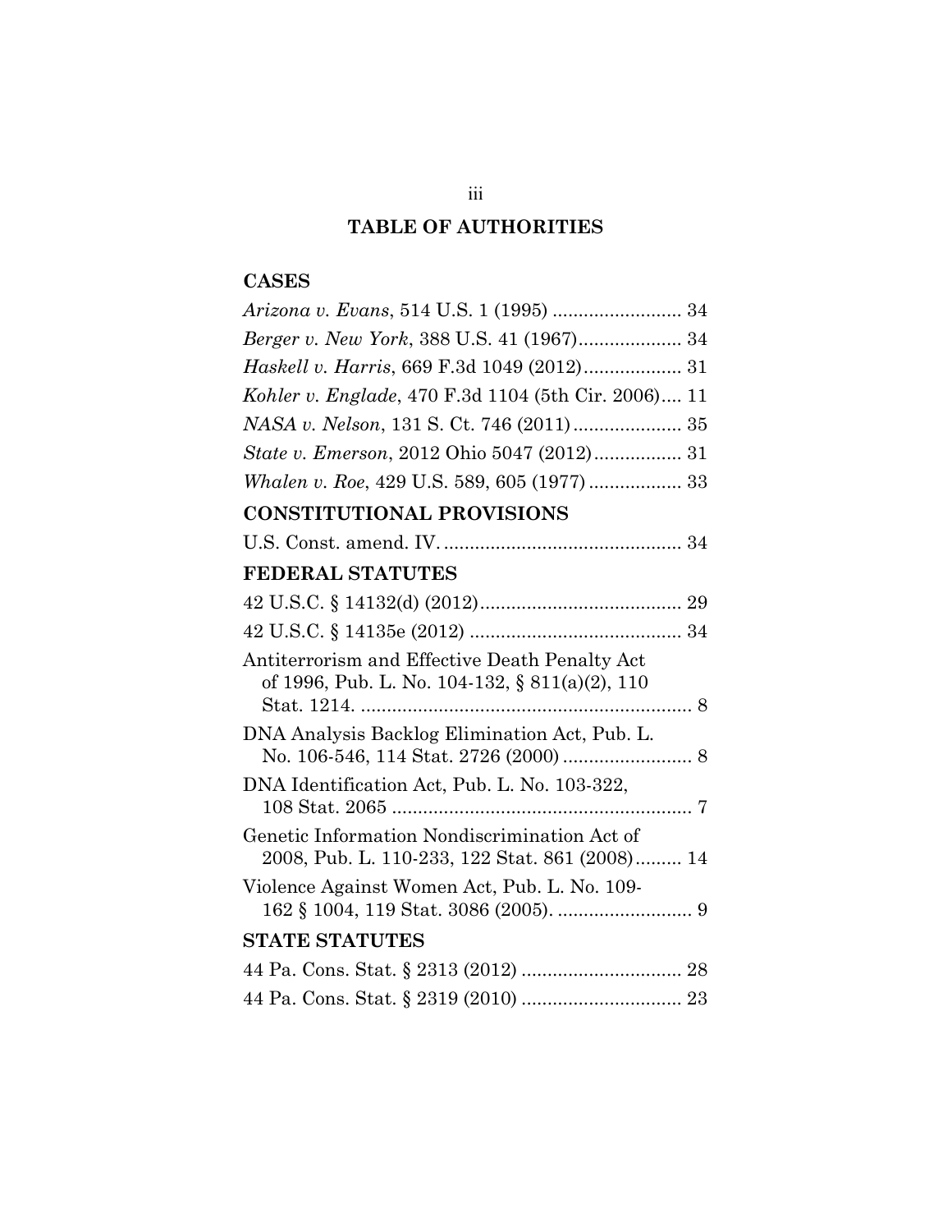# TABLE OF AUTHORITIES

## CASES

*Arizona v. Evans*, 514 U.S. 1 (1995) ......................... 34

*Berger v. New York*, 388 U.S. 41 (1967).................... 34

*Haskell v. Harris*, 669 F.3d 1049 (2012)................... 31

*Kohler v. Englade*, 470 F.3d 1104 (5th Cir. 2006).... 11

*NASA v. Nelson*, 131 S. Ct. 746 (2011)..................... 35

*State v. Emerson*, 2012 Ohio 5047 (2012)................. 31

*Whalen v. Roe*, 429 U.S. 589, 605 (1977) .................. 33

## CONSTITUTIONAL PROVISIONS

U.S. Const. amend. IV. .............................................. 34

## FEDERAL STATUTES

42 U.S.C. § 14132(d) (2012)....................................... 29

42 U.S.C. § 14135e (2012) ......................................... 34

Antiterrorism and Effective Death Penalty Act of 1996, Pub. L. No. 104-132, § 811(a)(2), 110 Stat. 1214. ................................................................ 8

DNA Analysis Backlog Elimination Act, Pub. L. No. 106-546, 114 Stat. 2726 (2000) ......................... 8

DNA Identification Act, Pub. L. No. 103-322, 108 Stat. 2065 .......................................................... 7

Genetic Information Nondiscrimination Act of 2008, Pub. L. 110-233, 122 Stat. 861 (2008)......... 14

Violence Against Women Act, Pub. L. No. 109-162 § 1004, 119 Stat. 3086 (2005). .......................... 9

## STATE STATUTES

44 Pa. Cons. Stat. § 2313 (2012) ............................... 28

44 Pa. Cons. Stat. § 2319 (2010) ............................... 23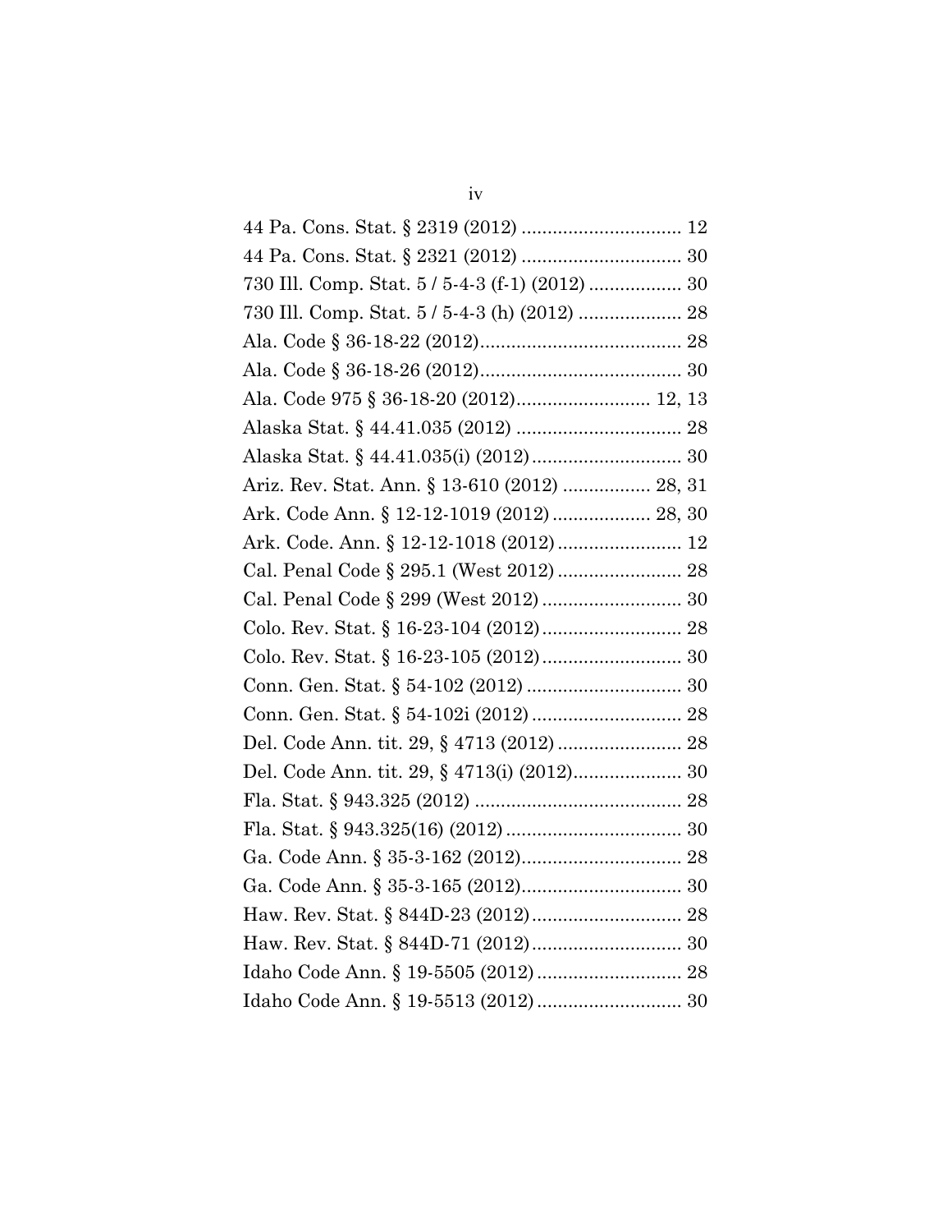44 Pa. Cons. Stat. § 2319 (2012) ............................... 12

44 Pa. Cons. Stat. § 2321 (2012) ............................... 30

730 Ill. Comp. Stat. 5 / 5-4-3 (f-1) (2012) .................. 30

730 Ill. Comp. Stat. 5 / 5-4-3 (h) (2012) .................... 28

Ala. Code § 36-18-22 (2012)....................................... 28

Ala. Code § 36-18-26 (2012)....................................... 30

Ala. Code 975 § 36-18-20 (2012).......................... 12, 13

Alaska Stat. § 44.41.035 (2012) ................................ 28

Alaska Stat. § 44.41.035(i) (2012)............................. 30

Ariz. Rev. Stat. Ann. § 13-610 (2012) ................. 28, 31

Ark. Code Ann. § 12-12-1019 (2012)................... 28, 30

Ark. Code. Ann. § 12-12-1018 (2012)........................ 12

Cal. Penal Code § 295.1 (West 2012)........................ 28

Cal. Penal Code § 299 (West 2012)........................... 30

Colo. Rev. Stat. § 16-23-104 (2012)........................... 28

Colo. Rev. Stat. § 16-23-105 (2012)........................... 30

Conn. Gen. Stat. § 54-102 (2012) .............................. 30

Conn. Gen. Stat. § 54-102i (2012)............................. 28

Del. Code Ann. tit. 29, § 4713 (2012)........................ 28

Del. Code Ann. tit. 29, § 4713(i) (2012)..................... 30

Fla. Stat. § 943.325 (2012) ........................................ 28

Fla. Stat. § 943.325(16) (2012).................................. 30

Ga. Code Ann. § 35-3-162 (2012)............................... 28

Ga. Code Ann. § 35-3-165 (2012)............................... 30

Haw. Rev. Stat. § 844D-23 (2012)............................. 28

Haw. Rev. Stat. § 844D-71 (2012)............................. 30

Idaho Code Ann. § 19-5505 (2012)............................ 28

Idaho Code Ann. § 19-5513 (2012)............................ 30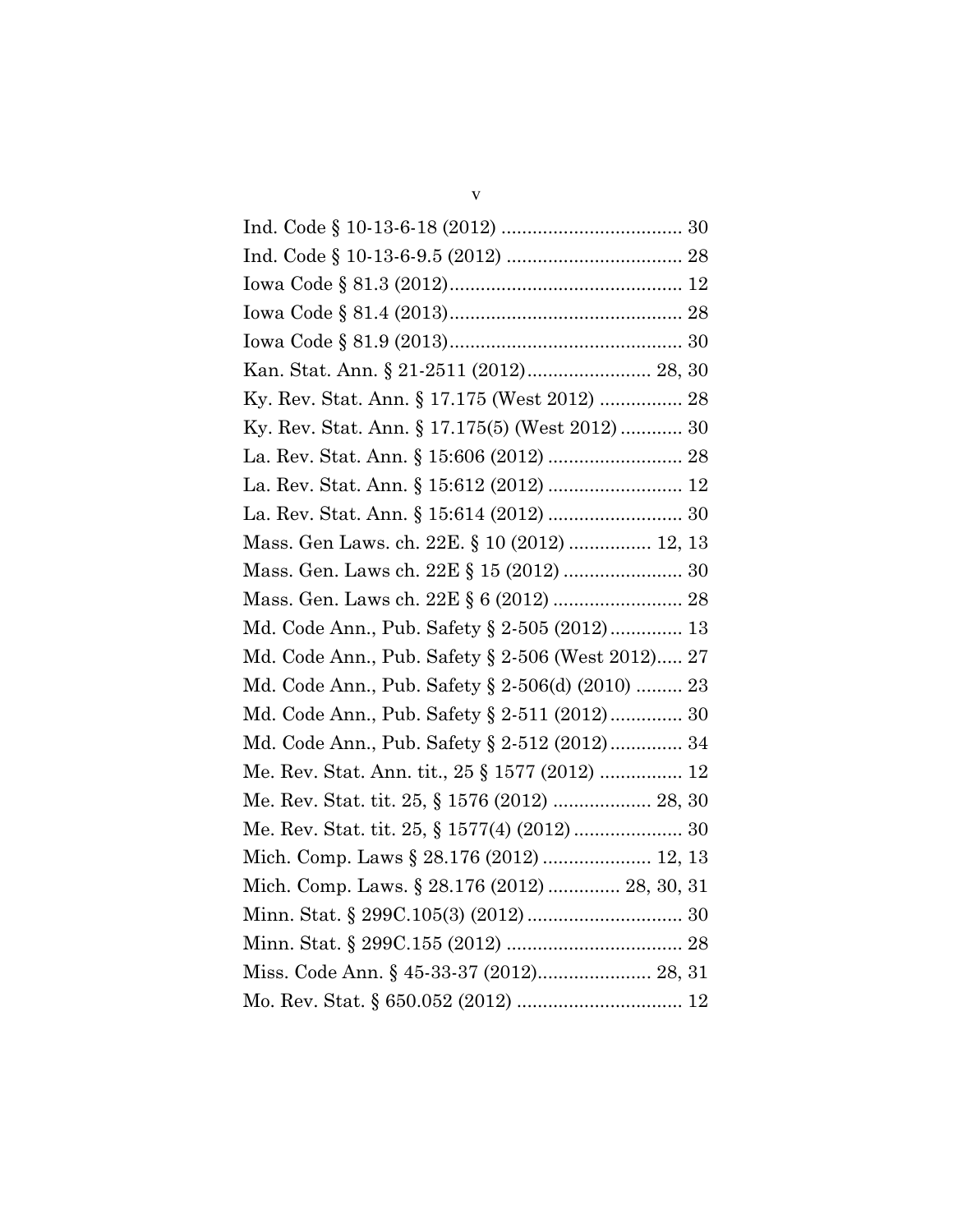Ind. Code § 10-13-6-18 (2012) .................................. 30

Ind. Code § 10-13-6-9.5 (2012) ................................. 28

Iowa Code § 81.3 (2012)............................................ 12

Iowa Code § 81.4 (2013)............................................ 28

Iowa Code § 81.9 (2013)............................................ 30

Kan. Stat. Ann. § 21-2511 (2012)........................ 28, 30

Ky. Rev. Stat. Ann. § 17.175 (West 2012) ................ 28

Ky. Rev. Stat. Ann. § 17.175(5) (West 2012) ............ 30

La. Rev. Stat. Ann. § 15:606 (2012) .......................... 28

La. Rev. Stat. Ann. § 15:612 (2012) .......................... 12

La. Rev. Stat. Ann. § 15:614 (2012) .......................... 30

Mass. Gen Laws. ch. 22E. § 10 (2012) ................ 12, 13

Mass. Gen. Laws ch. 22E § 15 (2012) ....................... 30

Mass. Gen. Laws ch. 22E § 6 (2012) ......................... 28

Md. Code Ann., Pub. Safety § 2-505 (2012).............. 13

Md. Code Ann., Pub. Safety § 2-506 (West 2012)..... 27

Md. Code Ann., Pub. Safety § 2-506(d) (2010) ......... 23

Md. Code Ann., Pub. Safety § 2-511 (2012).............. 30

Md. Code Ann., Pub. Safety § 2-512 (2012).............. 34

Me. Rev. Stat. Ann. tit., 25 § 1577 (2012) ................ 12

Me. Rev. Stat. tit. 25, § 1576 (2012) ................... 28, 30

Me. Rev. Stat. tit. 25, § 1577(4) (2012) ..................... 30

Mich. Comp. Laws § 28.176 (2012) ..................... 12, 13

Mich. Comp. Laws. § 28.176 (2012) ............. 28, 30, 31

Minn. Stat. § 299C.105(3) (2012) .............................. 30

Minn. Stat. § 299C.155 (2012) .................................. 28

Miss. Code Ann. § 45-33-37 (2012)...................... 28, 31

Mo. Rev. Stat. § 650.052 (2012) ................................ 12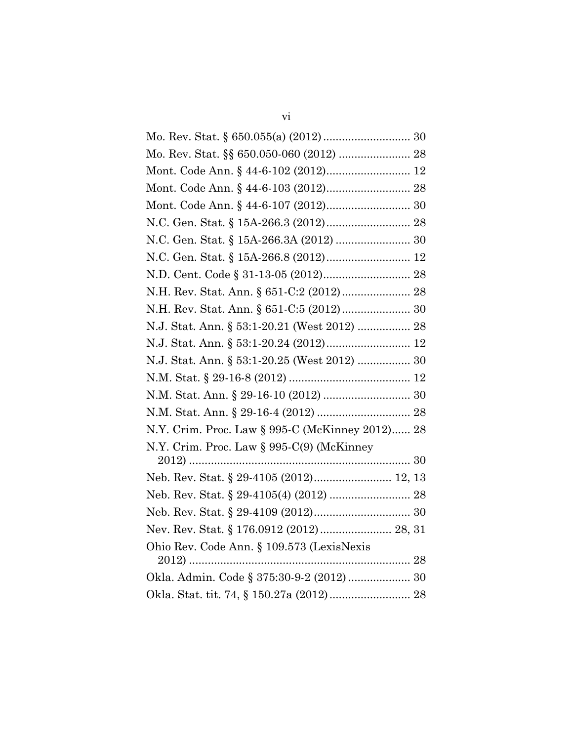Mo. Rev. Stat. § 650.055(a) (2012) ............................ 30

Mo. Rev. Stat. §§ 650.050-060 (2012) ....................... 28

Mont. Code Ann. § 44-6-102 (2012)........................... 12

Mont. Code Ann. § 44-6-103 (2012)........................... 28

Mont. Code Ann. § 44-6-107 (2012)........................... 30

N.C. Gen. Stat. § 15A-266.3 (2012)........................... 28

N.C. Gen. Stat. § 15A-266.3A (2012) ........................ 30

N.C. Gen. Stat. § 15A-266.8 (2012)........................... 12

N.D. Cent. Code § 31-13-05 (2012)............................ 28

N.H. Rev. Stat. Ann. § 651-C:2 (2012)...................... 28

N.H. Rev. Stat. Ann. § 651-C:5 (2012)...................... 30

N.J. Stat. Ann. § 53:1-20.21 (West 2012) ................. 28

N.J. Stat. Ann. § 53:1-20.24 (2012)........................... 12

N.J. Stat. Ann. § 53:1-20.25 (West 2012) ................. 30

N.M. Stat. § 29-16-8 (2012) ....................................... 12

N.M. Stat. Ann. § 29-16-10 (2012) ............................ 30

N.M. Stat. Ann. § 29-16-4 (2012) .............................. 28

N.Y. Crim. Proc. Law § 995-C (McKinney 2012)...... 28

N.Y. Crim. Proc. Law § 995-C(9) (McKinney 2012) ........................................................................ 30

Neb. Rev. Stat. § 29-4105 (2012)......................... 12, 13

Neb. Rev. Stat. § 29-4105(4) (2012) .......................... 28

Neb. Rev. Stat. § 29-4109 (2012)............................... 30

Nev. Rev. Stat. § 176.0912 (2012)....................... 28, 31

Ohio Rev. Code Ann. § 109.573 (LexisNexis 2012) ....................................................................... 28

Okla. Admin. Code § 375:30-9-2 (2012).................... 30

Okla. Stat. tit. 74, § 150.27a (2012).......................... 28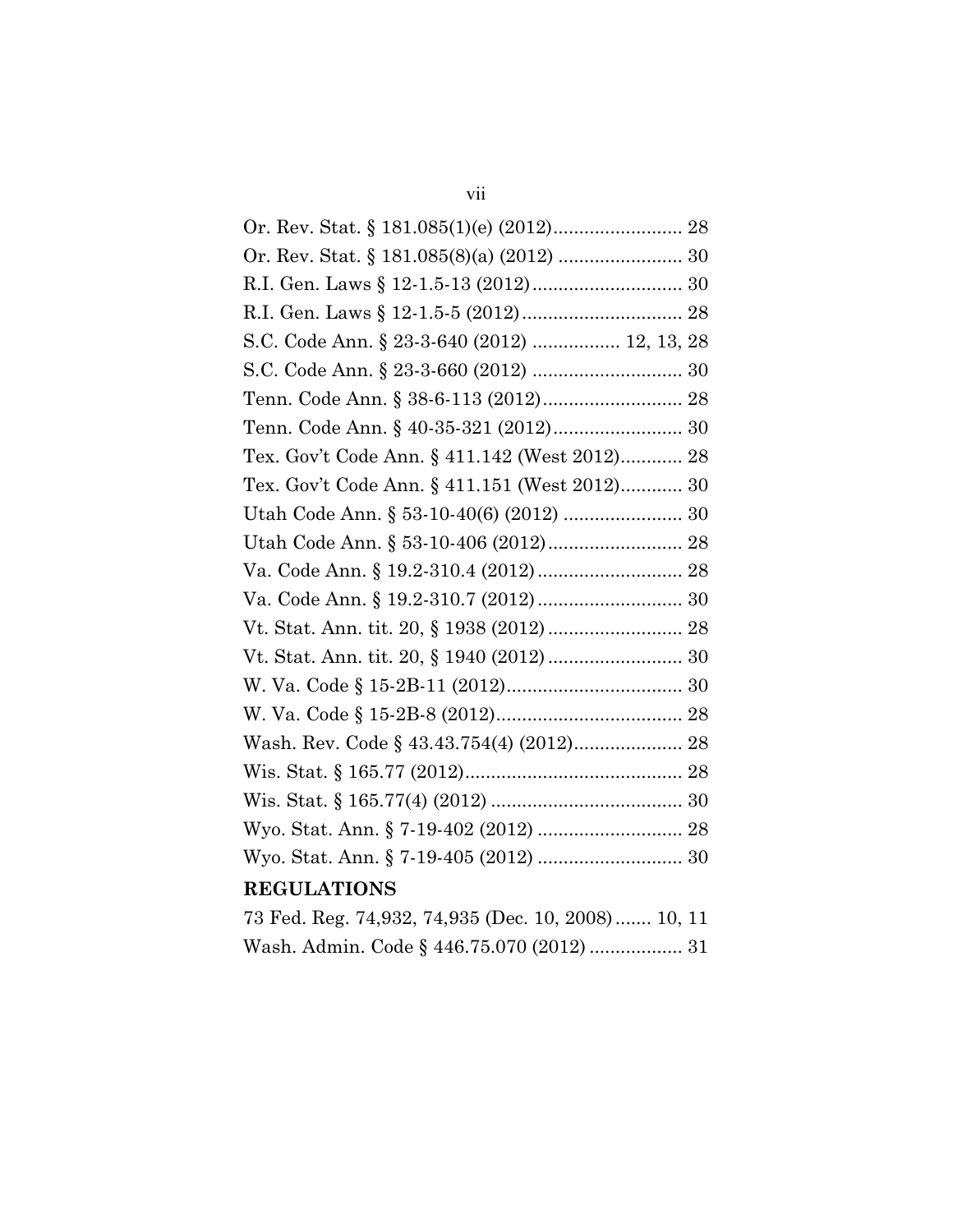Or. Rev. Stat. § 181.085(1)(e) (2012)......................... 28

Or. Rev. Stat. § 181.085(8)(a) (2012) ........................ 30

R.I. Gen. Laws § 12-1.5-13 (2012)............................. 30

R.I. Gen. Laws § 12-1.5-5 (2012)............................... 28

S.C. Code Ann. § 23-3-640 (2012) ................. 12, 13, 28

S.C. Code Ann. § 23-3-660 (2012) ............................. 30

Tenn. Code Ann. § 38-6-113 (2012)........................... 28

Tenn. Code Ann. § 40-35-321 (2012)......................... 30

Tex. Gov't Code Ann. § 411.142 (West 2012)............ 28

Tex. Gov't Code Ann. § 411.151 (West 2012)............ 30

Utah Code Ann. § 53-10-40(6) (2012) ....................... 30

Utah Code Ann. § 53-10-406 (2012).......................... 28

Va. Code Ann. § 19.2-310.4 (2012)............................ 28

Va. Code Ann. § 19.2-310.7 (2012)............................ 30

Vt. Stat. Ann. tit. 20, § 1938 (2012).......................... 28

Vt. Stat. Ann. tit. 20, § 1940 (2012).......................... 30

W. Va. Code § 15-2B-11 (2012).................................. 30

W. Va. Code § 15-2B-8 (2012).................................... 28

Wash. Rev. Code § 43.43.754(4) (2012)..................... 28

Wis. Stat. § 165.77 (2012).......................................... 28

Wis. Stat. § 165.77(4) (2012) ..................................... 30

Wyo. Stat. Ann. § 7-19-402 (2012) ............................ 28

Wyo. Stat. Ann. § 7-19-405 (2012) ............................ 30

**REGULATIONS**

73 Fed. Reg. 74,932, 74,935 (Dec. 10, 2008)....... 10, 11

Wash. Admin. Code § 446.75.070 (2012) .................. 31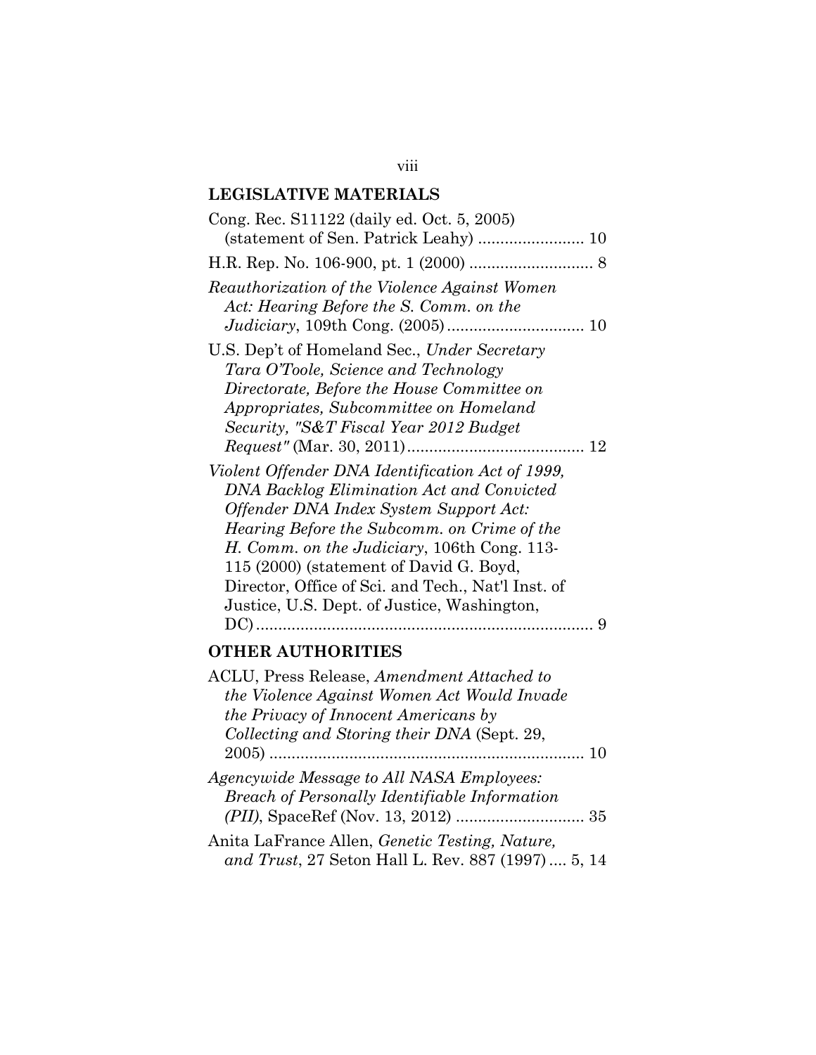## LEGISLATIVE MATERIALS

Cong. Rec. S11122 (daily ed. Oct. 5, 2005) (statement of Sen. Patrick Leahy) ........................ 10

H.R. Rep. No. 106-900, pt. 1 (2000) ............................ 8

*Reauthorization of the Violence Against Women Act: Hearing Before the S. Comm. on the Judiciary*, 109th Cong. (2005) ............................... 10

U.S. Dep't of Homeland Sec., *Under Secretary Tara O'Toole, Science and Technology Directorate, Before the House Committee on Appropriates, Subcommittee on Homeland Security, "S&T Fiscal Year 2012 Budget Request"* (Mar. 30, 2011) ........................................ 12

*Violent Offender DNA Identification Act of 1999, DNA Backlog Elimination Act and Convicted Offender DNA Index System Support Act: Hearing Before the Subcomm. on Crime of the H. Comm. on the Judiciary*, 106th Cong. 113-115 (2000) (statement of David G. Boyd, Director, Office of Sci. and Tech., Nat'l Inst. of Justice, U.S. Dept. of Justice, Washington, DC) ............................................................................ 9

## OTHER AUTHORITIES

ACLU, Press Release, *Amendment Attached to the Violence Against Women Act Would Invade the Privacy of Innocent Americans by Collecting and Storing their DNA* (Sept. 29, 2005) ....................................................................... 10

*Agencywide Message to All NASA Employees: Breach of Personally Identifiable Information (PII)*, SpaceRef (Nov. 13, 2012) ............................. 35

Anita LaFrance Allen, *Genetic Testing, Nature, and Trust*, 27 Seton Hall L. Rev. 887 (1997) .... 5, 14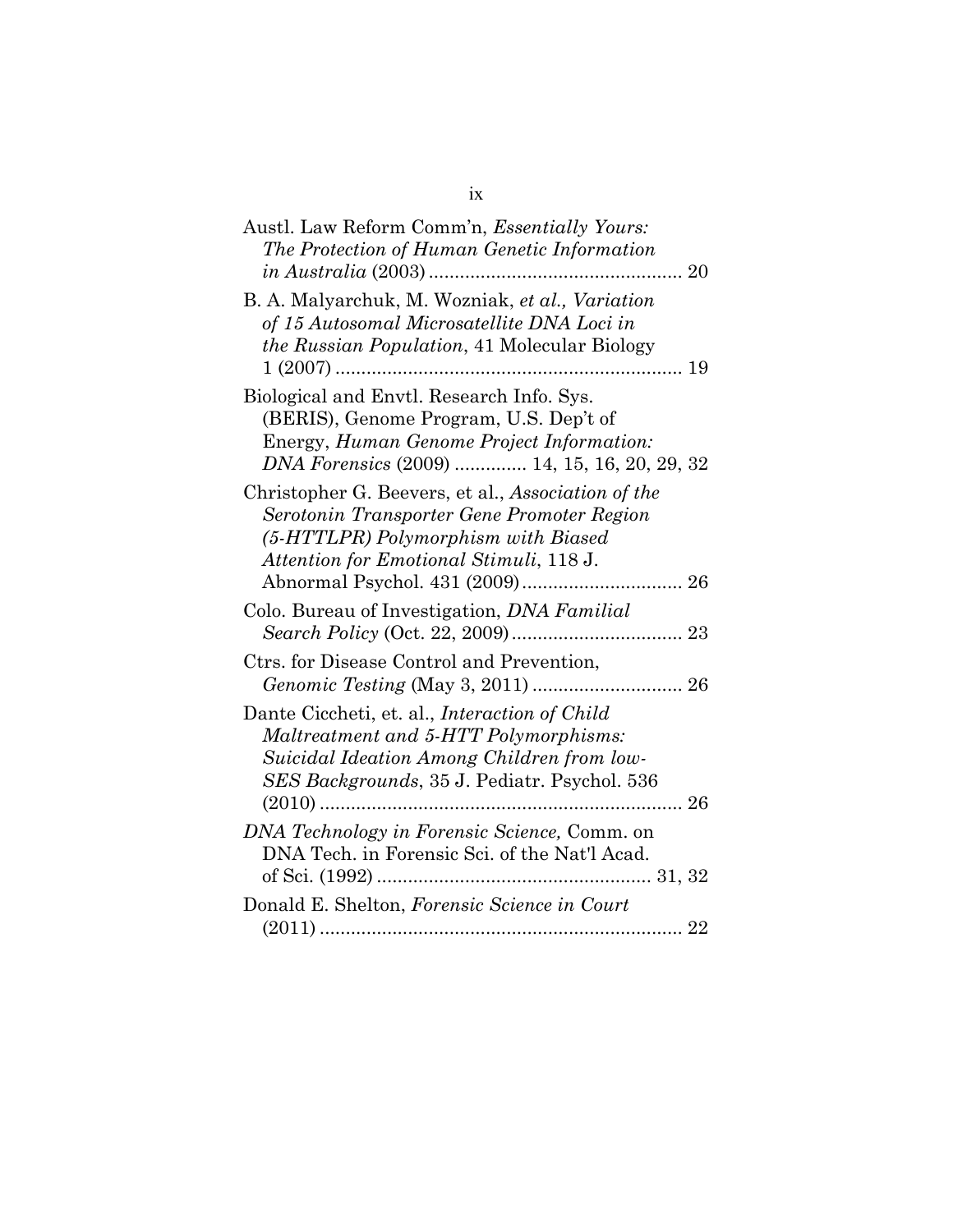Austl. Law Reform Comm'n, *Essentially Yours: The Protection of Human Genetic Information in Australia* (2003) ................................................ 20

B. A. Malyarchuk, M. Wozniak, *et al., Variation of 15 Autosomal Microsatellite DNA Loci in the Russian Population*, 41 Molecular Biology 1 (2007) .................................................................. 19

Biological and Envtl. Research Info. Sys. (BERIS), Genome Program, U.S. Dep't of Energy, *Human Genome Project Information: DNA Forensics* (2009) ............. 14, 15, 16, 20, 29, 32

Christopher G. Beevers, et al., *Association of the Serotonin Transporter Gene Promoter Region (5-HTTLPR) Polymorphism with Biased Attention for Emotional Stimuli*, 118 J. Abnormal Psychol. 431 (2009) ............................... 26

Colo. Bureau of Investigation, *DNA Familial Search Policy* (Oct. 22, 2009) ................................ 23

Ctrs. for Disease Control and Prevention, *Genomic Testing* (May 3, 2011) ............................ 26

Dante Ciccheti, et. al., *Interaction of Child Maltreatment and 5-HTT Polymorphisms: Suicidal Ideation Among Children from low-SES Backgrounds*, 35 J. Pediatr. Psychol. 536 (2010) ...................................................................... 26

*DNA Technology in Forensic Science,* Comm. on DNA Tech. in Forensic Sci. of the Nat'l Acad. of Sci. (1992) .................................................... 31, 32

Donald E. Shelton, *Forensic Science in Court* (2011) ...................................................................... 22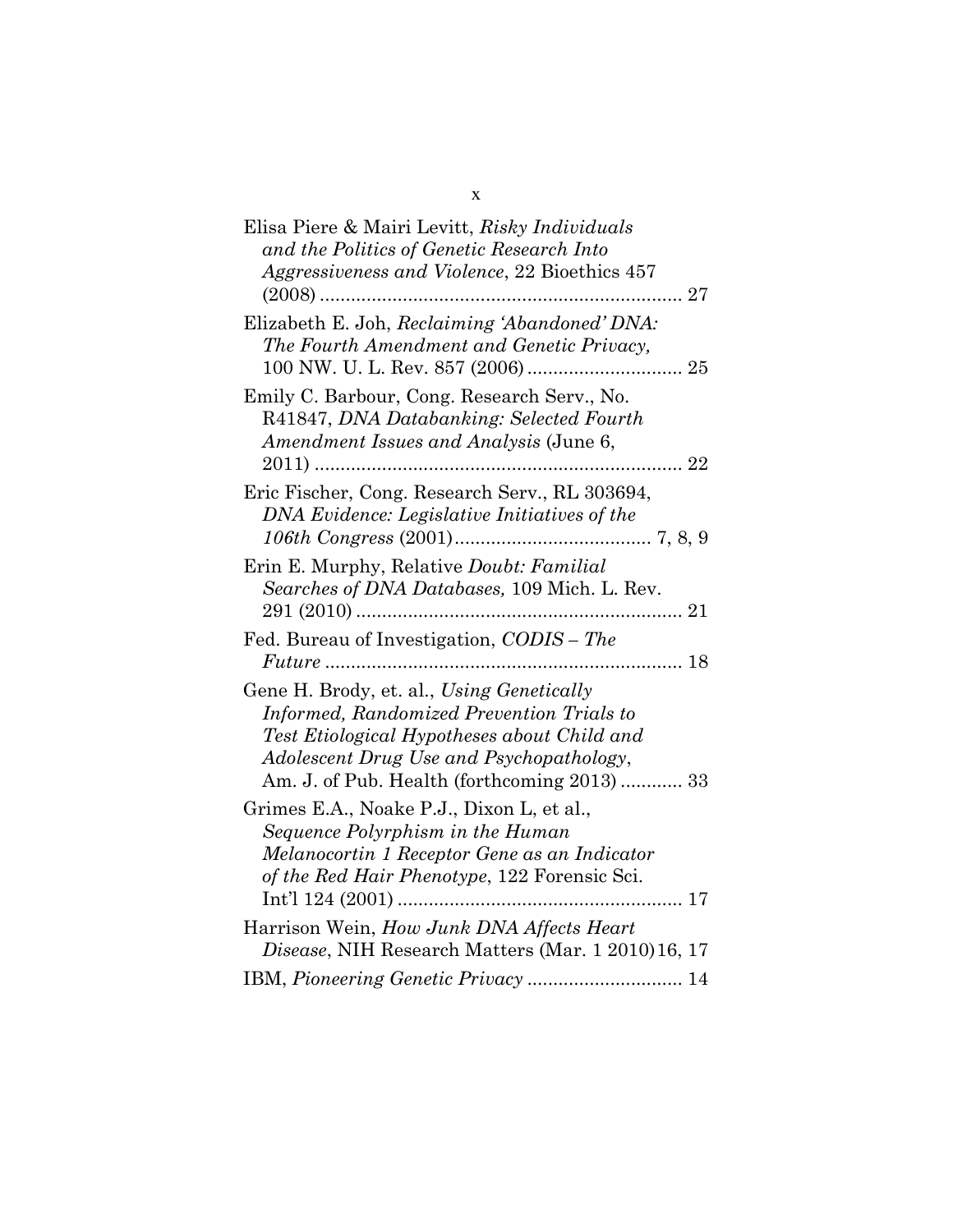Elisa Piere & Mairi Levitt, *Risky Individuals and the Politics of Genetic Research Into Aggressiveness and Violence*, 22 Bioethics 457 (2008) ........................................................................ 27

Elizabeth E. Joh, *Reclaiming 'Abandoned' DNA: The Fourth Amendment and Genetic Privacy,* 100 NW. U. L. Rev. 857 (2006) .............................. 25

Emily C. Barbour, Cong. Research Serv., No. R41847, *DNA Databanking: Selected Fourth Amendment Issues and Analysis* (June 6, 2011) ........................................................................ 22

Eric Fischer, Cong. Research Serv., RL 303694, *DNA Evidence: Legislative Initiatives of the 106th Congress* (2001)...................................... 7, 8, 9

Erin E. Murphy, Relative *Doubt: Familial Searches of DNA Databases,* 109 Mich. L. Rev. 291 (2010) ............................................................... 21

Fed. Bureau of Investigation, *CODIS – The Future* ...................................................................... 18

Gene H. Brody, et. al., *Using Genetically Informed, Randomized Prevention Trials to Test Etiological Hypotheses about Child and Adolescent Drug Use and Psychopathology*, Am. J. of Pub. Health (forthcoming 2013) ............ 33

Grimes E.A., Noake P.J., Dixon L, et al., *Sequence Polyrphism in the Human Melanocortin 1 Receptor Gene as an Indicator of the Red Hair Phenotype*, 122 Forensic Sci. Int'l 124 (2001) ....................................................... 17

Harrison Wein, *How Junk DNA Affects Heart Disease*, NIH Research Matters (Mar. 1 2010)16, 17

IBM, *Pioneering Genetic Privacy* .............................. 14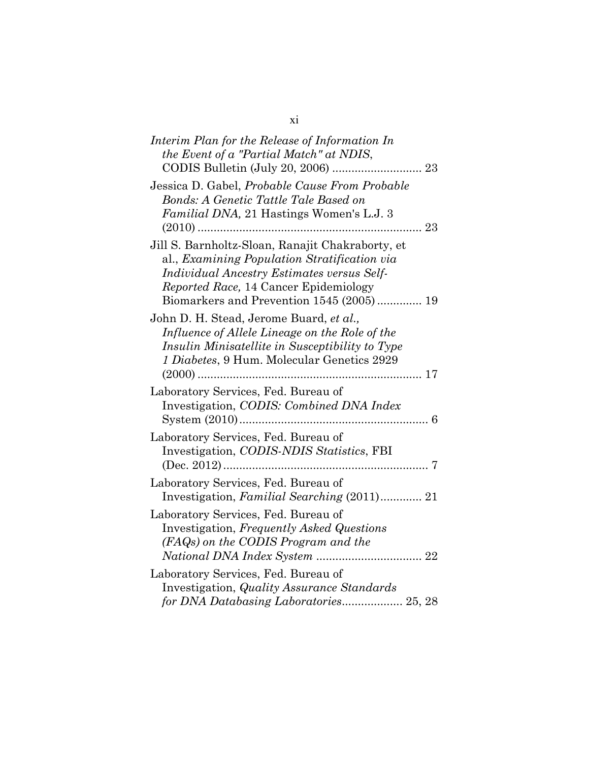*Interim Plan for the Release of Information In the Event of a "Partial Match" at NDIS*, CODIS Bulletin (July 20, 2006) ............................ 23

Jessica D. Gabel, *Probable Cause From Probable Bonds: A Genetic Tattle Tale Based on Familial DNA,* 21 Hastings Women's L.J. 3 (2010) ...................................................................... 23

Jill S. Barnholtz-Sloan, Ranajit Chakraborty, et al., *Examining Population Stratification via Individual Ancestry Estimates versus Self-Reported Race,* 14 Cancer Epidemiology Biomarkers and Prevention 1545 (2005) .............. 19

John D. H. Stead, Jerome Buard, *et al., Influence of Allele Lineage on the Role of the Insulin Minisatellite in Susceptibility to Type 1 Diabetes*, 9 Hum. Molecular Genetics 2929 (2000) ...................................................................... 17

Laboratory Services, Fed. Bureau of Investigation, *CODIS: Combined DNA Index* System (2010) ........................................................... 6

Laboratory Services, Fed. Bureau of Investigation, *CODIS-NDIS Statistics*, FBI (Dec. 2012) ................................................................ 7

Laboratory Services, Fed. Bureau of Investigation, *Familial Searching* (2011)............. 21

Laboratory Services, Fed. Bureau of Investigation, *Frequently Asked Questions (FAQs) on the CODIS Program and the National DNA Index System* ................................. 22

Laboratory Services, Fed. Bureau of Investigation, *Quality Assurance Standards for DNA Databasing Laboratories*................... 25, 28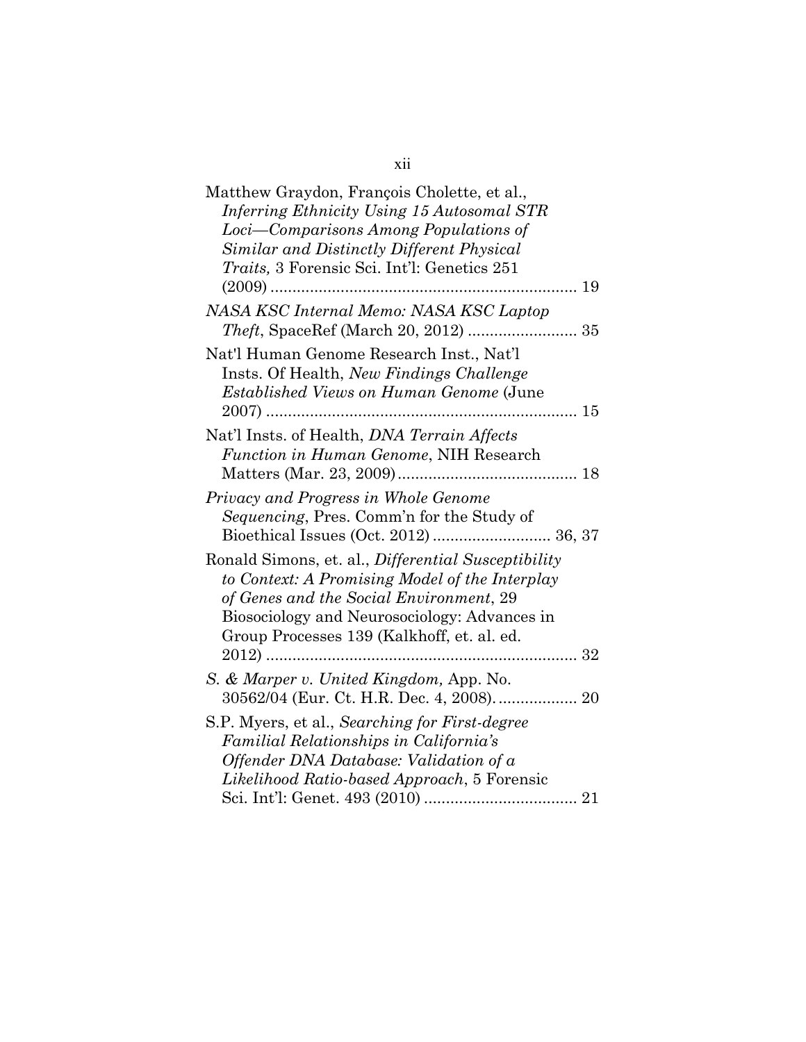Matthew Graydon, François Cholette, et al., *Inferring Ethnicity Using 15 Autosomal STR Loci—Comparisons Among Populations of Similar and Distinctly Different Physical Traits,* 3 Forensic Sci. Int'l: Genetics 251 (2009) ...................................................................... 19

*NASA KSC Internal Memo: NASA KSC Laptop Theft*, SpaceRef (March 20, 2012) ......................... 35

Nat'l Human Genome Research Inst., Nat'l Insts. Of Health, *New Findings Challenge Established Views on Human Genome* (June 2007) ....................................................................... 15

Nat'l Insts. of Health, *DNA Terrain Affects Function in Human Genome*, NIH Research Matters (Mar. 23, 2009) ......................................... 18

*Privacy and Progress in Whole Genome Sequencing*, Pres. Comm'n for the Study of Bioethical Issues (Oct. 2012) ........................... 36, 37

Ronald Simons, et. al., *Differential Susceptibility to Context: A Promising Model of the Interplay of Genes and the Social Environment*, 29 Biosociology and Neurosociology: Advances in Group Processes 139 (Kalkhoff, et. al. ed. 2012) ....................................................................... 32

*S. & Marper v. United Kingdom,* App. No. 30562/04 (Eur. Ct. H.R. Dec. 4, 2008). .................. 20

S.P. Myers, et al., *Searching for First-degree Familial Relationships in California's Offender DNA Database: Validation of a Likelihood Ratio-based Approach*, 5 Forensic Sci. Int'l: Genet. 493 (2010) .................................. 21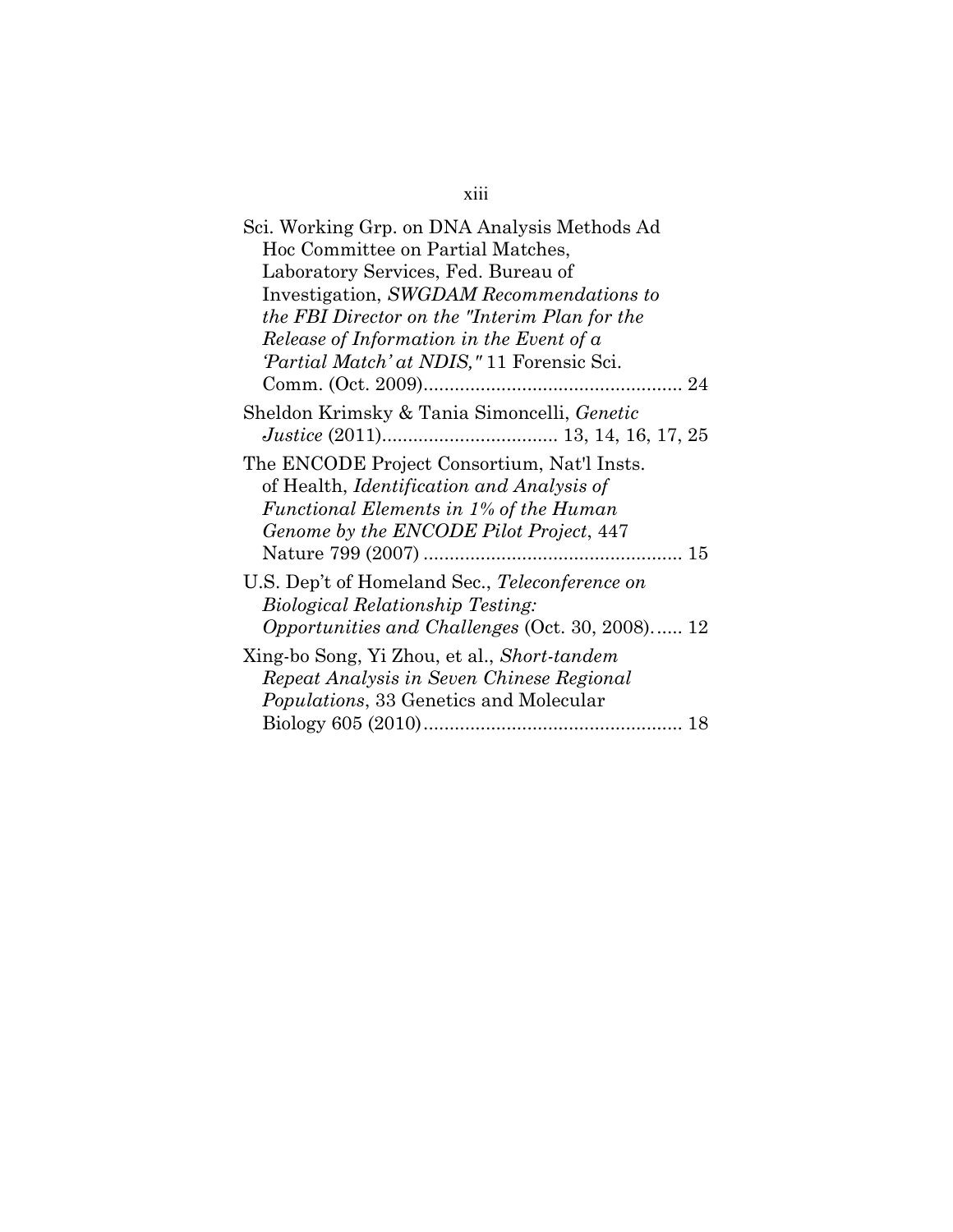Sci. Working Grp. on DNA Analysis Methods Ad Hoc Committee on Partial Matches, Laboratory Services, Fed. Bureau of Investigation, *SWGDAM Recommendations to the FBI Director on the "Interim Plan for the Release of Information in the Event of a 'Partial Match' at NDIS,"* 11 Forensic Sci. Comm. (Oct. 2009)................................................. 24

Sheldon Krimsky & Tania Simoncelli, *Genetic Justice* (2011)................................. 13, 14, 16, 17, 25

The ENCODE Project Consortium, Nat'l Insts. of Health, *Identification and Analysis of Functional Elements in 1% of the Human Genome by the ENCODE Pilot Project*, 447 Nature 799 (2007) ................................................. 15

U.S. Dep't of Homeland Sec., *Teleconference on Biological Relationship Testing: Opportunities and Challenges* (Oct. 30, 2008)...... 12

Xing-bo Song, Yi Zhou, et al., *Short-tandem Repeat Analysis in Seven Chinese Regional Populations*, 33 Genetics and Molecular Biology 605 (2010)................................................. 18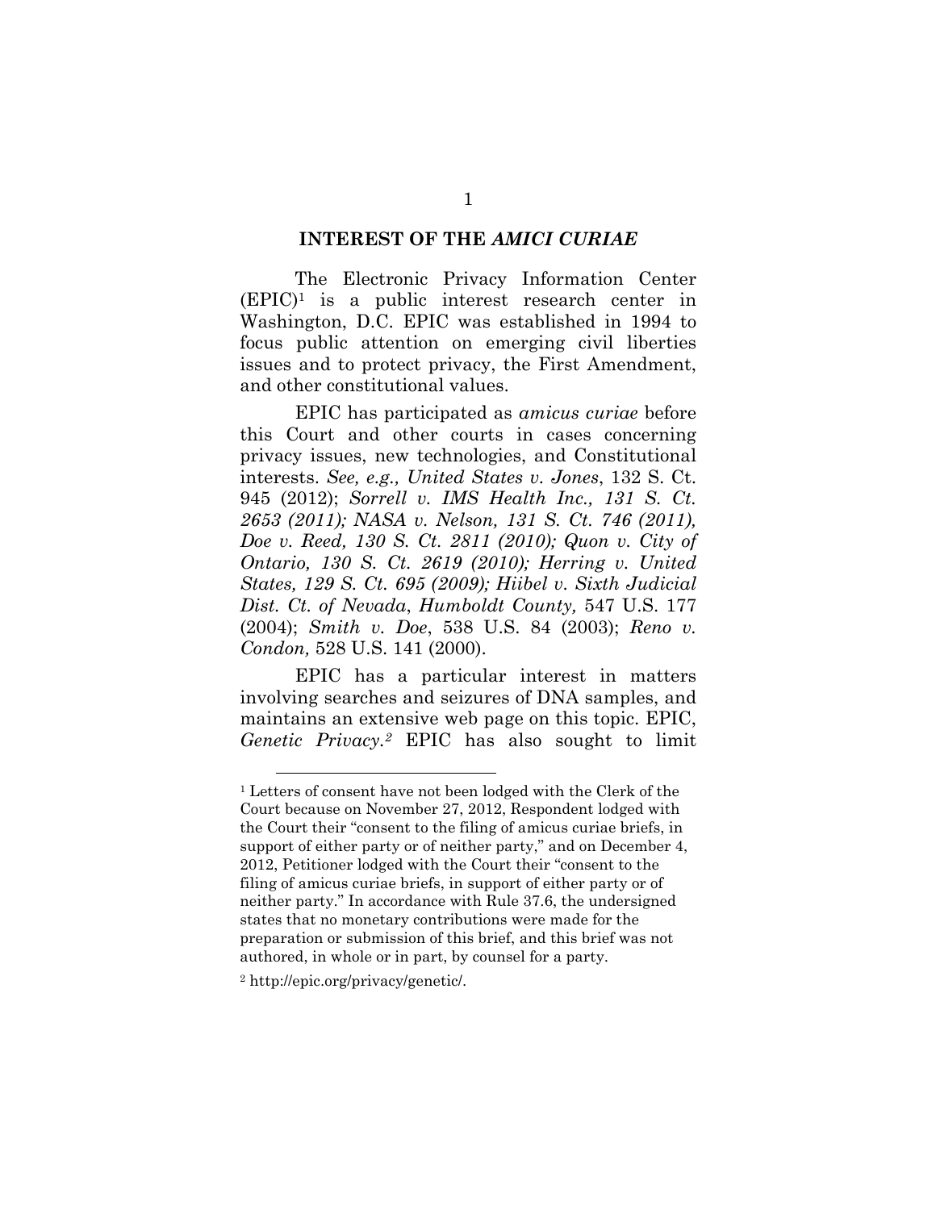## INTEREST OF THE *AMICI CURIAE*

The Electronic Privacy Information Center (EPIC)[1] is a public interest research center in Washington, D.C. EPIC was established in 1994 to focus public attention on emerging civil liberties issues and to protect privacy, the First Amendment, and other constitutional values.

EPIC has participated as *amicus curiae* before this Court and other courts in cases concerning privacy issues, new technologies, and Constitutional interests. *See, e.g., United States v. Jones*, 132 S. Ct. 945 (2012); *Sorrell v. IMS Health Inc., 131 S. Ct. 2653 (2011); NASA v. Nelson, 131 S. Ct. 746 (2011), Doe v. Reed, 130 S. Ct. 2811 (2010); Quon v. City of Ontario, 130 S. Ct. 2619 (2010); Herring v. United States, 129 S. Ct. 695 (2009); Hiibel v. Sixth Judicial Dist. Ct. of Nevada*, *Humboldt County,* 547 U.S. 177 (2004); *Smith v. Doe*, 538 U.S. 84 (2003); *Reno v. Condon,* 528 U.S. 141 (2000).

EPIC has a particular interest in matters involving searches and seizures of DNA samples, and maintains an extensive web page on this topic. EPIC, *Genetic Privacy.*[2] EPIC has also sought to limit

---

[1] Letters of consent have not been lodged with the Clerk of the Court because on November 27, 2012, Respondent lodged with the Court their "consent to the filing of amicus curiae briefs, in support of either party or of neither party," and on December 4, 2012, Petitioner lodged with the Court their "consent to the filing of amicus curiae briefs, in support of either party or of neither party." In accordance with Rule 37.6, the undersigned states that no monetary contributions were made for the preparation or submission of this brief, and this brief was not authored, in whole or in part, by counsel for a party.

[2] http://epic.org/privacy/genetic/.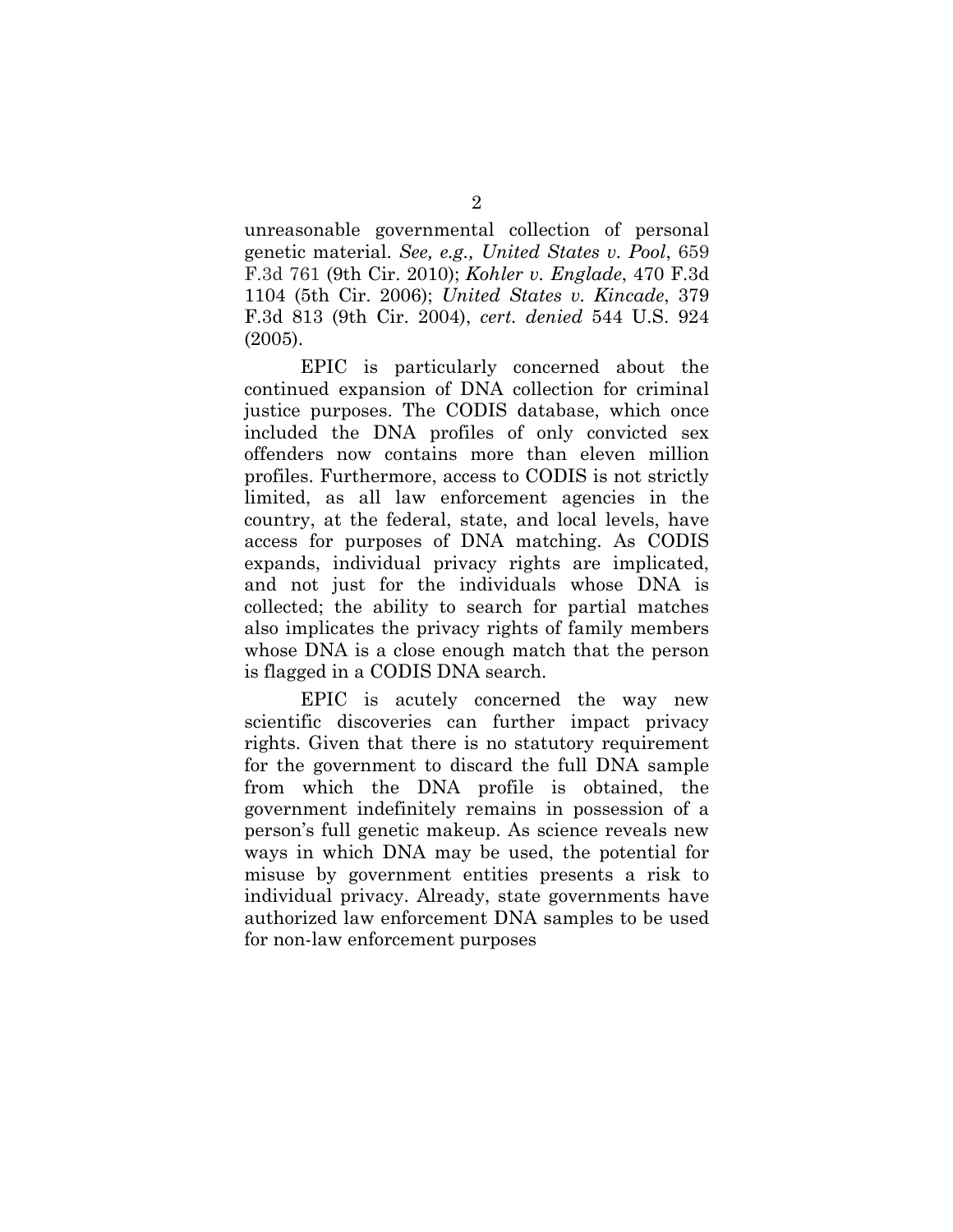unreasonable governmental collection of personal genetic material. *See, e.g., United States v. Pool*, 659 F.3d 761 (9th Cir. 2010); *Kohler v. Englade*, 470 F.3d 1104 (5th Cir. 2006); *United States v. Kincade*, 379 F.3d 813 (9th Cir. 2004), *cert. denied* 544 U.S. 924 (2005).

EPIC is particularly concerned about the continued expansion of DNA collection for criminal justice purposes. The CODIS database, which once included the DNA profiles of only convicted sex offenders now contains more than eleven million profiles. Furthermore, access to CODIS is not strictly limited, as all law enforcement agencies in the country, at the federal, state, and local levels, have access for purposes of DNA matching. As CODIS expands, individual privacy rights are implicated, and not just for the individuals whose DNA is collected; the ability to search for partial matches also implicates the privacy rights of family members whose DNA is a close enough match that the person is flagged in a CODIS DNA search.

EPIC is acutely concerned the way new scientific discoveries can further impact privacy rights. Given that there is no statutory requirement for the government to discard the full DNA sample from which the DNA profile is obtained, the government indefinitely remains in possession of a person's full genetic makeup. As science reveals new ways in which DNA may be used, the potential for misuse by government entities presents a risk to individual privacy. Already, state governments have authorized law enforcement DNA samples to be used for non-law enforcement purposes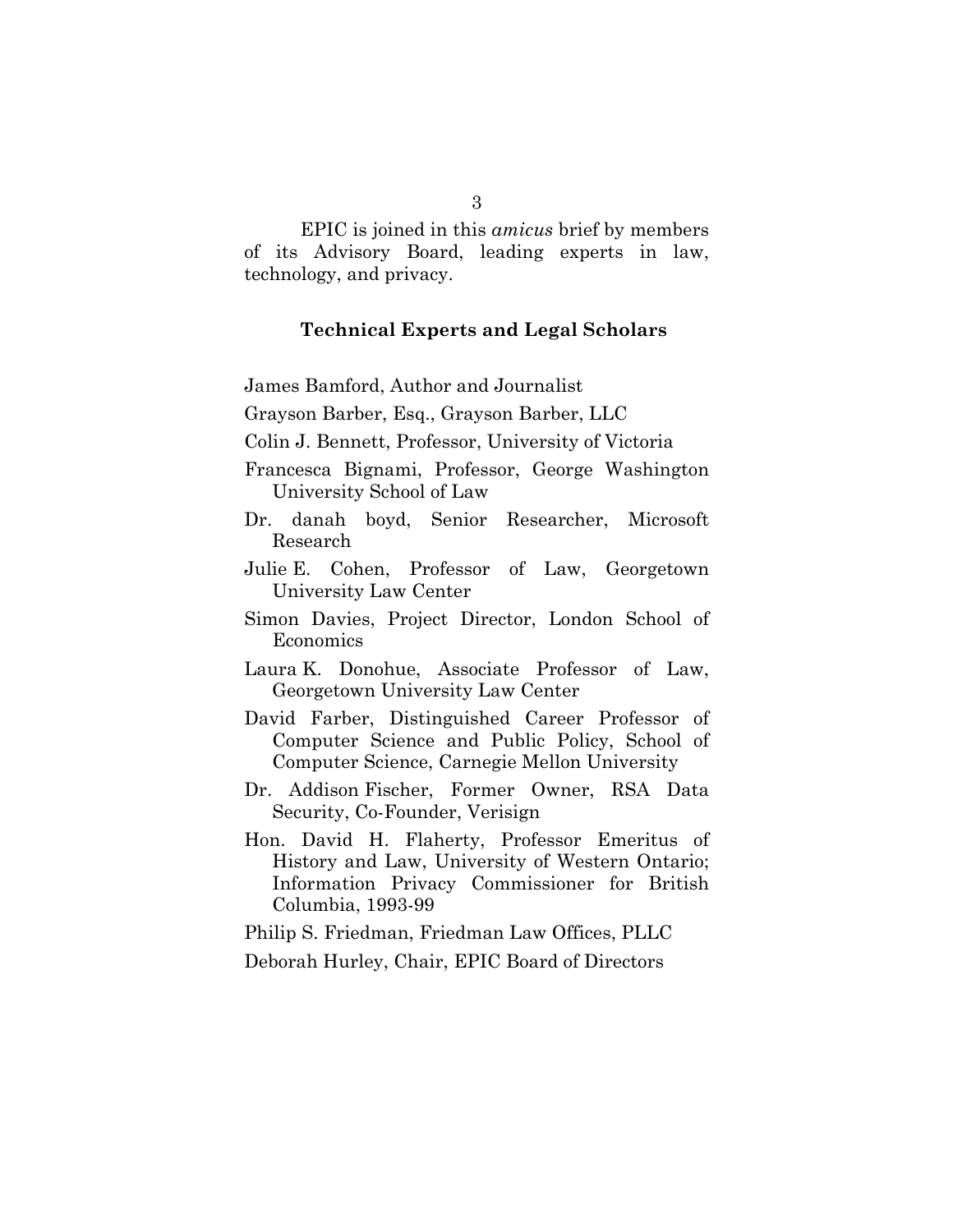EPIC is joined in this *amicus* brief by members of its Advisory Board, leading experts in law, technology, and privacy.

**Technical Experts and Legal Scholars**

James Bamford, Author and Journalist

Grayson Barber, Esq., Grayson Barber, LLC

Colin J. Bennett, Professor, University of Victoria

Francesca Bignami, Professor, George Washington University School of Law

Dr. danah boyd, Senior Researcher, Microsoft Research

Julie E. Cohen, Professor of Law, Georgetown University Law Center

Simon Davies, Project Director, London School of Economics

Laura K. Donohue, Associate Professor of Law, Georgetown University Law Center

David Farber, Distinguished Career Professor of Computer Science and Public Policy, School of Computer Science, Carnegie Mellon University

Dr. Addison Fischer, Former Owner, RSA Data Security, Co-Founder, Verisign

Hon. David H. Flaherty, Professor Emeritus of History and Law, University of Western Ontario; Information Privacy Commissioner for British Columbia, 1993-99

Philip S. Friedman, Friedman Law Offices, PLLC

Deborah Hurley, Chair, EPIC Board of Directors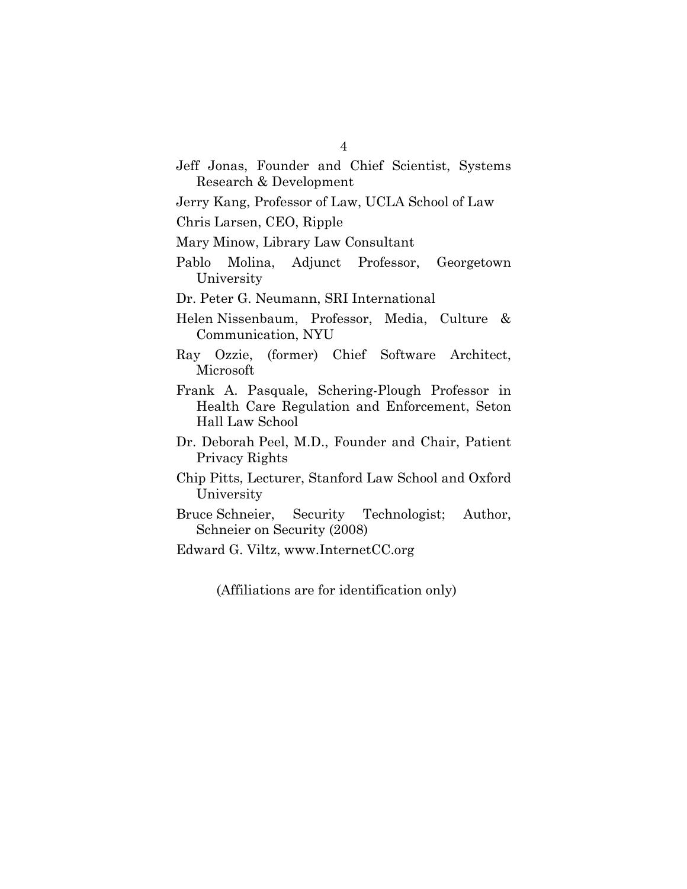Jeff Jonas, Founder and Chief Scientist, Systems Research & Development

Jerry Kang, Professor of Law, UCLA School of Law

Chris Larsen, CEO, Ripple

Mary Minow, Library Law Consultant

Pablo Molina, Adjunct Professor, Georgetown University

Dr. Peter G. Neumann, SRI International

Helen Nissenbaum, Professor, Media, Culture & Communication, NYU

Ray Ozzie, (former) Chief Software Architect, Microsoft

Frank A. Pasquale, Schering-Plough Professor in Health Care Regulation and Enforcement, Seton Hall Law School

Dr. Deborah Peel, M.D., Founder and Chair, Patient Privacy Rights

Chip Pitts, Lecturer, Stanford Law School and Oxford University

Bruce Schneier, Security Technologist; Author, Schneier on Security (2008)

Edward G. Viltz, www.InternetCC.org

(Affiliations are for identification only)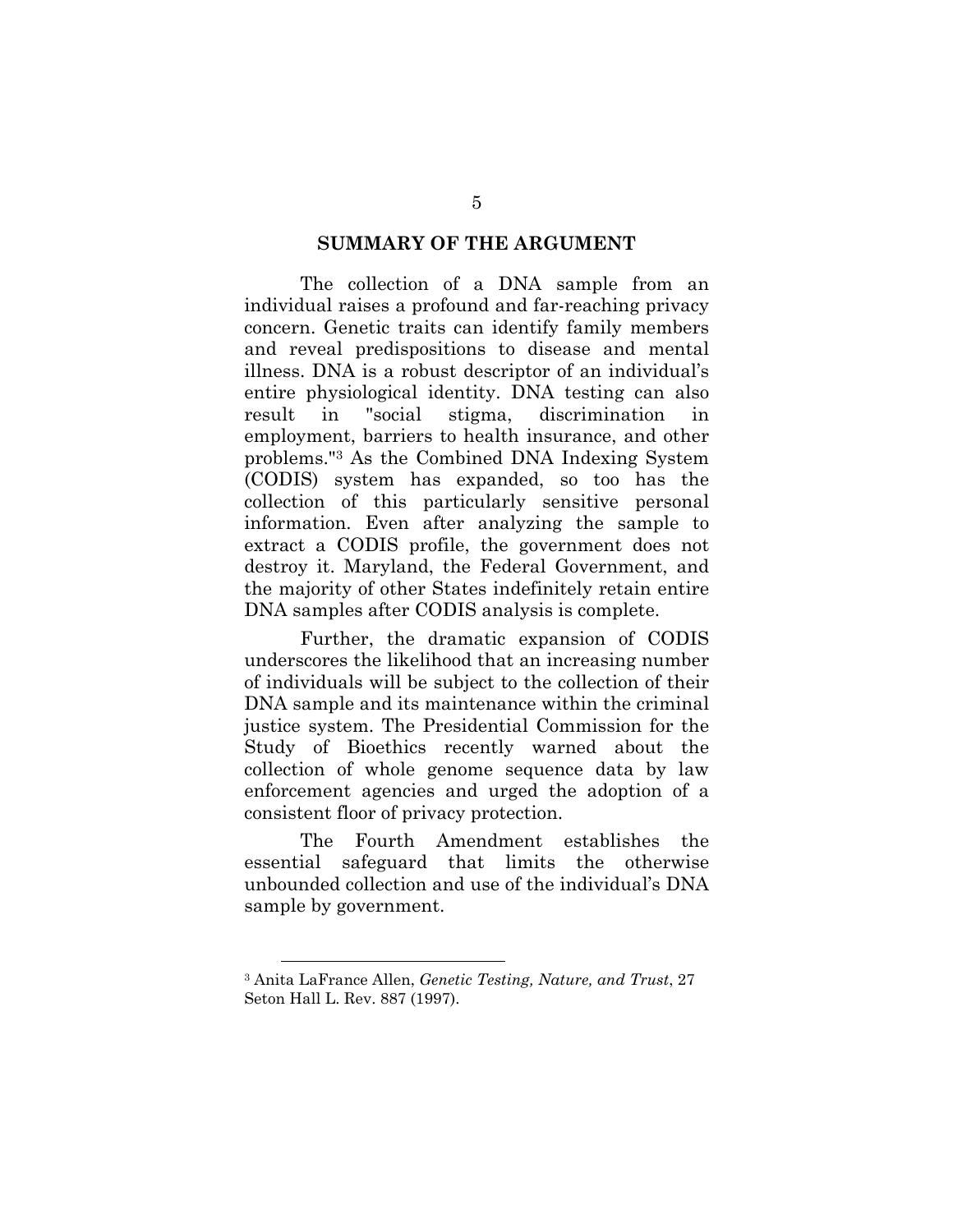## SUMMARY OF THE ARGUMENT

The collection of a DNA sample from an individual raises a profound and far-reaching privacy concern. Genetic traits can identify family members and reveal predispositions to disease and mental illness. DNA is a robust descriptor of an individual's entire physiological identity. DNA testing can also result in "social stigma, discrimination in employment, barriers to health insurance, and other problems."[3] As the Combined DNA Indexing System (CODIS) system has expanded, so too has the collection of this particularly sensitive personal information. Even after analyzing the sample to extract a CODIS profile, the government does not destroy it. Maryland, the Federal Government, and the majority of other States indefinitely retain entire DNA samples after CODIS analysis is complete.

Further, the dramatic expansion of CODIS underscores the likelihood that an increasing number of individuals will be subject to the collection of their DNA sample and its maintenance within the criminal justice system. The Presidential Commission for the Study of Bioethics recently warned about the collection of whole genome sequence data by law enforcement agencies and urged the adoption of a consistent floor of privacy protection.

The Fourth Amendment establishes the essential safeguard that limits the otherwise unbounded collection and use of the individual's DNA sample by government.

---

[3] Anita LaFrance Allen, *Genetic Testing, Nature, and Trust*, 27 Seton Hall L. Rev. 887 (1997).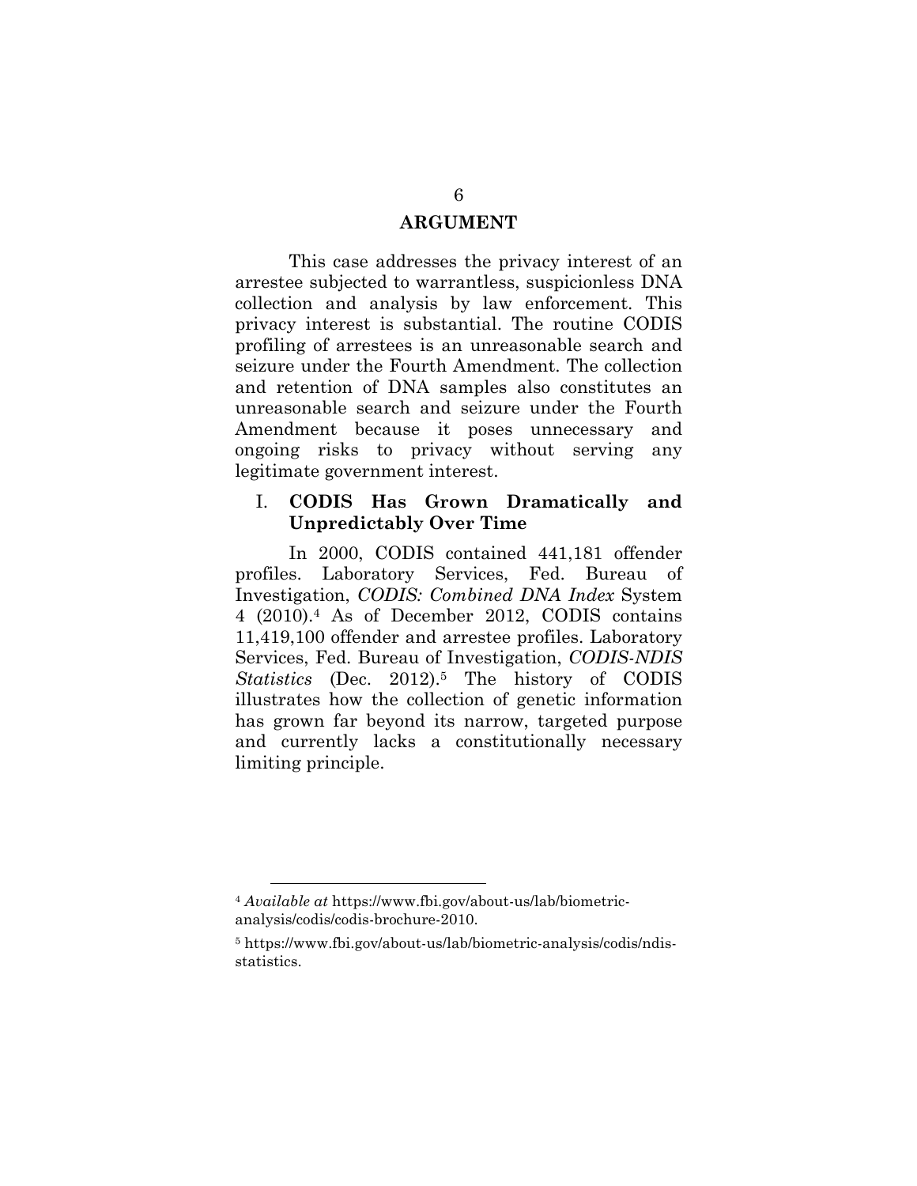## ARGUMENT

This case addresses the privacy interest of an arrestee subjected to warrantless, suspicionless DNA collection and analysis by law enforcement. This privacy interest is substantial. The routine CODIS profiling of arrestees is an unreasonable search and seizure under the Fourth Amendment. The collection and retention of DNA samples also constitutes an unreasonable search and seizure under the Fourth Amendment because it poses unnecessary and ongoing risks to privacy without serving any legitimate government interest.

### I. CODIS Has Grown Dramatically and Unpredictably Over Time

In 2000, CODIS contained 441,181 offender profiles. Laboratory Services, Fed. Bureau of Investigation, *CODIS: Combined DNA Index* System 4 (2010).[4] As of December 2012, CODIS contains 11,419,100 offender and arrestee profiles. Laboratory Services, Fed. Bureau of Investigation, *CODIS-NDIS Statistics* (Dec. 2012).[5] The history of CODIS illustrates how the collection of genetic information has grown far beyond its narrow, targeted purpose and currently lacks a constitutionally necessary limiting principle.

---

[4] *Available at* https://www.fbi.gov/about-us/lab/biometric-analysis/codis/codis-brochure-2010.

[5] https://www.fbi.gov/about-us/lab/biometric-analysis/codis/ndis-statistics.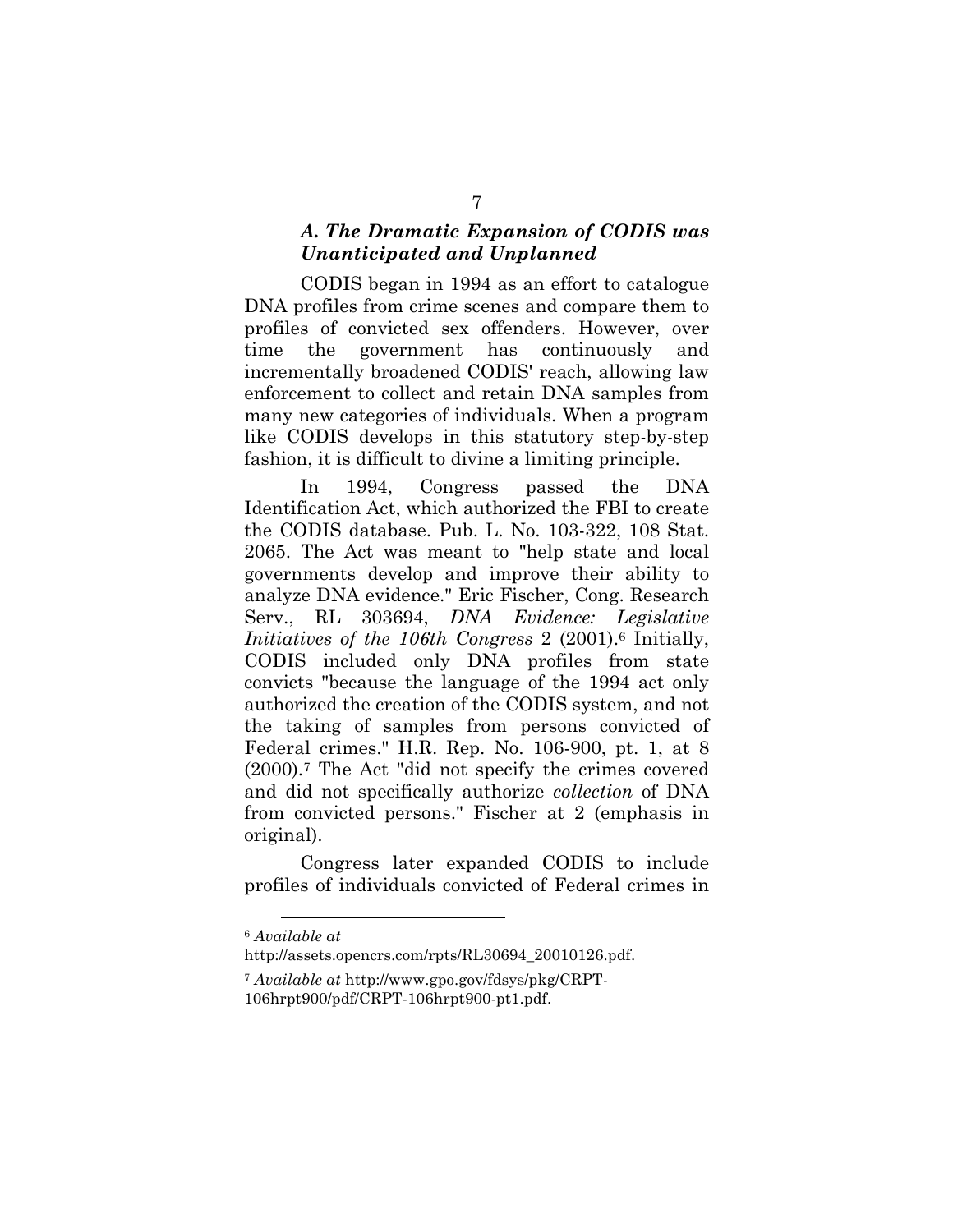### *A. The Dramatic Expansion of CODIS was Unanticipated and Unplanned*

CODIS began in 1994 as an effort to catalogue DNA profiles from crime scenes and compare them to profiles of convicted sex offenders. However, over time the government has continuously and incrementally broadened CODIS' reach, allowing law enforcement to collect and retain DNA samples from many new categories of individuals. When a program like CODIS develops in this statutory step-by-step fashion, it is difficult to divine a limiting principle.

In 1994, Congress passed the DNA Identification Act, which authorized the FBI to create the CODIS database. Pub. L. No. 103-322, 108 Stat. 2065. The Act was meant to "help state and local governments develop and improve their ability to analyze DNA evidence." Eric Fischer, Cong. Research Serv., RL 303694, *DNA Evidence: Legislative Initiatives of the 106th Congress* 2 (2001).[6] Initially, CODIS included only DNA profiles from state convicts "because the language of the 1994 act only authorized the creation of the CODIS system, and not the taking of samples from persons convicted of Federal crimes." H.R. Rep. No. 106-900, pt. 1, at 8 (2000).[7] The Act "did not specify the crimes covered and did not specifically authorize *collection* of DNA from convicted persons." Fischer at 2 (emphasis in original).

Congress later expanded CODIS to include profiles of individuals convicted of Federal crimes in

---

[6] *Available at* http://assets.opencrs.com/rpts/RL30694_20010126.pdf.

[7] *Available at* http://www.gpo.gov/fdsys/pkg/CRPT-106hrpt900/pdf/CRPT-106hrpt900-pt1.pdf.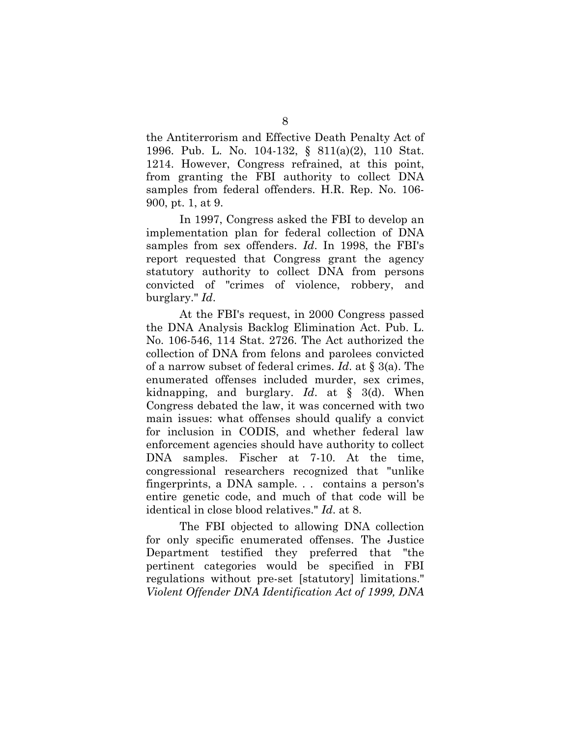the Antiterrorism and Effective Death Penalty Act of 1996. Pub. L. No. 104-132, § 811(a)(2), 110 Stat. 1214. However, Congress refrained, at this point, from granting the FBI authority to collect DNA samples from federal offenders. H.R. Rep. No. 106-900, pt. 1, at 9.

In 1997, Congress asked the FBI to develop an implementation plan for federal collection of DNA samples from sex offenders. *Id*. In 1998, the FBI's report requested that Congress grant the agency statutory authority to collect DNA from persons convicted of "crimes of violence, robbery, and burglary." *Id*.

At the FBI's request, in 2000 Congress passed the DNA Analysis Backlog Elimination Act. Pub. L. No. 106-546, 114 Stat. 2726. The Act authorized the collection of DNA from felons and parolees convicted of a narrow subset of federal crimes. *Id*. at § 3(a). The enumerated offenses included murder, sex crimes, kidnapping, and burglary. *Id*. at § 3(d). When Congress debated the law, it was concerned with two main issues: what offenses should qualify a convict for inclusion in CODIS, and whether federal law enforcement agencies should have authority to collect DNA samples. Fischer at 7-10. At the time, congressional researchers recognized that "unlike fingerprints, a DNA sample. . . contains a person's entire genetic code, and much of that code will be identical in close blood relatives." *Id*. at 8.

The FBI objected to allowing DNA collection for only specific enumerated offenses. The Justice Department testified they preferred that "the pertinent categories would be specified in FBI regulations without pre-set [statutory] limitations." *Violent Offender DNA Identification Act of 1999, DNA*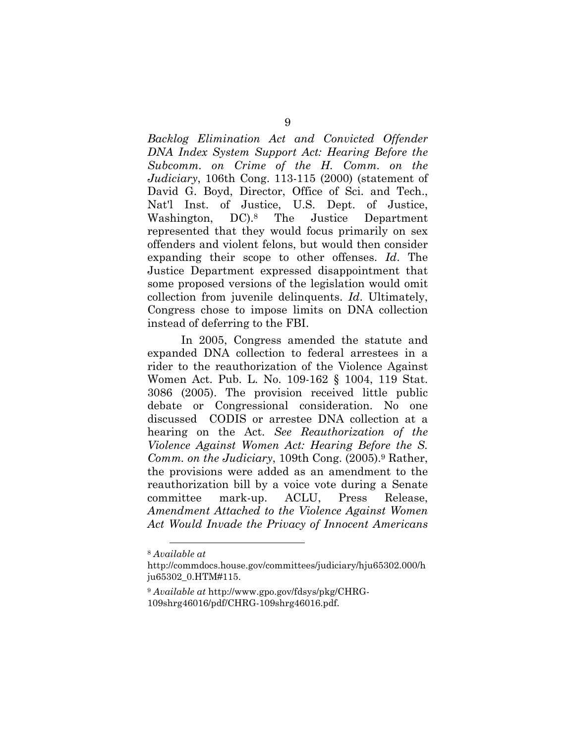*Backlog Elimination Act and Convicted Offender DNA Index System Support Act: Hearing Before the Subcomm. on Crime of the H. Comm. on the Judiciary*, 106th Cong. 113-115 (2000) (statement of David G. Boyd, Director, Office of Sci. and Tech., Nat'l Inst. of Justice, U.S. Dept. of Justice, Washington, DC).[8] The Justice Department represented that they would focus primarily on sex offenders and violent felons, but would then consider expanding their scope to other offenses. *Id*. The Justice Department expressed disappointment that some proposed versions of the legislation would omit collection from juvenile delinquents. *Id*. Ultimately, Congress chose to impose limits on DNA collection instead of deferring to the FBI.

In 2005, Congress amended the statute and expanded DNA collection to federal arrestees in a rider to the reauthorization of the Violence Against Women Act. Pub. L. No. 109-162 § 1004, 119 Stat. 3086 (2005). The provision received little public debate or Congressional consideration. No one discussed CODIS or arrestee DNA collection at a hearing on the Act. *See Reauthorization of the Violence Against Women Act: Hearing Before the S. Comm. on the Judiciary*, 109th Cong. (2005).[9] Rather, the provisions were added as an amendment to the reauthorization bill by a voice vote during a Senate committee mark-up. ACLU, Press Release, *Amendment Attached to the Violence Against Women Act Would Invade the Privacy of Innocent Americans*

---

[8] *Available at* http://commdocs.house.gov/committees/judiciary/hju65302.000/hju65302_0.HTM#115.

[9] *Available at* http://www.gpo.gov/fdsys/pkg/CHRG-109shrg46016/pdf/CHRG-109shrg46016.pdf.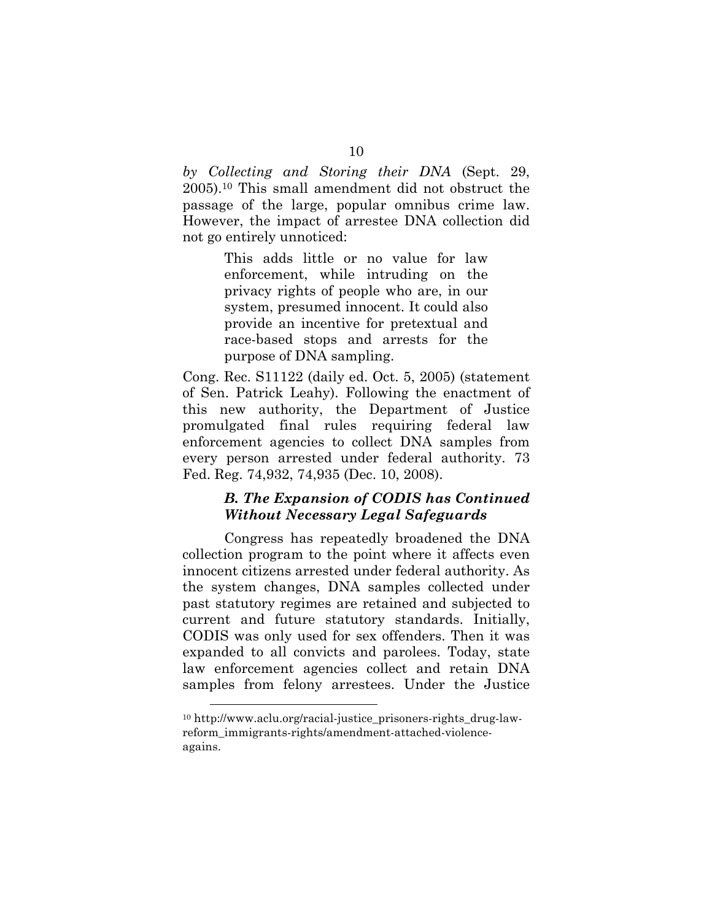*by Collecting and Storing their DNA* (Sept. 29, 2005).[10] This small amendment did not obstruct the passage of the large, popular omnibus crime law. However, the impact of arrestee DNA collection did not go entirely unnoticed:

> This adds little or no value for law enforcement, while intruding on the privacy rights of people who are, in our system, presumed innocent. It could also provide an incentive for pretextual and race-based stops and arrests for the purpose of DNA sampling.

Cong. Rec. S11122 (daily ed. Oct. 5, 2005) (statement of Sen. Patrick Leahy). Following the enactment of this new authority, the Department of Justice promulgated final rules requiring federal law enforcement agencies to collect DNA samples from every person arrested under federal authority. 73 Fed. Reg. 74,932, 74,935 (Dec. 10, 2008).

### *B. The Expansion of CODIS has Continued Without Necessary Legal Safeguards*

Congress has repeatedly broadened the DNA collection program to the point where it affects even innocent citizens arrested under federal authority. As the system changes, DNA samples collected under past statutory regimes are retained and subjected to current and future statutory standards. Initially, CODIS was only used for sex offenders. Then it was expanded to all convicts and parolees. Today, state law enforcement agencies collect and retain DNA samples from felony arrestees. Under the Justice

---

[10] http://www.aclu.org/racial-justice_prisoners-rights_drug-law-reform_immigrants-rights/amendment-attached-violence-agains.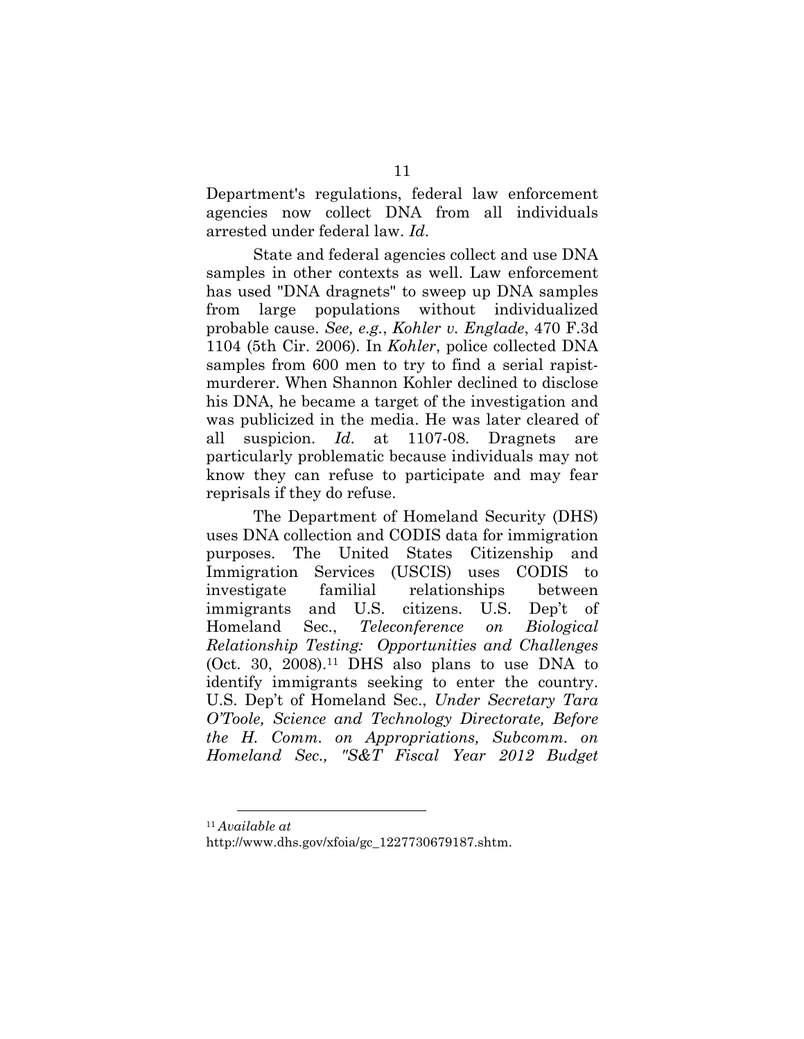Department's regulations, federal law enforcement agencies now collect DNA from all individuals arrested under federal law. *Id*.

State and federal agencies collect and use DNA samples in other contexts as well. Law enforcement has used "DNA dragnets" to sweep up DNA samples from large populations without individualized probable cause. *See, e.g.*, *Kohler v. Englade*, 470 F.3d 1104 (5th Cir. 2006). In *Kohler*, police collected DNA samples from 600 men to try to find a serial rapist-murderer. When Shannon Kohler declined to disclose his DNA, he became a target of the investigation and was publicized in the media. He was later cleared of all suspicion. *Id*. at 1107-08. Dragnets are particularly problematic because individuals may not know they can refuse to participate and may fear reprisals if they do refuse.

The Department of Homeland Security (DHS) uses DNA collection and CODIS data for immigration purposes. The United States Citizenship and Immigration Services (USCIS) uses CODIS to investigate familial relationships between immigrants and U.S. citizens. U.S. Dep't of Homeland Sec., *Teleconference on Biological Relationship Testing: Opportunities and Challenges* (Oct. 30, 2008).[11] DHS also plans to use DNA to identify immigrants seeking to enter the country. U.S. Dep't of Homeland Sec., *Under Secretary Tara O'Toole, Science and Technology Directorate, Before the H. Comm. on Appropriations, Subcomm. on Homeland Sec., "S&T Fiscal Year 2012 Budget*

---

[11] *Available at* http://www.dhs.gov/xfoia/gc_1227730679187.shtm.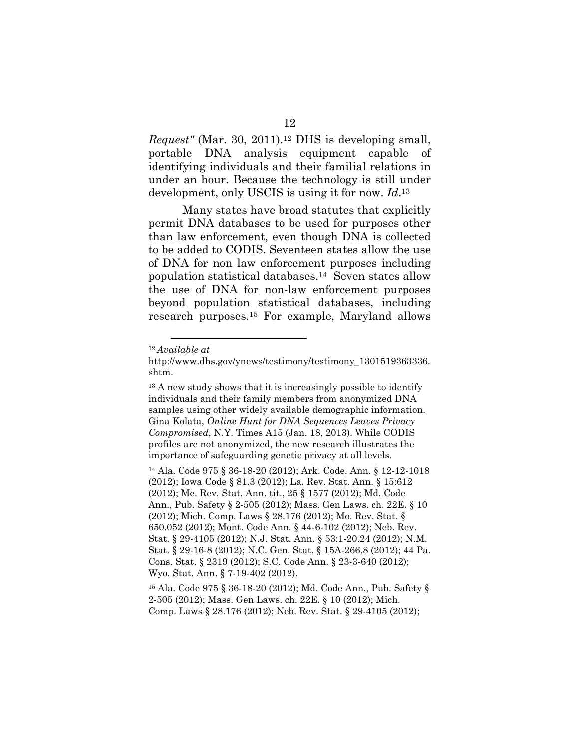*Request"* (Mar. 30, 2011).[12] DHS is developing small, portable DNA analysis equipment capable of identifying individuals and their familial relations in under an hour. Because the technology is still under development, only USCIS is using it for now. *Id*.[13]

Many states have broad statutes that explicitly permit DNA databases to be used for purposes other than law enforcement, even though DNA is collected to be added to CODIS. Seventeen states allow the use of DNA for non law enforcement purposes including population statistical databases.[14] Seven states allow the use of DNA for non-law enforcement purposes beyond population statistical databases, including research purposes.[15] For example, Maryland allows

---

[12] *Available at* http://www.dhs.gov/ynews/testimony/testimony_1301519363336.shtm.

[13] A new study shows that it is increasingly possible to identify individuals and their family members from anonymized DNA samples using other widely available demographic information. Gina Kolata, *Online Hunt for DNA Sequences Leaves Privacy Compromised*, N.Y. Times A15 (Jan. 18, 2013). While CODIS profiles are not anonymized, the new research illustrates the importance of safeguarding genetic privacy at all levels.

[14] Ala. Code 975 § 36-18-20 (2012); Ark. Code. Ann. § 12-12-1018 (2012); Iowa Code § 81.3 (2012); La. Rev. Stat. Ann. § 15:612 (2012); Me. Rev. Stat. Ann. tit., 25 § 1577 (2012); Md. Code Ann., Pub. Safety § 2-505 (2012); Mass. Gen Laws. ch. 22E. § 10 (2012); Mich. Comp. Laws § 28.176 (2012); Mo. Rev. Stat. § 650.052 (2012); Mont. Code Ann. § 44-6-102 (2012); Neb. Rev. Stat. § 29-4105 (2012); N.J. Stat. Ann. § 53:1-20.24 (2012); N.M. Stat. § 29-16-8 (2012); N.C. Gen. Stat. § 15A-266.8 (2012); 44 Pa. Cons. Stat. § 2319 (2012); S.C. Code Ann. § 23-3-640 (2012); Wyo. Stat. Ann. § 7-19-402 (2012).

[15] Ala. Code 975 § 36-18-20 (2012); Md. Code Ann., Pub. Safety § 2-505 (2012); Mass. Gen Laws. ch. 22E. § 10 (2012); Mich. Comp. Laws § 28.176 (2012); Neb. Rev. Stat. § 29-4105 (2012);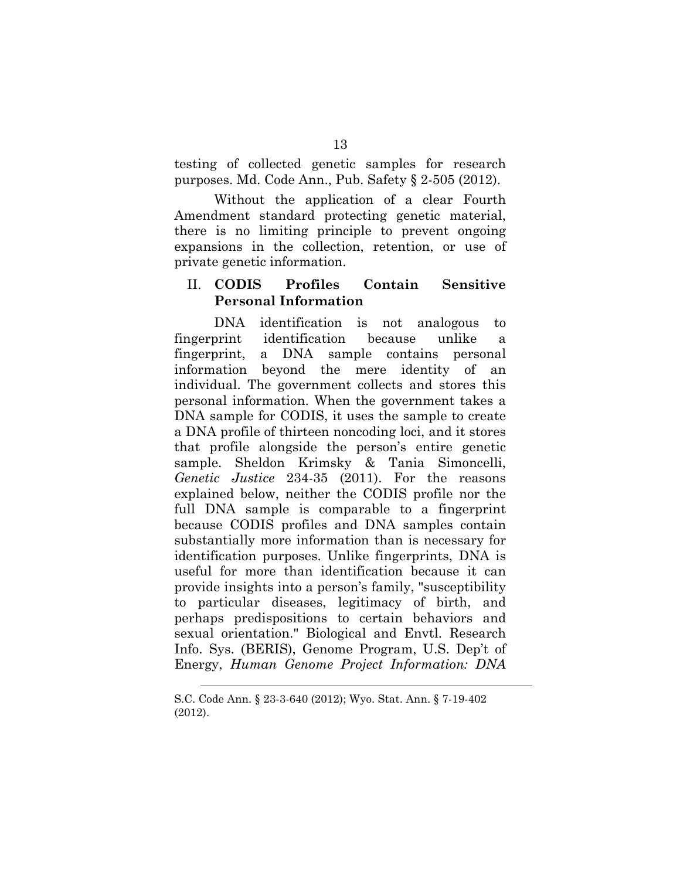testing of collected genetic samples for research purposes. Md. Code Ann., Pub. Safety § 2-505 (2012).

Without the application of a clear Fourth Amendment standard protecting genetic material, there is no limiting principle to prevent ongoing expansions in the collection, retention, or use of private genetic information.

## II. CODIS Profiles Contain Sensitive Personal Information

DNA identification is not analogous to fingerprint identification because unlike a fingerprint, a DNA sample contains personal information beyond the mere identity of an individual. The government collects and stores this personal information. When the government takes a DNA sample for CODIS, it uses the sample to create a DNA profile of thirteen noncoding loci, and it stores that profile alongside the person's entire genetic sample. Sheldon Krimsky & Tania Simoncelli, *Genetic Justice* 234-35 (2011). For the reasons explained below, neither the CODIS profile nor the full DNA sample is comparable to a fingerprint because CODIS profiles and DNA samples contain substantially more information than is necessary for identification purposes. Unlike fingerprints, DNA is useful for more than identification because it can provide insights into a person's family, "susceptibility to particular diseases, legitimacy of birth, and perhaps predispositions to certain behaviors and sexual orientation." Biological and Envtl. Research Info. Sys. (BERIS), Genome Program, U.S. Dep't of Energy, *Human Genome Project Information: DNA*

---

S.C. Code Ann. § 23-3-640 (2012); Wyo. Stat. Ann. § 7-19-402 (2012).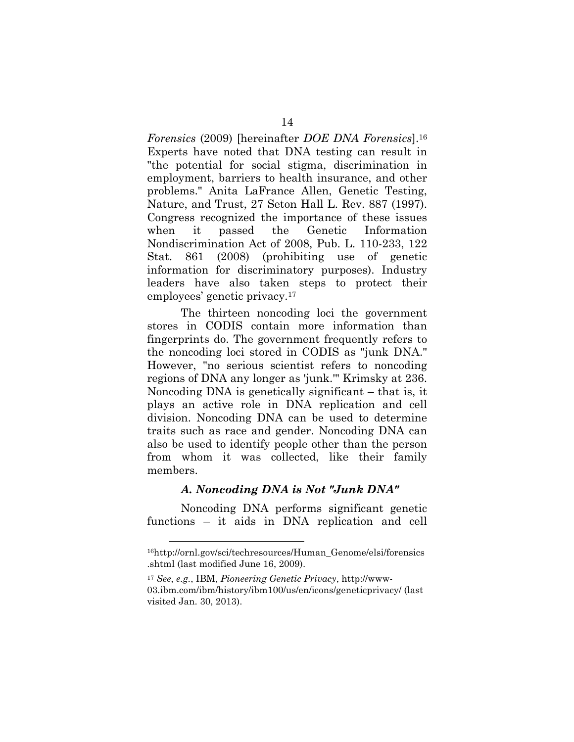*Forensics* (2009) [hereinafter *DOE DNA Forensics*].[16] Experts have noted that DNA testing can result in "the potential for social stigma, discrimination in employment, barriers to health insurance, and other problems." Anita LaFrance Allen, Genetic Testing, Nature, and Trust, 27 Seton Hall L. Rev. 887 (1997). Congress recognized the importance of these issues when it passed the Genetic Information Nondiscrimination Act of 2008, Pub. L. 110-233, 122 Stat. 861 (2008) (prohibiting use of genetic information for discriminatory purposes). Industry leaders have also taken steps to protect their employees' genetic privacy.[17]

The thirteen noncoding loci the government stores in CODIS contain more information than fingerprints do. The government frequently refers to the noncoding loci stored in CODIS as "junk DNA." However, "no serious scientist refers to noncoding regions of DNA any longer as 'junk.'" Krimsky at 236. Noncoding DNA is genetically significant – that is, it plays an active role in DNA replication and cell division. Noncoding DNA can be used to determine traits such as race and gender. Noncoding DNA can also be used to identify people other than the person from whom it was collected, like their family members.

### *A. Noncoding DNA is Not "Junk DNA"*

Noncoding DNA performs significant genetic functions – it aids in DNA replication and cell

---

[16] http://ornl.gov/sci/techresources/Human_Genome/elsi/forensics.shtml (last modified June 16, 2009).

[17] *See*, *e.g.*, IBM, *Pioneering Genetic Privacy*, http://www-03.ibm.com/ibm/history/ibm100/us/en/icons/geneticprivacy/ (last visited Jan. 30, 2013).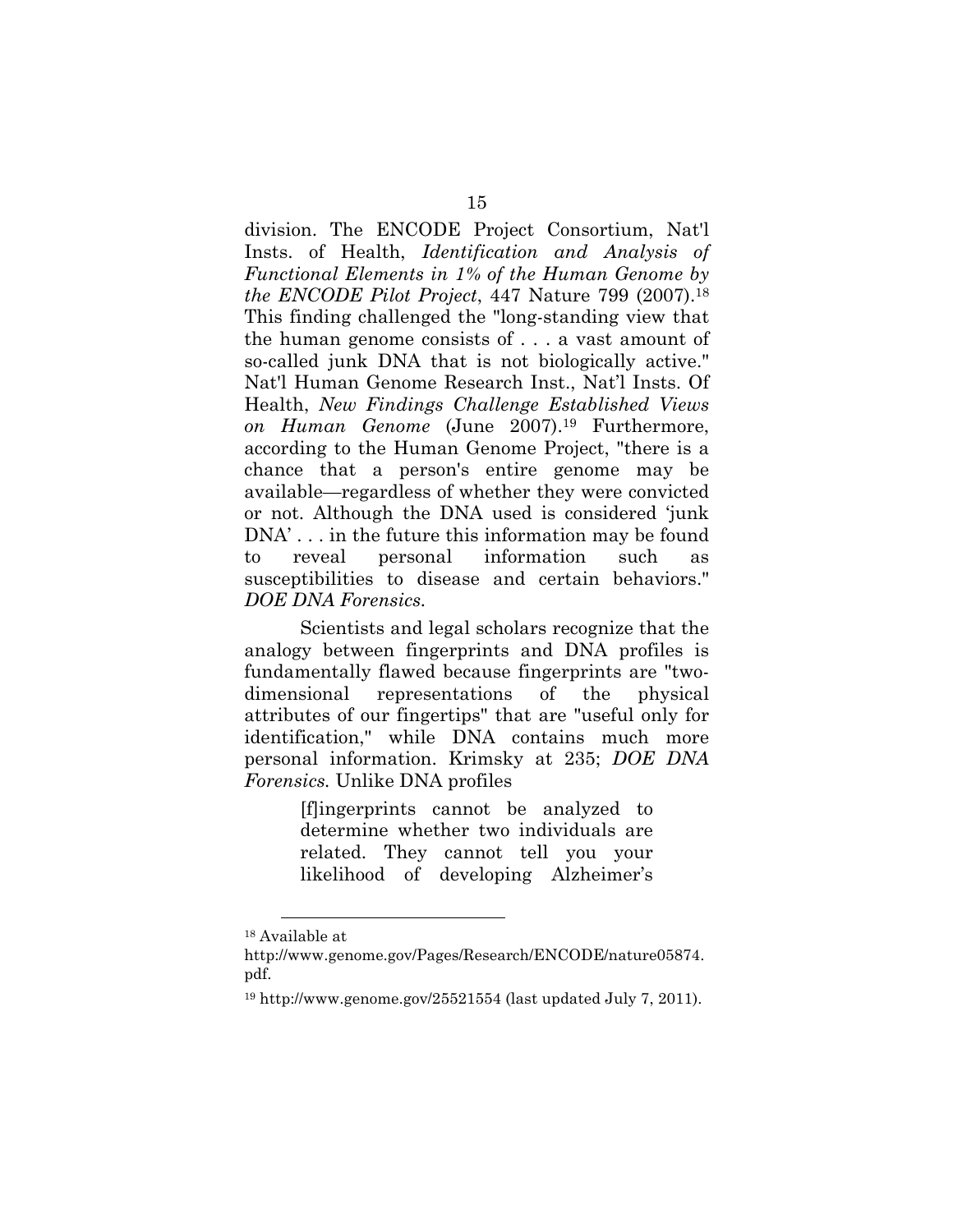division. The ENCODE Project Consortium, Nat'l Insts. of Health, *Identification and Analysis of Functional Elements in 1% of the Human Genome by the ENCODE Pilot Project*, 447 Nature 799 (2007).[18] This finding challenged the "long-standing view that the human genome consists of . . . a vast amount of so-called junk DNA that is not biologically active." Nat'l Human Genome Research Inst., Nat'l Insts. Of Health, *New Findings Challenge Established Views on Human Genome* (June 2007).[19] Furthermore, according to the Human Genome Project, "there is a chance that a person's entire genome may be available—regardless of whether they were convicted or not. Although the DNA used is considered 'junk DNA' . . . in the future this information may be found to reveal personal information such as susceptibilities to disease and certain behaviors." *DOE DNA Forensics*.

Scientists and legal scholars recognize that the analogy between fingerprints and DNA profiles is fundamentally flawed because fingerprints are "two-dimensional representations of the physical attributes of our fingertips" that are "useful only for identification," while DNA contains much more personal information. Krimsky at 235; *DOE DNA Forensics.* Unlike DNA profiles

> [f]ingerprints cannot be analyzed to determine whether two individuals are related. They cannot tell you your likelihood of developing Alzheimer's

---

[18] Available at http://www.genome.gov/Pages/Research/ENCODE/nature05874.pdf.

[19] http://www.genome.gov/25521554 (last updated July 7, 2011).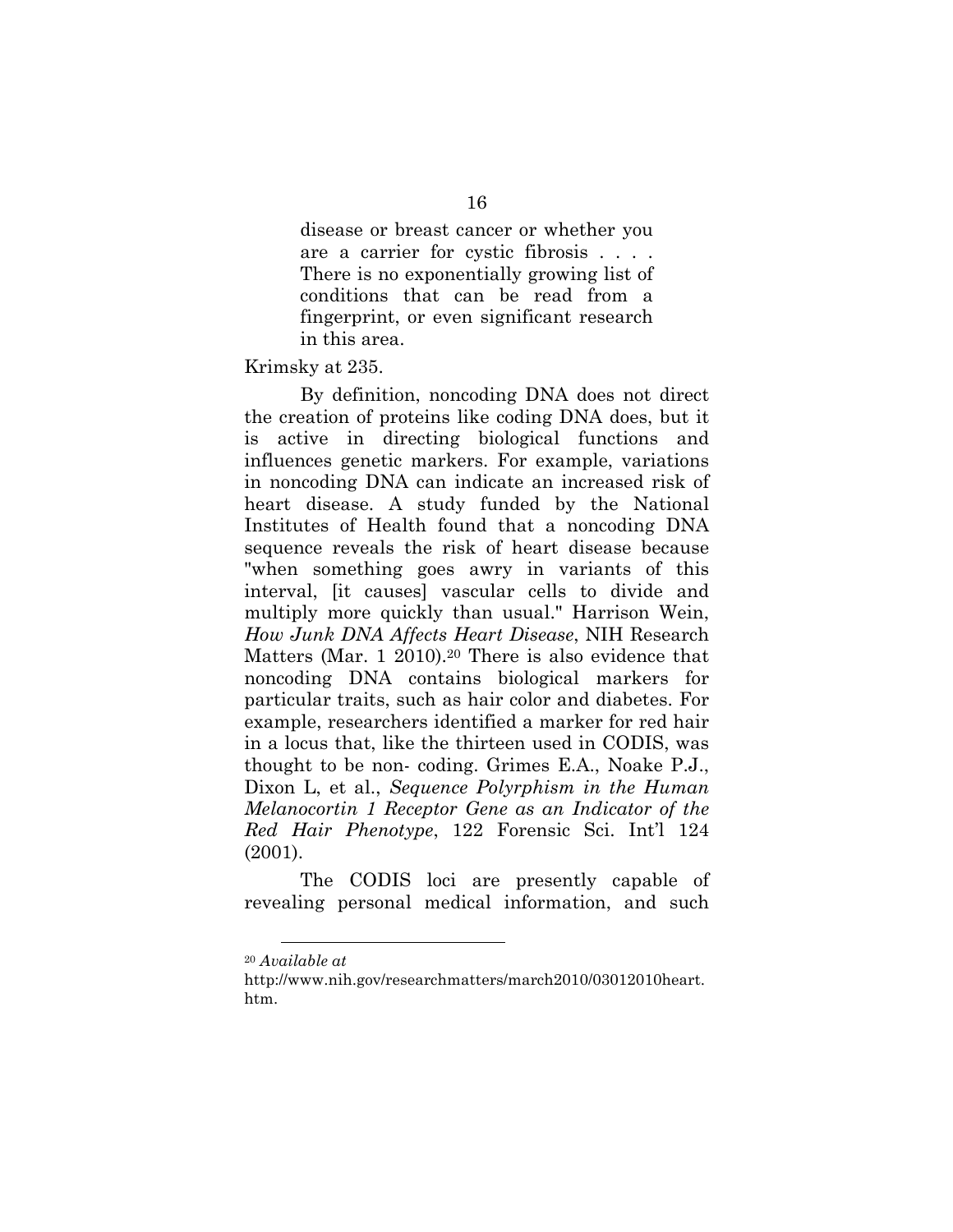> disease or breast cancer or whether you are a carrier for cystic fibrosis . . . . There is no exponentially growing list of conditions that can be read from a fingerprint, or even significant research in this area.

Krimsky at 235.

By definition, noncoding DNA does not direct the creation of proteins like coding DNA does, but it is active in directing biological functions and influences genetic markers. For example, variations in noncoding DNA can indicate an increased risk of heart disease. A study funded by the National Institutes of Health found that a noncoding DNA sequence reveals the risk of heart disease because "when something goes awry in variants of this interval, [it causes] vascular cells to divide and multiply more quickly than usual." Harrison Wein, *How Junk DNA Affects Heart Disease*, NIH Research Matters (Mar. 1 2010).[20] There is also evidence that noncoding DNA contains biological markers for particular traits, such as hair color and diabetes. For example, researchers identified a marker for red hair in a locus that, like the thirteen used in CODIS, was thought to be non- coding. Grimes E.A., Noake P.J., Dixon L, et al., *Sequence Polyrphism in the Human Melanocortin 1 Receptor Gene as an Indicator of the Red Hair Phenotype*, 122 Forensic Sci. Int'l 124 (2001).

The CODIS loci are presently capable of revealing personal medical information, and such

---

[20] *Available at* http://www.nih.gov/researchmatters/march2010/03012010heart.htm.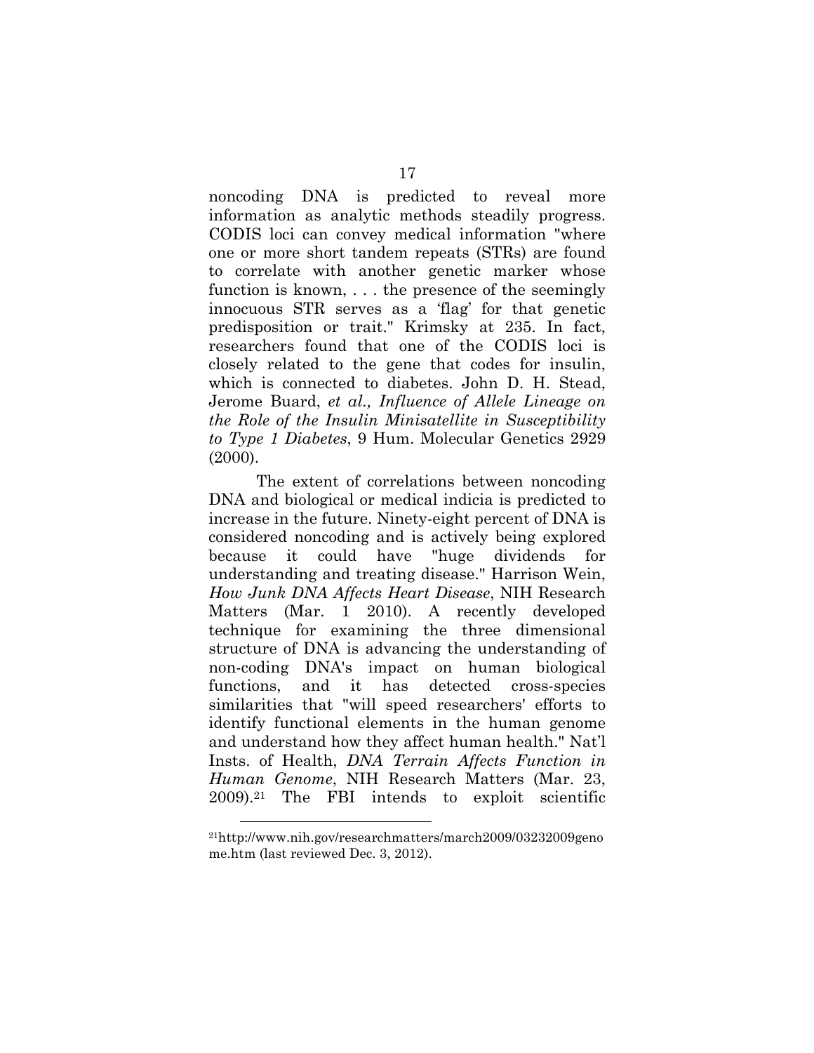noncoding DNA is predicted to reveal more information as analytic methods steadily progress. CODIS loci can convey medical information "where one or more short tandem repeats (STRs) are found to correlate with another genetic marker whose function is known, . . . the presence of the seemingly innocuous STR serves as a 'flag' for that genetic predisposition or trait." Krimsky at 235. In fact, researchers found that one of the CODIS loci is closely related to the gene that codes for insulin, which is connected to diabetes. John D. H. Stead, Jerome Buard, *et al., Influence of Allele Lineage on the Role of the Insulin Minisatellite in Susceptibility to Type 1 Diabetes*, 9 Hum. Molecular Genetics 2929 (2000).

The extent of correlations between noncoding DNA and biological or medical indicia is predicted to increase in the future. Ninety-eight percent of DNA is considered noncoding and is actively being explored because it could have "huge dividends for understanding and treating disease." Harrison Wein, *How Junk DNA Affects Heart Disease*, NIH Research Matters (Mar. 1 2010). A recently developed technique for examining the three dimensional structure of DNA is advancing the understanding of non-coding DNA's impact on human biological functions, and it has detected cross-species similarities that "will speed researchers' efforts to identify functional elements in the human genome and understand how they affect human health." Nat'l Insts. of Health, *DNA Terrain Affects Function in Human Genome*, NIH Research Matters (Mar. 23, 2009).[21] The FBI intends to exploit scientific

---

[21] http://www.nih.gov/researchmatters/march2009/03232009genome.htm (last reviewed Dec. 3, 2012).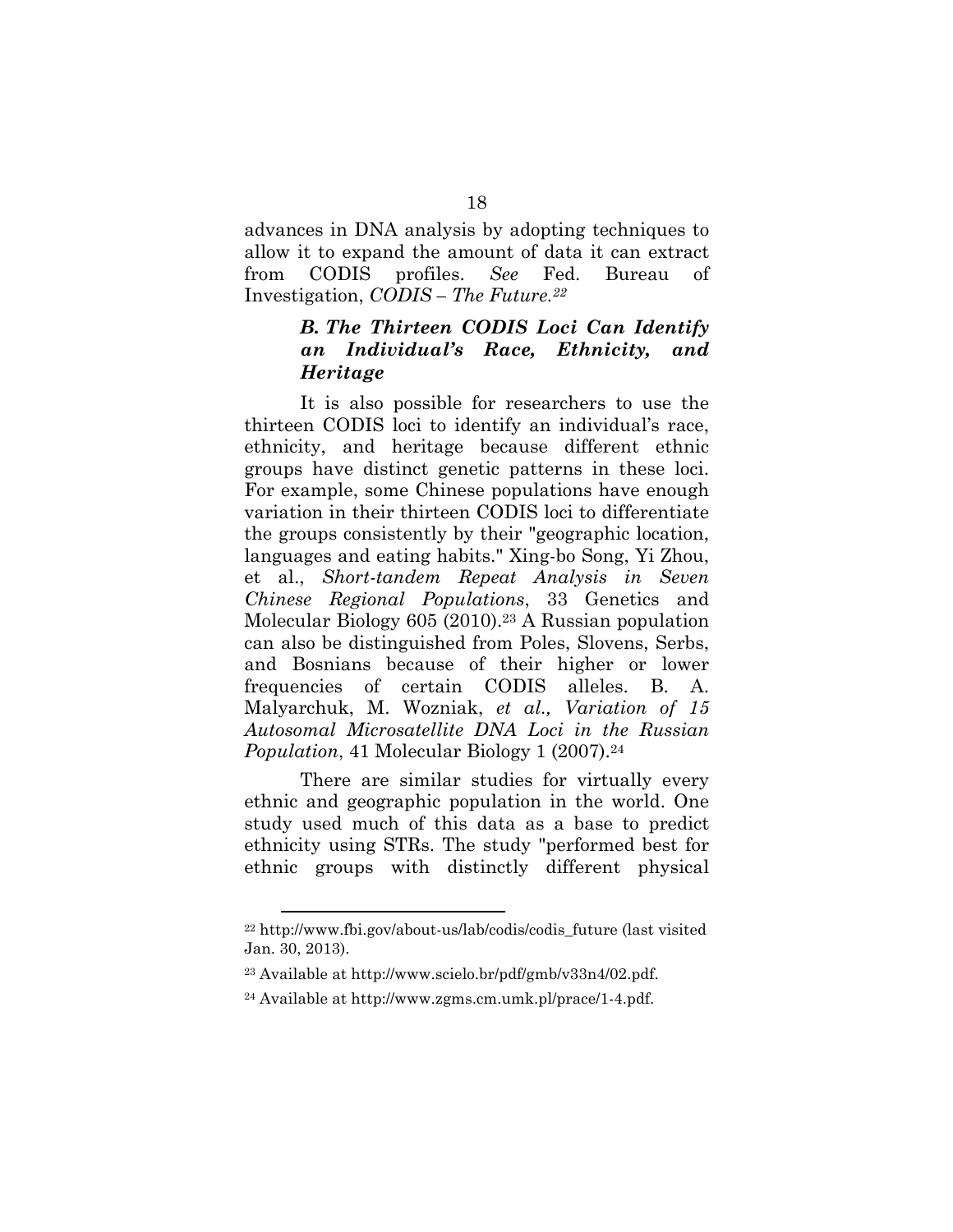advances in DNA analysis by adopting techniques to allow it to expand the amount of data it can extract from CODIS profiles. *See* Fed. Bureau of Investigation, *CODIS – The Future.*[22]

### *B. The Thirteen CODIS Loci Can Identify an Individual's Race, Ethnicity, and Heritage*

It is also possible for researchers to use the thirteen CODIS loci to identify an individual's race, ethnicity, and heritage because different ethnic groups have distinct genetic patterns in these loci. For example, some Chinese populations have enough variation in their thirteen CODIS loci to differentiate the groups consistently by their "geographic location, languages and eating habits." Xing-bo Song, Yi Zhou, et al., *Short-tandem Repeat Analysis in Seven Chinese Regional Populations*, 33 Genetics and Molecular Biology 605 (2010).[23] A Russian population can also be distinguished from Poles, Slovens, Serbs, and Bosnians because of their higher or lower frequencies of certain CODIS alleles. B. A. Malyarchuk, M. Wozniak, *et al., Variation of 15 Autosomal Microsatellite DNA Loci in the Russian Population*, 41 Molecular Biology 1 (2007).[24]

There are similar studies for virtually every ethnic and geographic population in the world. One study used much of this data as a base to predict ethnicity using STRs. The study "performed best for ethnic groups with distinctly different physical

---

[22] http://www.fbi.gov/about-us/lab/codis/codis_future (last visited Jan. 30, 2013).

[23] Available at http://www.scielo.br/pdf/gmb/v33n4/02.pdf.

[24] Available at http://www.zgms.cm.umk.pl/prace/1-4.pdf.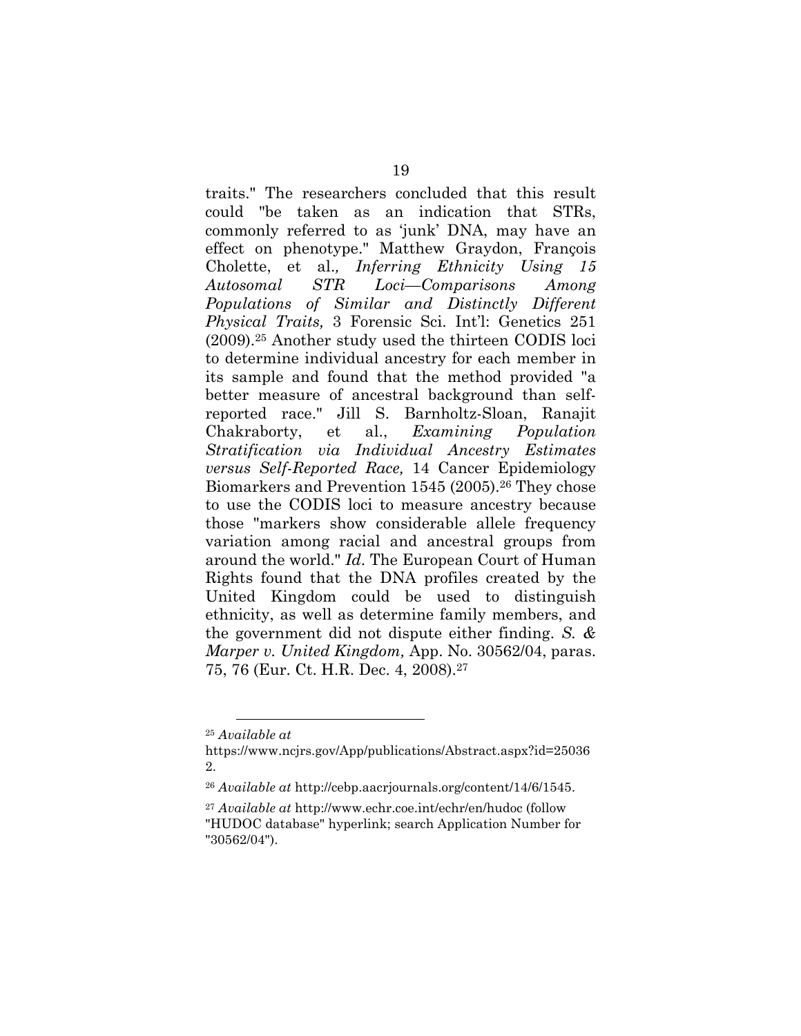traits." The researchers concluded that this result could "be taken as an indication that STRs, commonly referred to as 'junk' DNA, may have an effect on phenotype." Matthew Graydon, François Cholette, et al., *Inferring Ethnicity Using 15 Autosomal STR Loci—Comparisons Among Populations of Similar and Distinctly Different Physical Traits,* 3 Forensic Sci. Int'l: Genetics 251 (2009).[25] Another study used the thirteen CODIS loci to determine individual ancestry for each member in its sample and found that the method provided "a better measure of ancestral background than self-reported race." Jill S. Barnholtz-Sloan, Ranajit Chakraborty, et al., *Examining Population Stratification via Individual Ancestry Estimates versus Self-Reported Race,* 14 Cancer Epidemiology Biomarkers and Prevention 1545 (2005).[26] They chose to use the CODIS loci to measure ancestry because those "markers show considerable allele frequency variation among racial and ancestral groups from around the world." *Id.* The European Court of Human Rights found that the DNA profiles created by the United Kingdom could be used to distinguish ethnicity, as well as determine family members, and the government did not dispute either finding. *S. & Marper v. United Kingdom,* App. No. 30562/04, paras. 75, 76 (Eur. Ct. H.R. Dec. 4, 2008).[27]

---

[25] *Available at* https://www.ncjrs.gov/App/publications/Abstract.aspx?id=250362.

[26] *Available at* http://cebp.aacrjournals.org/content/14/6/1545.

[27] *Available at* http://www.echr.coe.int/echr/en/hudoc (follow "HUDOC database" hyperlink; search Application Number for "30562/04").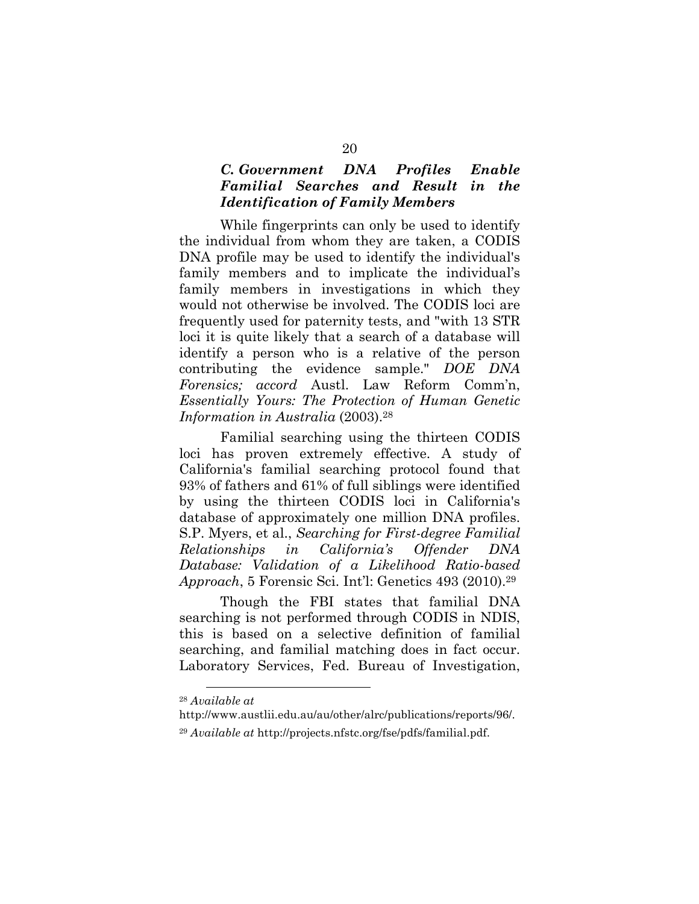### *C. Government DNA Profiles Enable Familial Searches and Result in the Identification of Family Members*

While fingerprints can only be used to identify the individual from whom they are taken, a CODIS DNA profile may be used to identify the individual's family members and to implicate the individual's family members in investigations in which they would not otherwise be involved. The CODIS loci are frequently used for paternity tests, and "with 13 STR loci it is quite likely that a search of a database will identify a person who is a relative of the person contributing the evidence sample." *DOE DNA Forensics; accord* Austl. Law Reform Comm'n, *Essentially Yours: The Protection of Human Genetic Information in Australia* (2003).[28]

Familial searching using the thirteen CODIS loci has proven extremely effective. A study of California's familial searching protocol found that 93% of fathers and 61% of full siblings were identified by using the thirteen CODIS loci in California's database of approximately one million DNA profiles. S.P. Myers, et al., *Searching for First-degree Familial Relationships in California's Offender DNA Database: Validation of a Likelihood Ratio-based Approach*, 5 Forensic Sci. Int'l: Genetics 493 (2010).[29]

Though the FBI states that familial DNA searching is not performed through CODIS in NDIS, this is based on a selective definition of familial searching, and familial matching does in fact occur. Laboratory Services, Fed. Bureau of Investigation,

---

[28] *Available at* http://www.austlii.edu.au/au/other/alrc/publications/reports/96/.

[29] *Available at* http://projects.nfstc.org/fse/pdfs/familial.pdf.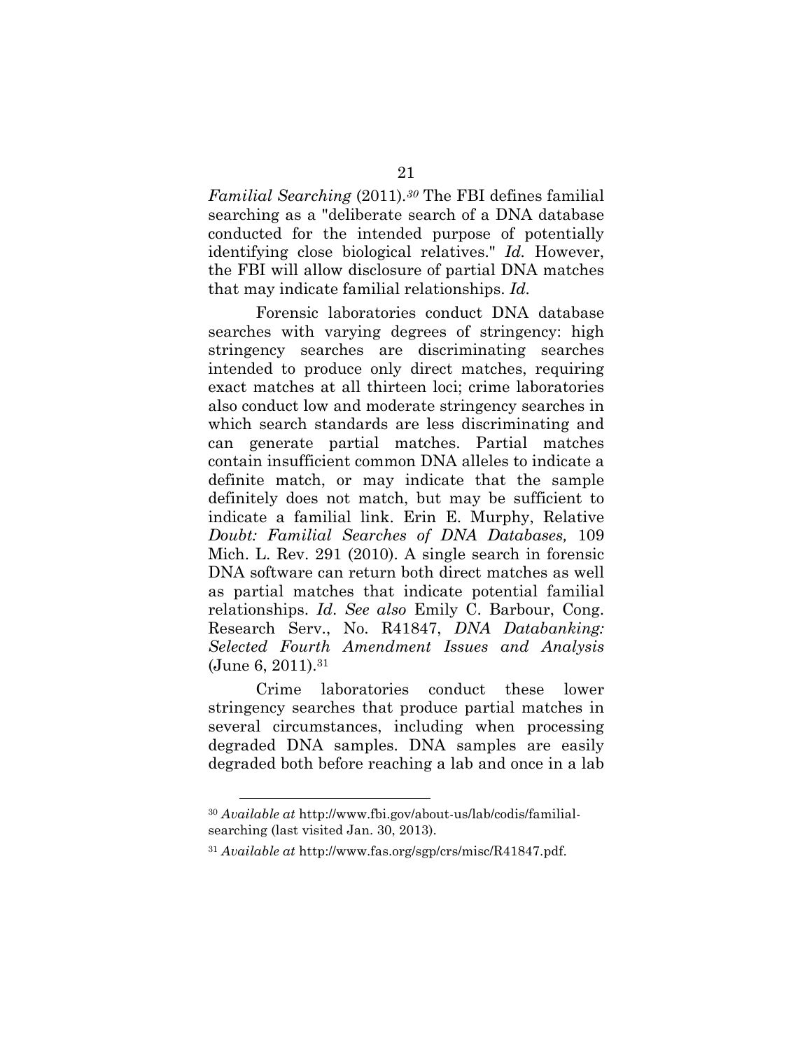*Familial Searching* (2011).[30] The FBI defines familial searching as a "deliberate search of a DNA database conducted for the intended purpose of potentially identifying close biological relatives." *Id.* However, the FBI will allow disclosure of partial DNA matches that may indicate familial relationships. *Id.*

Forensic laboratories conduct DNA database searches with varying degrees of stringency: high stringency searches are discriminating searches intended to produce only direct matches, requiring exact matches at all thirteen loci; crime laboratories also conduct low and moderate stringency searches in which search standards are less discriminating and can generate partial matches. Partial matches contain insufficient common DNA alleles to indicate a definite match, or may indicate that the sample definitely does not match, but may be sufficient to indicate a familial link. Erin E. Murphy, Relative *Doubt: Familial Searches of DNA Databases,* 109 Mich. L. Rev. 291 (2010). A single search in forensic DNA software can return both direct matches as well as partial matches that indicate potential familial relationships. *Id*. *See also* Emily C. Barbour, Cong. Research Serv., No. R41847, *DNA Databanking: Selected Fourth Amendment Issues and Analysis* (June 6, 2011).[31]

Crime laboratories conduct these lower stringency searches that produce partial matches in several circumstances, including when processing degraded DNA samples. DNA samples are easily degraded both before reaching a lab and once in a lab

---

[30] *Available at* http://www.fbi.gov/about-us/lab/codis/familial-searching (last visited Jan. 30, 2013).

[31] *Available at* http://www.fas.org/sgp/crs/misc/R41847.pdf.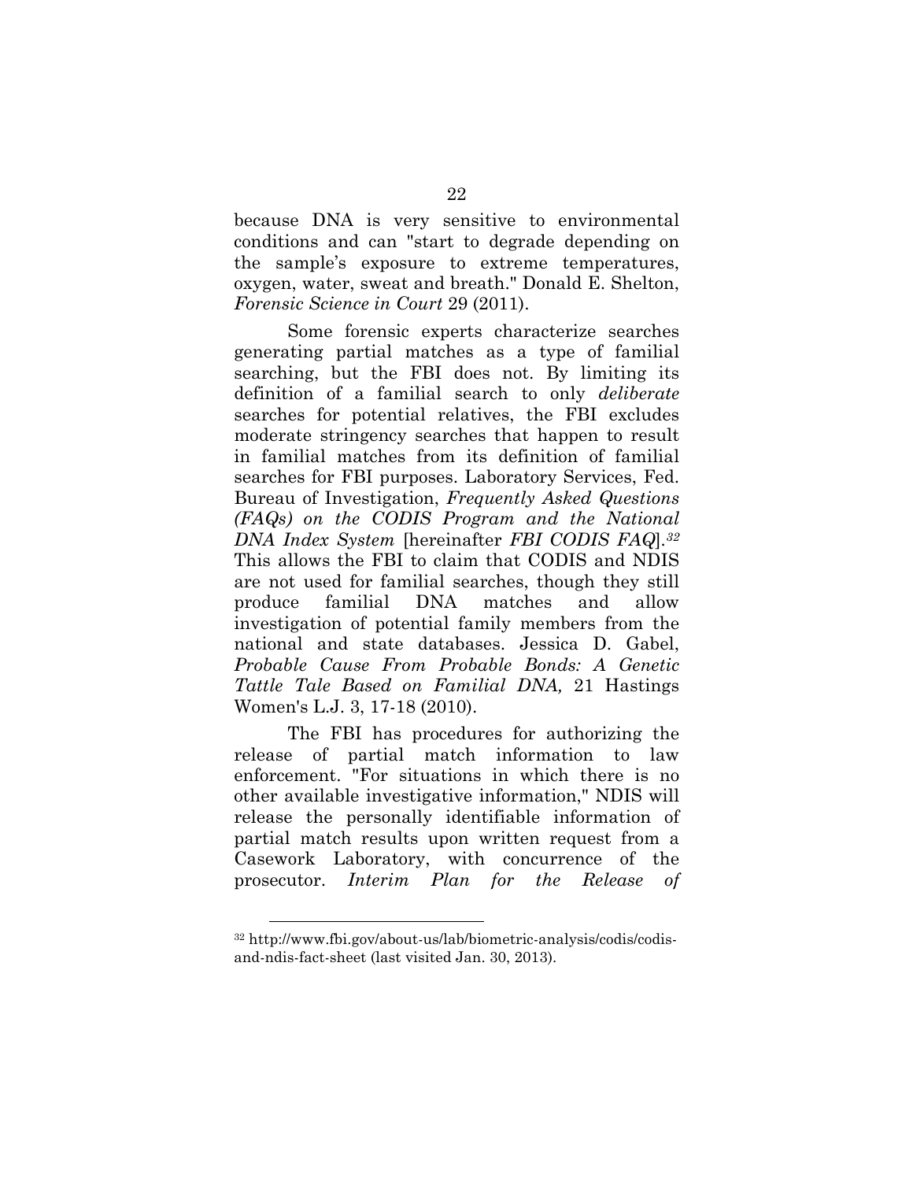because DNA is very sensitive to environmental conditions and can "start to degrade depending on the sample's exposure to extreme temperatures, oxygen, water, sweat and breath." Donald E. Shelton, *Forensic Science in Court* 29 (2011).

Some forensic experts characterize searches generating partial matches as a type of familial searching, but the FBI does not. By limiting its definition of a familial search to only *deliberate* searches for potential relatives, the FBI excludes moderate stringency searches that happen to result in familial matches from its definition of familial searches for FBI purposes. Laboratory Services, Fed. Bureau of Investigation, *Frequently Asked Questions (FAQs) on the CODIS Program and the National DNA Index System* [hereinafter *FBI CODIS FAQ*].[32] This allows the FBI to claim that CODIS and NDIS are not used for familial searches, though they still produce familial DNA matches and allow investigation of potential family members from the national and state databases. Jessica D. Gabel, *Probable Cause From Probable Bonds: A Genetic Tattle Tale Based on Familial DNA,* 21 Hastings Women's L.J. 3, 17-18 (2010).

The FBI has procedures for authorizing the release of partial match information to law enforcement. "For situations in which there is no other available investigative information," NDIS will release the personally identifiable information of partial match results upon written request from a Casework Laboratory, with concurrence of the prosecutor. *Interim Plan for the Release of*

---

[32] http://www.fbi.gov/about-us/lab/biometric-analysis/codis/codis-and-ndis-fact-sheet (last visited Jan. 30, 2013).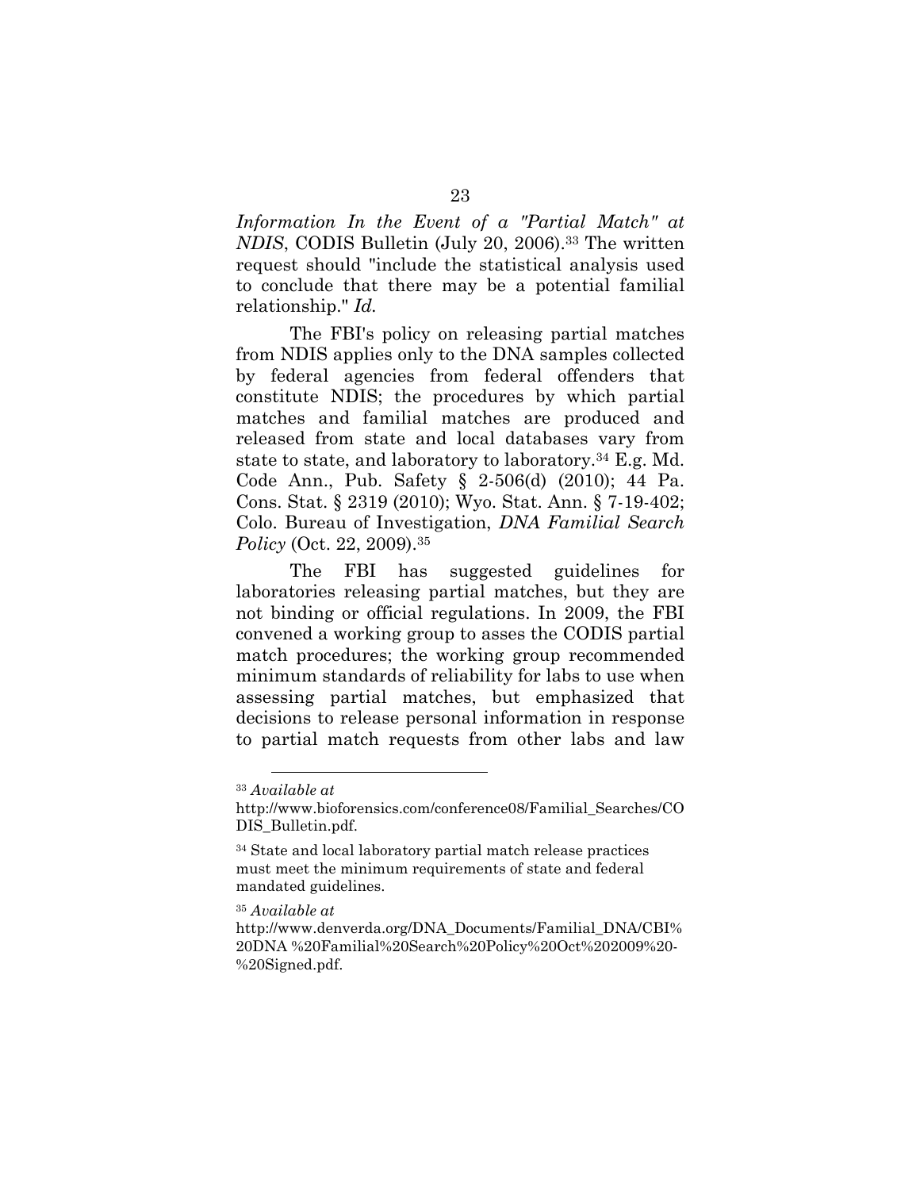*Information In the Event of a "Partial Match" at NDIS*, CODIS Bulletin (July 20, 2006).[33] The written request should "include the statistical analysis used to conclude that there may be a potential familial relationship." *Id.*

The FBI's policy on releasing partial matches from NDIS applies only to the DNA samples collected by federal agencies from federal offenders that constitute NDIS; the procedures by which partial matches and familial matches are produced and released from state and local databases vary from state to state, and laboratory to laboratory.[34] E.g. Md. Code Ann., Pub. Safety § 2-506(d) (2010); 44 Pa. Cons. Stat. § 2319 (2010); Wyo. Stat. Ann. § 7-19-402; Colo. Bureau of Investigation, *DNA Familial Search Policy* (Oct. 22, 2009).[35]

The FBI has suggested guidelines for laboratories releasing partial matches, but they are not binding or official regulations. In 2009, the FBI convened a working group to asses the CODIS partial match procedures; the working group recommended minimum standards of reliability for labs to use when assessing partial matches, but emphasized that decisions to release personal information in response to partial match requests from other labs and law

---

[33] *Available at* http://www.bioforensics.com/conference08/Familial_Searches/CODIS_Bulletin.pdf.

[34] State and local laboratory partial match release practices must meet the minimum requirements of state and federal mandated guidelines.

[35] *Available at* http://www.denverda.org/DNA_Documents/Familial_DNA/CBI%20DNA %20Familial%20Search%20Policy%20Oct%202009%20-%20Signed.pdf.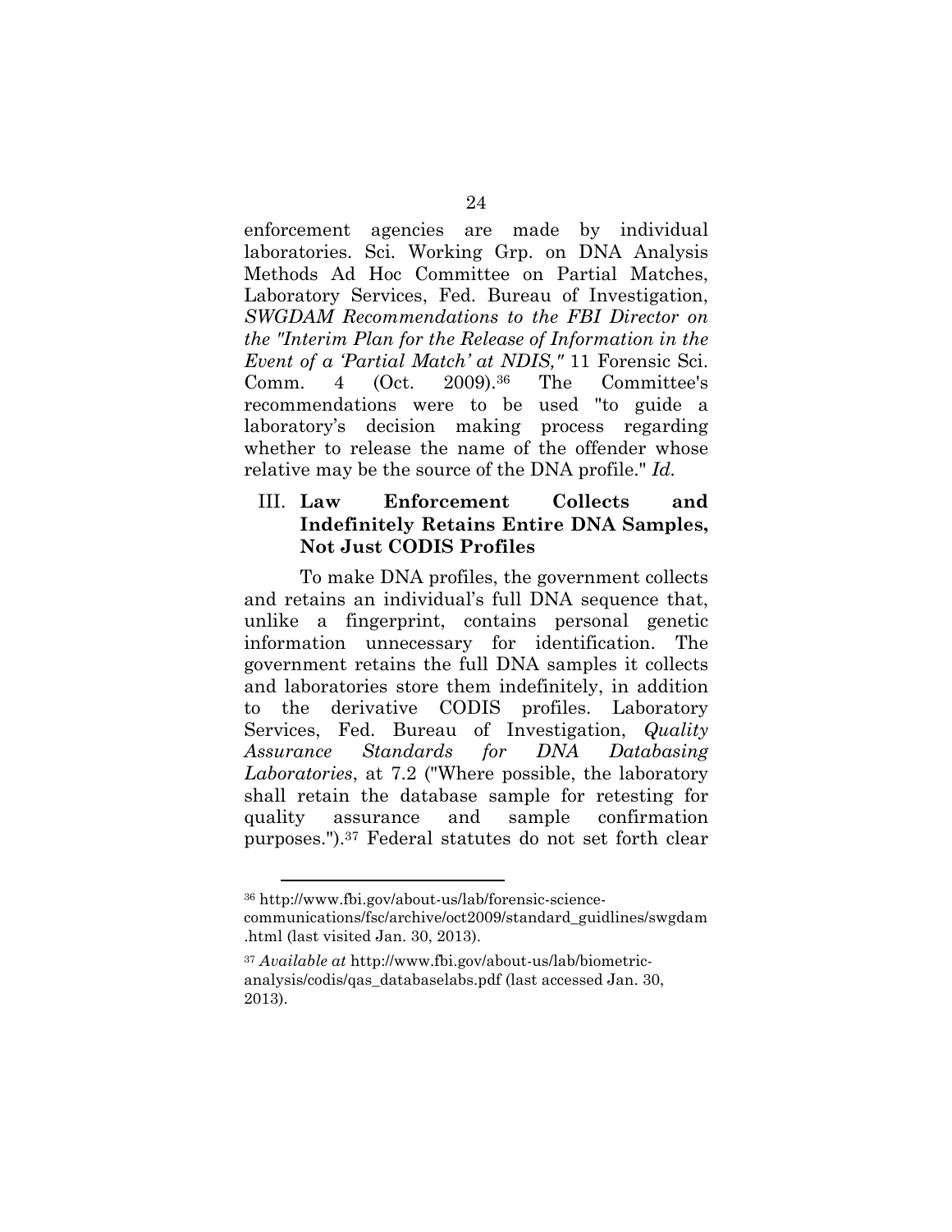enforcement agencies are made by individual laboratories. Sci. Working Grp. on DNA Analysis Methods Ad Hoc Committee on Partial Matches, Laboratory Services, Fed. Bureau of Investigation, *SWGDAM Recommendations to the FBI Director on the "Interim Plan for the Release of Information in the Event of a 'Partial Match' at NDIS,"* 11 Forensic Sci. Comm. 4 (Oct. 2009).[36] The Committee's recommendations were to be used "to guide a laboratory's decision making process regarding whether to release the name of the offender whose relative may be the source of the DNA profile." *Id.*

## III. Law Enforcement Collects and Indefinitely Retains Entire DNA Samples, Not Just CODIS Profiles

To make DNA profiles, the government collects and retains an individual's full DNA sequence that, unlike a fingerprint, contains personal genetic information unnecessary for identification. The government retains the full DNA samples it collects and laboratories store them indefinitely, in addition to the derivative CODIS profiles. Laboratory Services, Fed. Bureau of Investigation, *Quality Assurance Standards for DNA Databasing Laboratories*, at 7.2 ("Where possible, the laboratory shall retain the database sample for retesting for quality assurance and sample confirmation purposes.").[37] Federal statutes do not set forth clear

---

[36] http://www.fbi.gov/about-us/lab/forensic-science-communications/fsc/archive/oct2009/standard_guidlines/swgdam.html (last visited Jan. 30, 2013).

[37] *Available at* http://www.fbi.gov/about-us/lab/biometric-analysis/codis/qas_databaselabs.pdf (last accessed Jan. 30, 2013).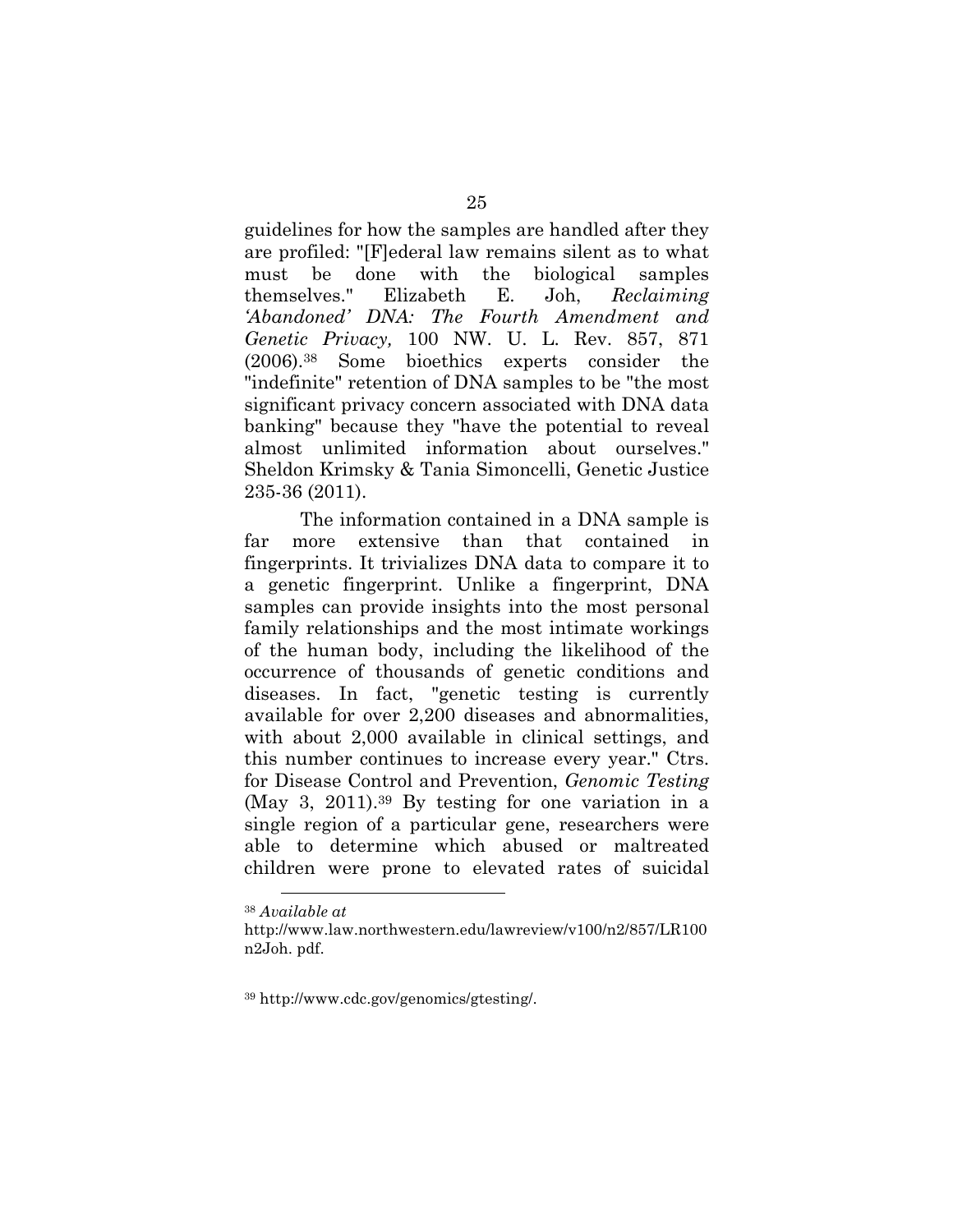guidelines for how the samples are handled after they are profiled: "[F]ederal law remains silent as to what must be done with the biological samples themselves." Elizabeth E. Joh, *Reclaiming 'Abandoned' DNA: The Fourth Amendment and Genetic Privacy,* 100 NW. U. L. Rev. 857, 871 (2006).[38] Some bioethics experts consider the "indefinite" retention of DNA samples to be "the most significant privacy concern associated with DNA data banking" because they "have the potential to reveal almost unlimited information about ourselves." Sheldon Krimsky & Tania Simoncelli, Genetic Justice 235-36 (2011).

The information contained in a DNA sample is far more extensive than that contained in fingerprints. It trivializes DNA data to compare it to a genetic fingerprint. Unlike a fingerprint, DNA samples can provide insights into the most personal family relationships and the most intimate workings of the human body, including the likelihood of the occurrence of thousands of genetic conditions and diseases. In fact, "genetic testing is currently available for over 2,200 diseases and abnormalities, with about 2,000 available in clinical settings, and this number continues to increase every year." Ctrs. for Disease Control and Prevention, *Genomic Testing* (May 3, 2011).[39] By testing for one variation in a single region of a particular gene, researchers were able to determine which abused or maltreated children were prone to elevated rates of suicidal

---

[38] *Available at* http://www.law.northwestern.edu/lawreview/v100/n2/857/LR100n2Joh. pdf.

[39] http://www.cdc.gov/genomics/gtesting/.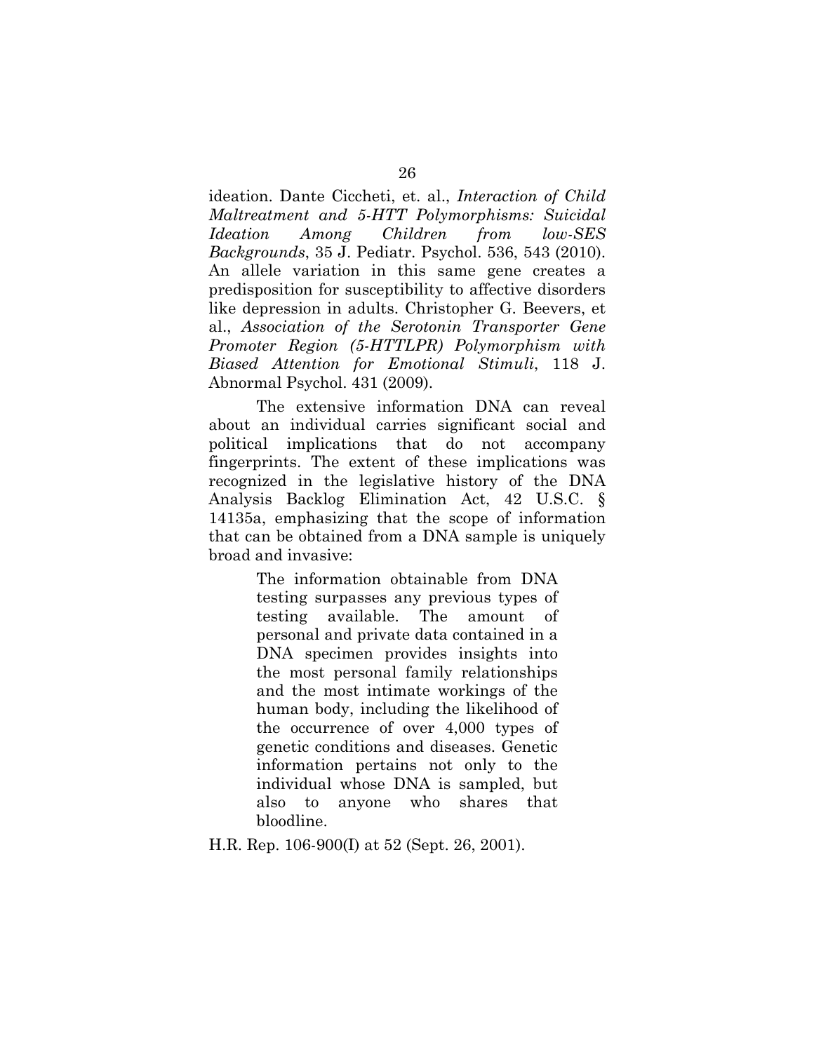ideation. Dante Ciccheti, et. al., *Interaction of Child Maltreatment and 5-HTT Polymorphisms: Suicidal Ideation Among Children from low-SES Backgrounds*, 35 J. Pediatr. Psychol. 536, 543 (2010). An allele variation in this same gene creates a predisposition for susceptibility to affective disorders like depression in adults. Christopher G. Beevers, et al., *Association of the Serotonin Transporter Gene Promoter Region (5-HTTLPR) Polymorphism with Biased Attention for Emotional Stimuli*, 118 J. Abnormal Psychol. 431 (2009).

The extensive information DNA can reveal about an individual carries significant social and political implications that do not accompany fingerprints. The extent of these implications was recognized in the legislative history of the DNA Analysis Backlog Elimination Act, 42 U.S.C. § 14135a, emphasizing that the scope of information that can be obtained from a DNA sample is uniquely broad and invasive:

> The information obtainable from DNA testing surpasses any previous types of testing available. The amount of personal and private data contained in a DNA specimen provides insights into the most personal family relationships and the most intimate workings of the human body, including the likelihood of the occurrence of over 4,000 types of genetic conditions and diseases. Genetic information pertains not only to the individual whose DNA is sampled, but also to anyone who shares that bloodline.

H.R. Rep. 106-900(I) at 52 (Sept. 26, 2001).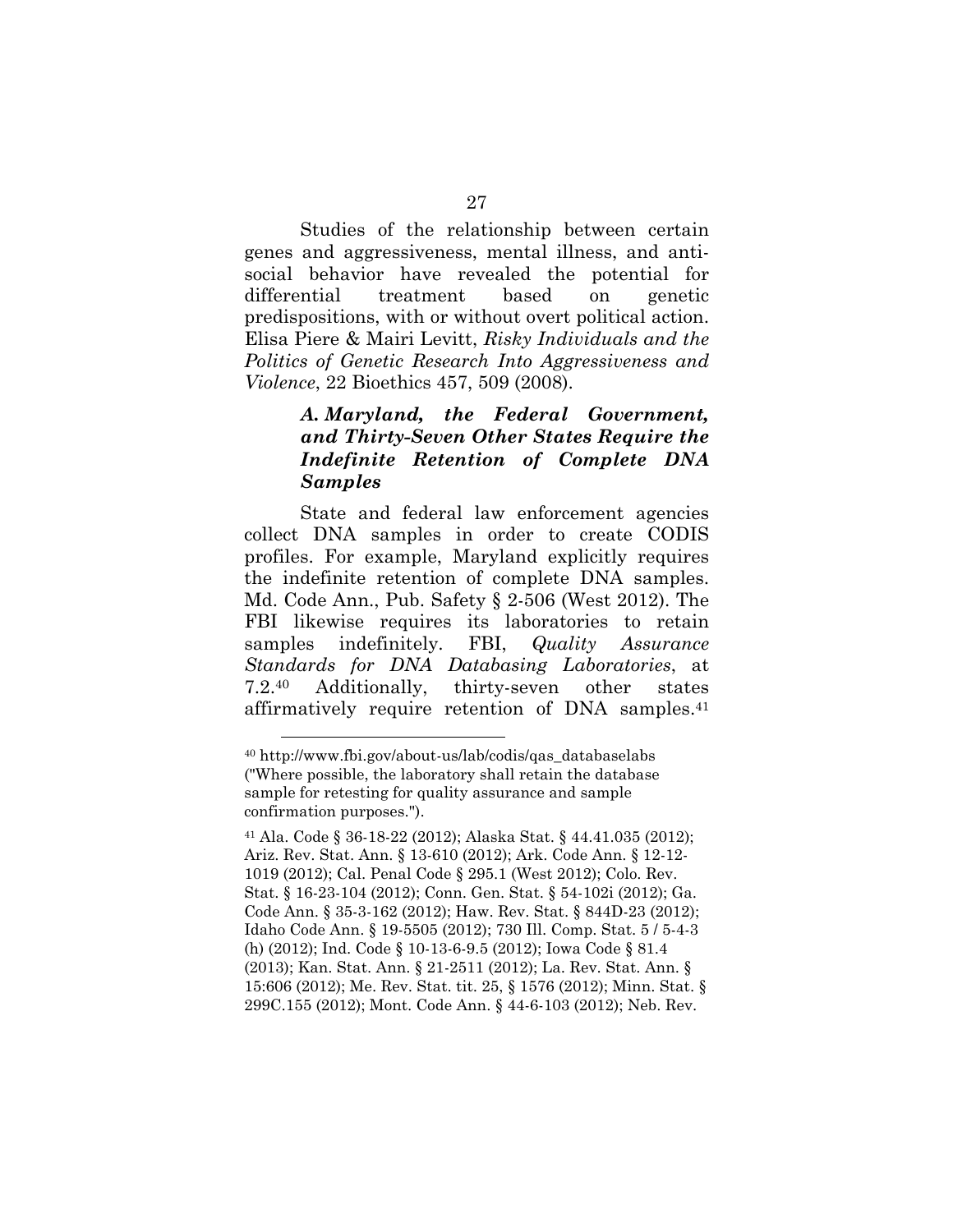Studies of the relationship between certain genes and aggressiveness, mental illness, and anti-social behavior have revealed the potential for differential treatment based on genetic predispositions, with or without overt political action. Elisa Piere & Mairi Levitt, *Risky Individuals and the Politics of Genetic Research Into Aggressiveness and Violence*, 22 Bioethics 457, 509 (2008).

### *A. Maryland, the Federal Government, and Thirty-Seven Other States Require the Indefinite Retention of Complete DNA Samples*

State and federal law enforcement agencies collect DNA samples in order to create CODIS profiles. For example, Maryland explicitly requires the indefinite retention of complete DNA samples. Md. Code Ann., Pub. Safety § 2-506 (West 2012). The FBI likewise requires its laboratories to retain samples indefinitely. FBI, *Quality Assurance Standards for DNA Databasing Laboratories*, at 7.2.[40] Additionally, thirty-seven other states affirmatively require retention of DNA samples.[41]

---

[40] http://www.fbi.gov/about-us/lab/codis/qas_databaselabs ("Where possible, the laboratory shall retain the database sample for retesting for quality assurance and sample confirmation purposes.").

[41] Ala. Code § 36-18-22 (2012); Alaska Stat. § 44.41.035 (2012); Ariz. Rev. Stat. Ann. § 13-610 (2012); Ark. Code Ann. § 12-12-1019 (2012); Cal. Penal Code § 295.1 (West 2012); Colo. Rev. Stat. § 16-23-104 (2012); Conn. Gen. Stat. § 54-102i (2012); Ga. Code Ann. § 35-3-162 (2012); Haw. Rev. Stat. § 844D-23 (2012); Idaho Code Ann. § 19-5505 (2012); 730 Ill. Comp. Stat. 5 / 5-4-3 (h) (2012); Ind. Code § 10-13-6-9.5 (2012); Iowa Code § 81.4 (2013); Kan. Stat. Ann. § 21-2511 (2012); La. Rev. Stat. Ann. § 15:606 (2012); Me. Rev. Stat. tit. 25, § 1576 (2012); Minn. Stat. § 299C.155 (2012); Mont. Code Ann. § 44-6-103 (2012); Neb. Rev.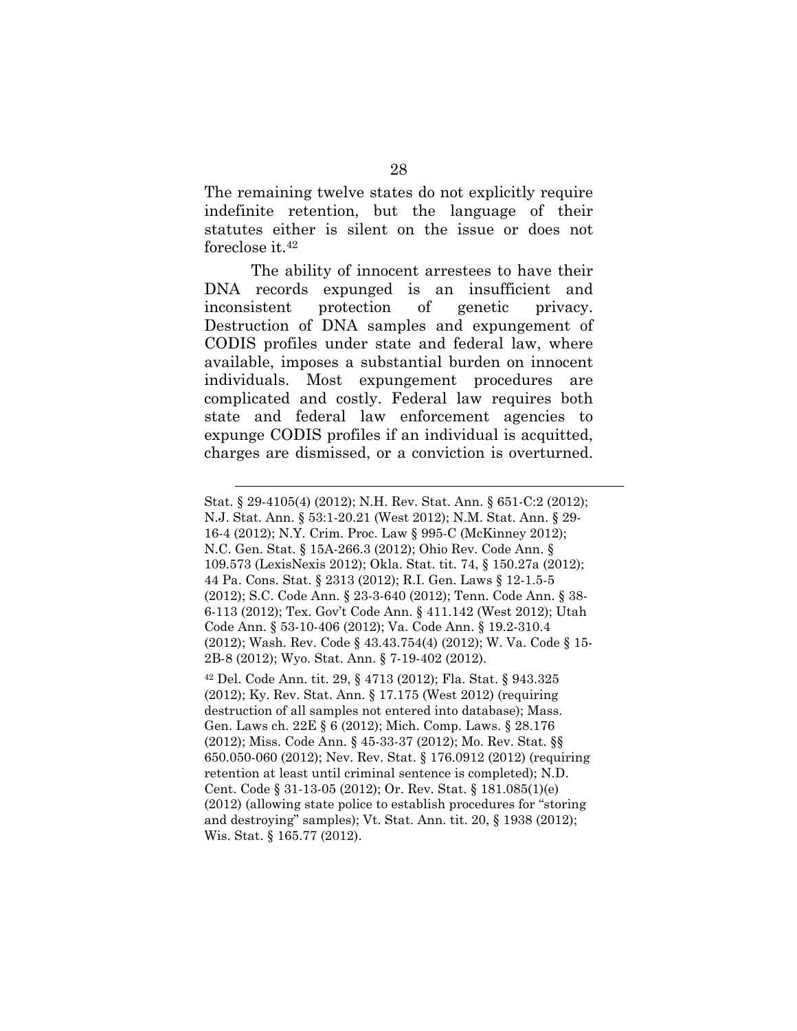The remaining twelve states do not explicitly require indefinite retention, but the language of their statutes either is silent on the issue or does not foreclose it.[42]

The ability of innocent arrestees to have their DNA records expunged is an insufficient and inconsistent protection of genetic privacy. Destruction of DNA samples and expungement of CODIS profiles under state and federal law, where available, imposes a substantial burden on innocent individuals. Most expungement procedures are complicated and costly. Federal law requires both state and federal law enforcement agencies to expunge CODIS profiles if an individual is acquitted, charges are dismissed, or a conviction is overturned.

---

Stat. § 29-4105(4) (2012); N.H. Rev. Stat. Ann. § 651-C:2 (2012); N.J. Stat. Ann. § 53:1-20.21 (West 2012); N.M. Stat. Ann. § 29-16-4 (2012); N.Y. Crim. Proc. Law § 995-C (McKinney 2012); N.C. Gen. Stat. § 15A-266.3 (2012); Ohio Rev. Code Ann. § 109.573 (LexisNexis 2012); Okla. Stat. tit. 74, § 150.27a (2012); 44 Pa. Cons. Stat. § 2313 (2012); R.I. Gen. Laws § 12-1.5-5 (2012); S.C. Code Ann. § 23-3-640 (2012); Tenn. Code Ann. § 38-6-113 (2012); Tex. Gov't Code Ann. § 411.142 (West 2012); Utah Code Ann. § 53-10-406 (2012); Va. Code Ann. § 19.2-310.4 (2012); Wash. Rev. Code § 43.43.754(4) (2012); W. Va. Code § 15-2B-8 (2012); Wyo. Stat. Ann. § 7-19-402 (2012).

[42] Del. Code Ann. tit. 29, § 4713 (2012); Fla. Stat. § 943.325 (2012); Ky. Rev. Stat. Ann. § 17.175 (West 2012) (requiring destruction of all samples not entered into database); Mass. Gen. Laws ch. 22E § 6 (2012); Mich. Comp. Laws. § 28.176 (2012); Miss. Code Ann. § 45-33-37 (2012); Mo. Rev. Stat. §§ 650.050-060 (2012); Nev. Rev. Stat. § 176.0912 (2012) (requiring retention at least until criminal sentence is completed); N.D. Cent. Code § 31-13-05 (2012); Or. Rev. Stat. § 181.085(1)(e) (2012) (allowing state police to establish procedures for "storing and destroying" samples); Vt. Stat. Ann. tit. 20, § 1938 (2012); Wis. Stat. § 165.77 (2012).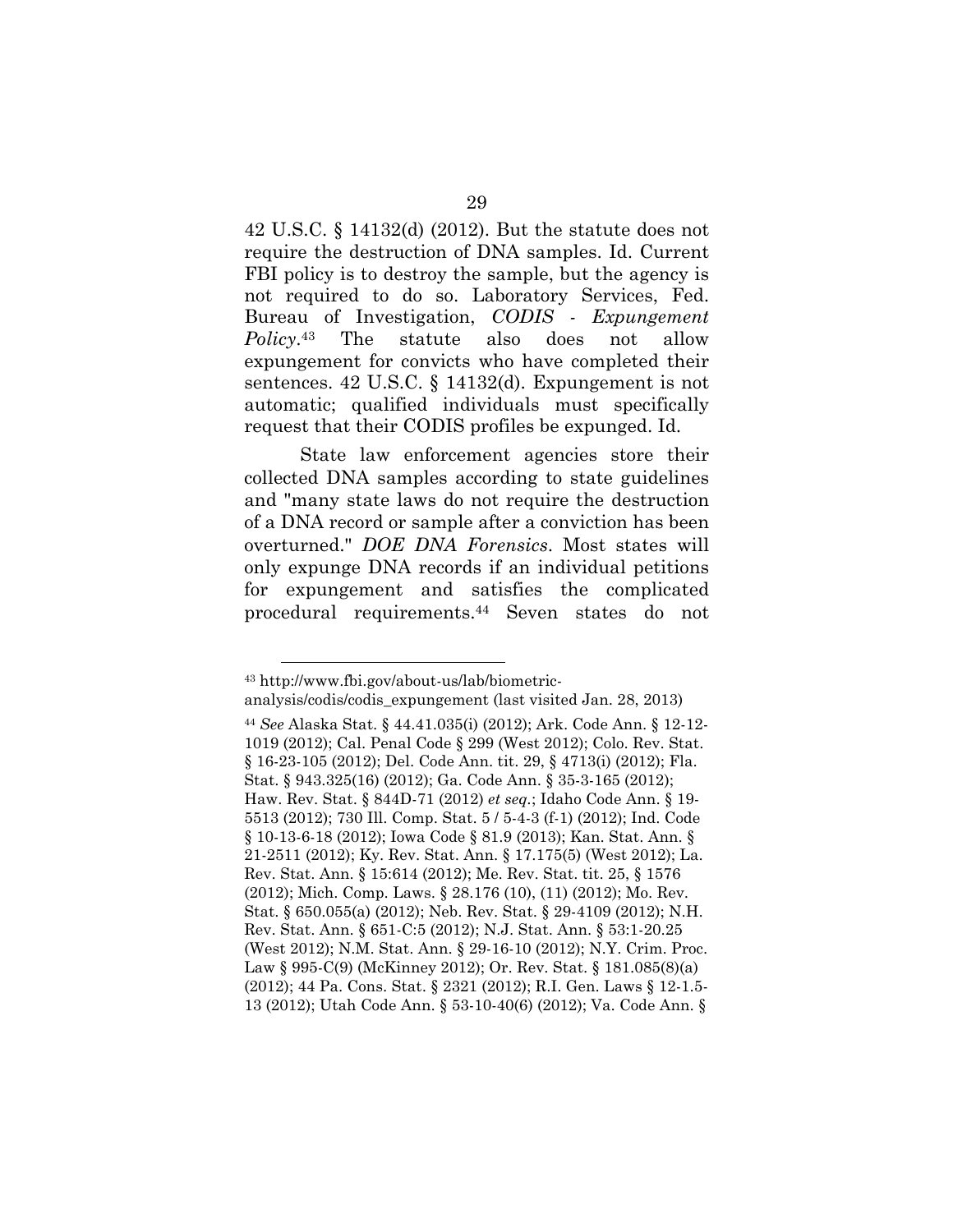42 U.S.C. § 14132(d) (2012). But the statute does not require the destruction of DNA samples. Id. Current FBI policy is to destroy the sample, but the agency is not required to do so. Laboratory Services, Fed. Bureau of Investigation, *CODIS - Expungement Policy*.[43] The statute also does not allow expungement for convicts who have completed their sentences. 42 U.S.C. § 14132(d). Expungement is not automatic; qualified individuals must specifically request that their CODIS profiles be expunged. Id.

State law enforcement agencies store their collected DNA samples according to state guidelines and "many state laws do not require the destruction of a DNA record or sample after a conviction has been overturned." *DOE DNA Forensics*. Most states will only expunge DNA records if an individual petitions for expungement and satisfies the complicated procedural requirements.[44] Seven states do not

---

[43] http://www.fbi.gov/about-us/lab/biometric-analysis/codis/codis_expungement (last visited Jan. 28, 2013)

[44] *See* Alaska Stat. § 44.41.035(i) (2012); Ark. Code Ann. § 12-12-1019 (2012); Cal. Penal Code § 299 (West 2012); Colo. Rev. Stat. § 16-23-105 (2012); Del. Code Ann. tit. 29, § 4713(i) (2012); Fla. Stat. § 943.325(16) (2012); Ga. Code Ann. § 35-3-165 (2012); Haw. Rev. Stat. § 844D-71 (2012) *et seq.*; Idaho Code Ann. § 19-5513 (2012); 730 Ill. Comp. Stat. 5 / 5-4-3 (f-1) (2012); Ind. Code § 10-13-6-18 (2012); Iowa Code § 81.9 (2013); Kan. Stat. Ann. § 21-2511 (2012); Ky. Rev. Stat. Ann. § 17.175(5) (West 2012); La. Rev. Stat. Ann. § 15:614 (2012); Me. Rev. Stat. tit. 25, § 1576 (2012); Mich. Comp. Laws. § 28.176 (10), (11) (2012); Mo. Rev. Stat. § 650.055(a) (2012); Neb. Rev. Stat. § 29-4109 (2012); N.H. Rev. Stat. Ann. § 651-C:5 (2012); N.J. Stat. Ann. § 53:1-20.25 (West 2012); N.M. Stat. Ann. § 29-16-10 (2012); N.Y. Crim. Proc. Law § 995-C(9) (McKinney 2012); Or. Rev. Stat. § 181.085(8)(a) (2012); 44 Pa. Cons. Stat. § 2321 (2012); R.I. Gen. Laws § 12-1.5-13 (2012); Utah Code Ann. § 53-10-40(6) (2012); Va. Code Ann. §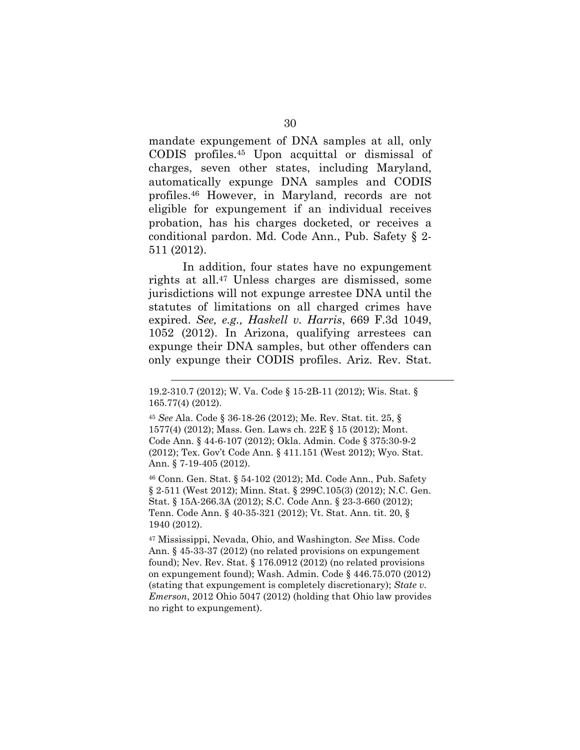mandate expungement of DNA samples at all, only CODIS profiles.[45] Upon acquittal or dismissal of charges, seven other states, including Maryland, automatically expunge DNA samples and CODIS profiles.[46] However, in Maryland, records are not eligible for expungement if an individual receives probation, has his charges docketed, or receives a conditional pardon. Md. Code Ann., Pub. Safety § 2-511 (2012).

In addition, four states have no expungement rights at all.[47] Unless charges are dismissed, some jurisdictions will not expunge arrestee DNA until the statutes of limitations on all charged crimes have expired. *See, e.g., Haskell v. Harris*, 669 F.3d 1049, 1052 (2012). In Arizona, qualifying arrestees can expunge their DNA samples, but other offenders can only expunge their CODIS profiles. Ariz. Rev. Stat.

---

19.2-310.7 (2012); W. Va. Code § 15-2B-11 (2012); Wis. Stat. § 165.77(4) (2012).

[45] *See* Ala. Code § 36-18-26 (2012); Me. Rev. Stat. tit. 25, § 1577(4) (2012); Mass. Gen. Laws ch. 22E § 15 (2012); Mont. Code Ann. § 44-6-107 (2012); Okla. Admin. Code § 375:30-9-2 (2012); Tex. Gov't Code Ann. § 411.151 (West 2012); Wyo. Stat. Ann. § 7-19-405 (2012).

[46] Conn. Gen. Stat. § 54-102 (2012); Md. Code Ann., Pub. Safety § 2-511 (West 2012); Minn. Stat. § 299C.105(3) (2012); N.C. Gen. Stat. § 15A-266.3A (2012); S.C. Code Ann. § 23-3-660 (2012); Tenn. Code Ann. § 40-35-321 (2012); Vt. Stat. Ann. tit. 20, § 1940 (2012).

[47] Mississippi, Nevada, Ohio, and Washington. *See* Miss. Code Ann. § 45-33-37 (2012) (no related provisions on expungement found); Nev. Rev. Stat. § 176.0912 (2012) (no related provisions on expungement found); Wash. Admin. Code § 446.75.070 (2012) (stating that expungement is completely discretionary); *State v. Emerson*, 2012 Ohio 5047 (2012) (holding that Ohio law provides no right to expungement).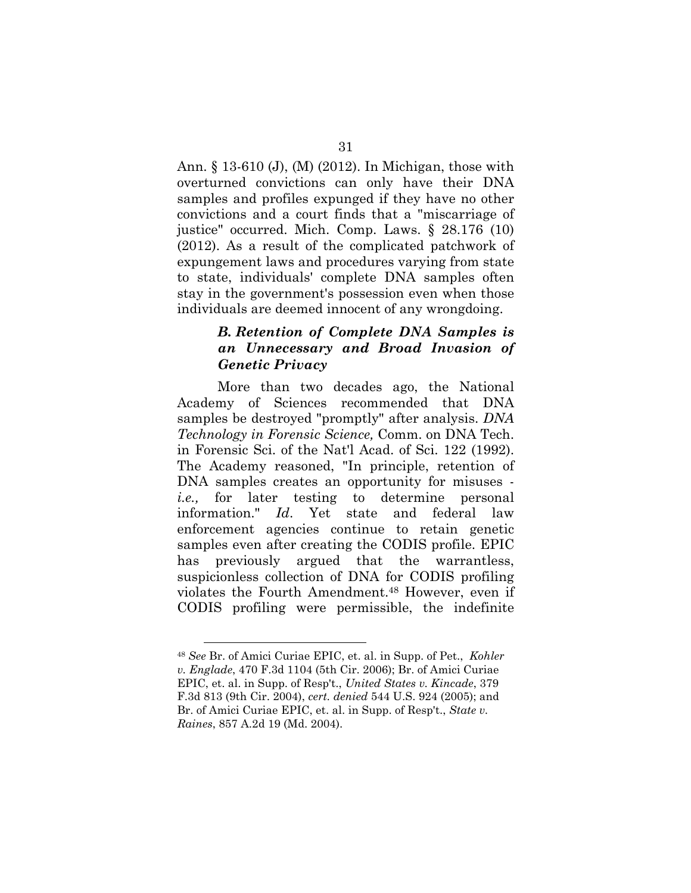Ann. § 13-610 (J), (M) (2012). In Michigan, those with overturned convictions can only have their DNA samples and profiles expunged if they have no other convictions and a court finds that a "miscarriage of justice" occurred. Mich. Comp. Laws. § 28.176 (10) (2012). As a result of the complicated patchwork of expungement laws and procedures varying from state to state, individuals' complete DNA samples often stay in the government's possession even when those individuals are deemed innocent of any wrongdoing.

### *B. Retention of Complete DNA Samples is an Unnecessary and Broad Invasion of Genetic Privacy*

More than two decades ago, the National Academy of Sciences recommended that DNA samples be destroyed "promptly" after analysis. *DNA Technology in Forensic Science,* Comm. on DNA Tech. in Forensic Sci. of the Nat'l Acad. of Sci. 122 (1992). The Academy reasoned, "In principle, retention of DNA samples creates an opportunity for misuses - *i.e.,* for later testing to determine personal information." *Id*. Yet state and federal law enforcement agencies continue to retain genetic samples even after creating the CODIS profile. EPIC has previously argued that the warrantless, suspicionless collection of DNA for CODIS profiling violates the Fourth Amendment.[48] However, even if CODIS profiling were permissible, the indefinite

---

[48] *See* Br. of Amici Curiae EPIC, et. al. in Supp. of Pet., *Kohler v. Englade*, 470 F.3d 1104 (5th Cir. 2006); Br. of Amici Curiae EPIC, et. al. in Supp. of Resp't., *United States v. Kincade*, 379 F.3d 813 (9th Cir. 2004), *cert. denied* 544 U.S. 924 (2005); and Br. of Amici Curiae EPIC, et. al. in Supp. of Resp't., *State v. Raines*, 857 A.2d 19 (Md. 2004).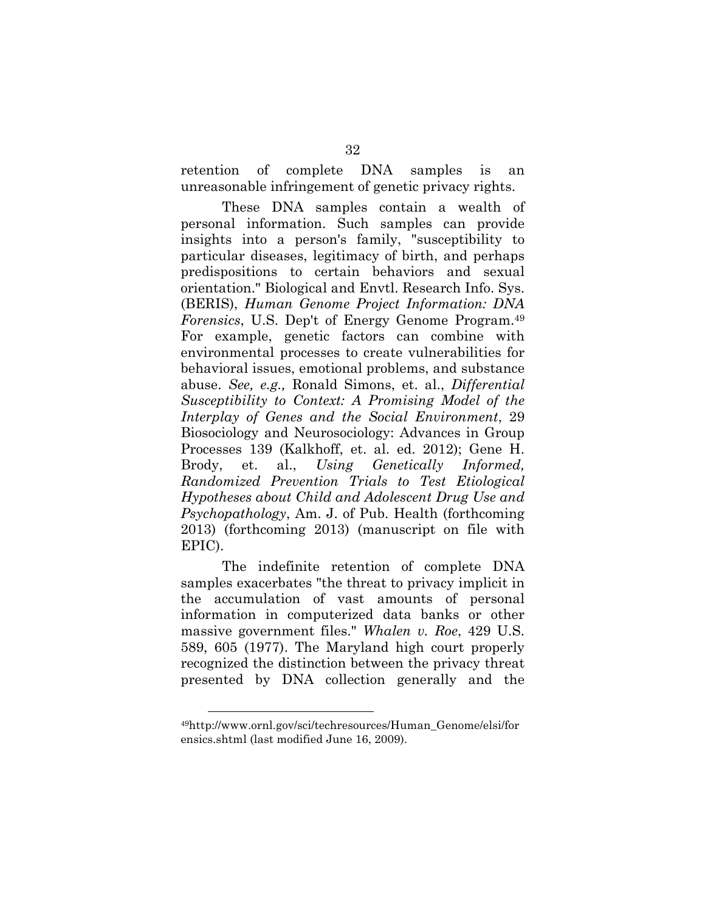retention of complete DNA samples is an unreasonable infringement of genetic privacy rights.

These DNA samples contain a wealth of personal information. Such samples can provide insights into a person's family, "susceptibility to particular diseases, legitimacy of birth, and perhaps predispositions to certain behaviors and sexual orientation." Biological and Envtl. Research Info. Sys. (BERIS), *Human Genome Project Information: DNA Forensics*, U.S. Dep't of Energy Genome Program.[49] For example, genetic factors can combine with environmental processes to create vulnerabilities for behavioral issues, emotional problems, and substance abuse. *See, e.g.,* Ronald Simons, et. al., *Differential Susceptibility to Context: A Promising Model of the Interplay of Genes and the Social Environment*, 29 Biosociology and Neurosociology: Advances in Group Processes 139 (Kalkhoff, et. al. ed. 2012); Gene H. Brody, et. al., *Using Genetically Informed, Randomized Prevention Trials to Test Etiological Hypotheses about Child and Adolescent Drug Use and Psychopathology*, Am. J. of Pub. Health (forthcoming 2013) (forthcoming 2013) (manuscript on file with EPIC).

The indefinite retention of complete DNA samples exacerbates "the threat to privacy implicit in the accumulation of vast amounts of personal information in computerized data banks or other massive government files." *Whalen v. Roe*, 429 U.S. 589, 605 (1977). The Maryland high court properly recognized the distinction between the privacy threat presented by DNA collection generally and the

---

[49] http://www.ornl.gov/sci/techresources/Human_Genome/elsi/forensics.shtml (last modified June 16, 2009).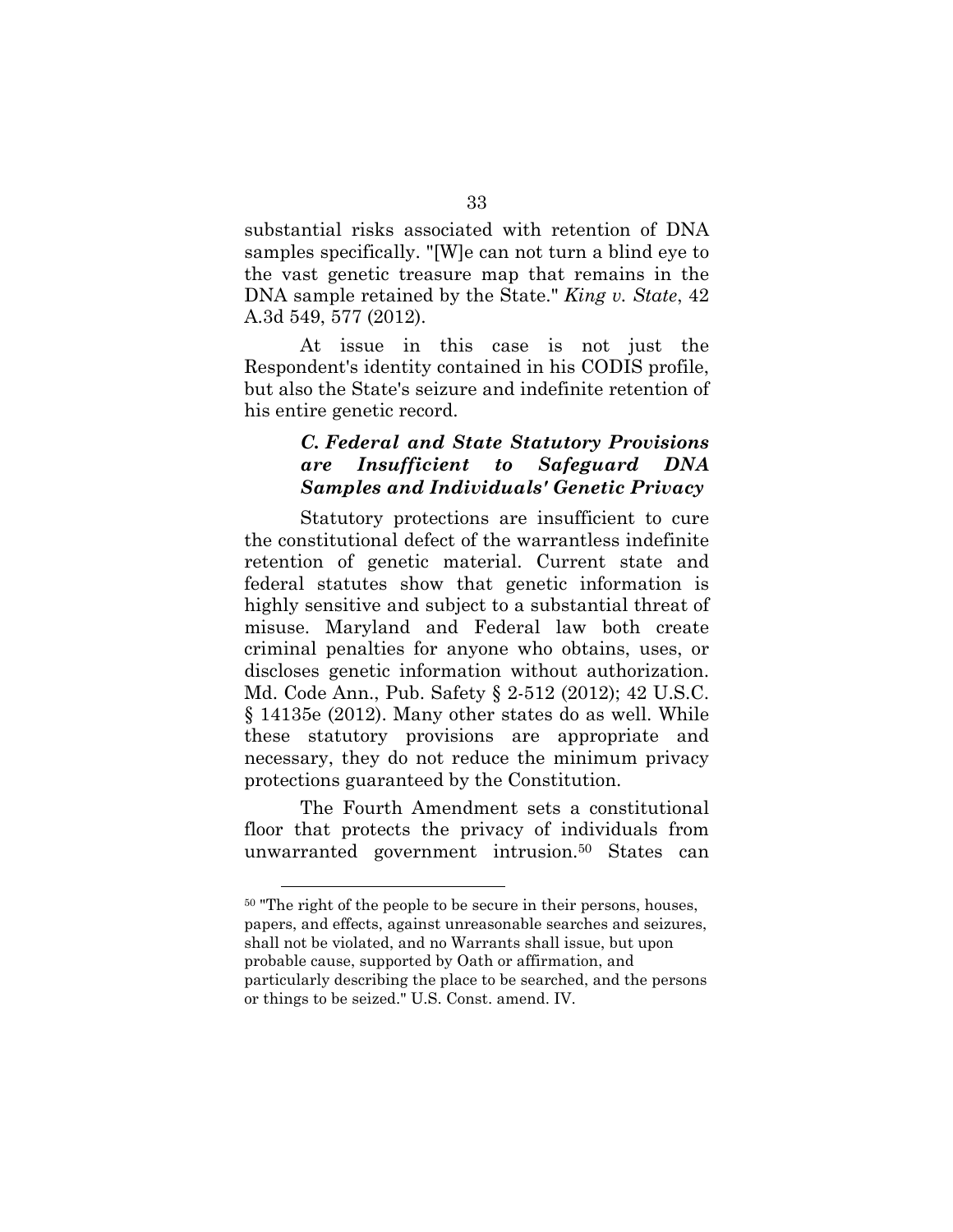substantial risks associated with retention of DNA samples specifically. "[W]e can not turn a blind eye to the vast genetic treasure map that remains in the DNA sample retained by the State." *King v. State*, 42 A.3d 549, 577 (2012).

At issue in this case is not just the Respondent's identity contained in his CODIS profile, but also the State's seizure and indefinite retention of his entire genetic record.

### *C. Federal and State Statutory Provisions are Insufficient to Safeguard DNA Samples and Individuals' Genetic Privacy*

Statutory protections are insufficient to cure the constitutional defect of the warrantless indefinite retention of genetic material. Current state and federal statutes show that genetic information is highly sensitive and subject to a substantial threat of misuse. Maryland and Federal law both create criminal penalties for anyone who obtains, uses, or discloses genetic information without authorization. Md. Code Ann., Pub. Safety § 2-512 (2012); 42 U.S.C. § 14135e (2012). Many other states do as well. While these statutory provisions are appropriate and necessary, they do not reduce the minimum privacy protections guaranteed by the Constitution.

The Fourth Amendment sets a constitutional floor that protects the privacy of individuals from unwarranted government intrusion.[50] States can

---

[50] "The right of the people to be secure in their persons, houses, papers, and effects, against unreasonable searches and seizures, shall not be violated, and no Warrants shall issue, but upon probable cause, supported by Oath or affirmation, and particularly describing the place to be searched, and the persons or things to be seized." U.S. Const. amend. IV.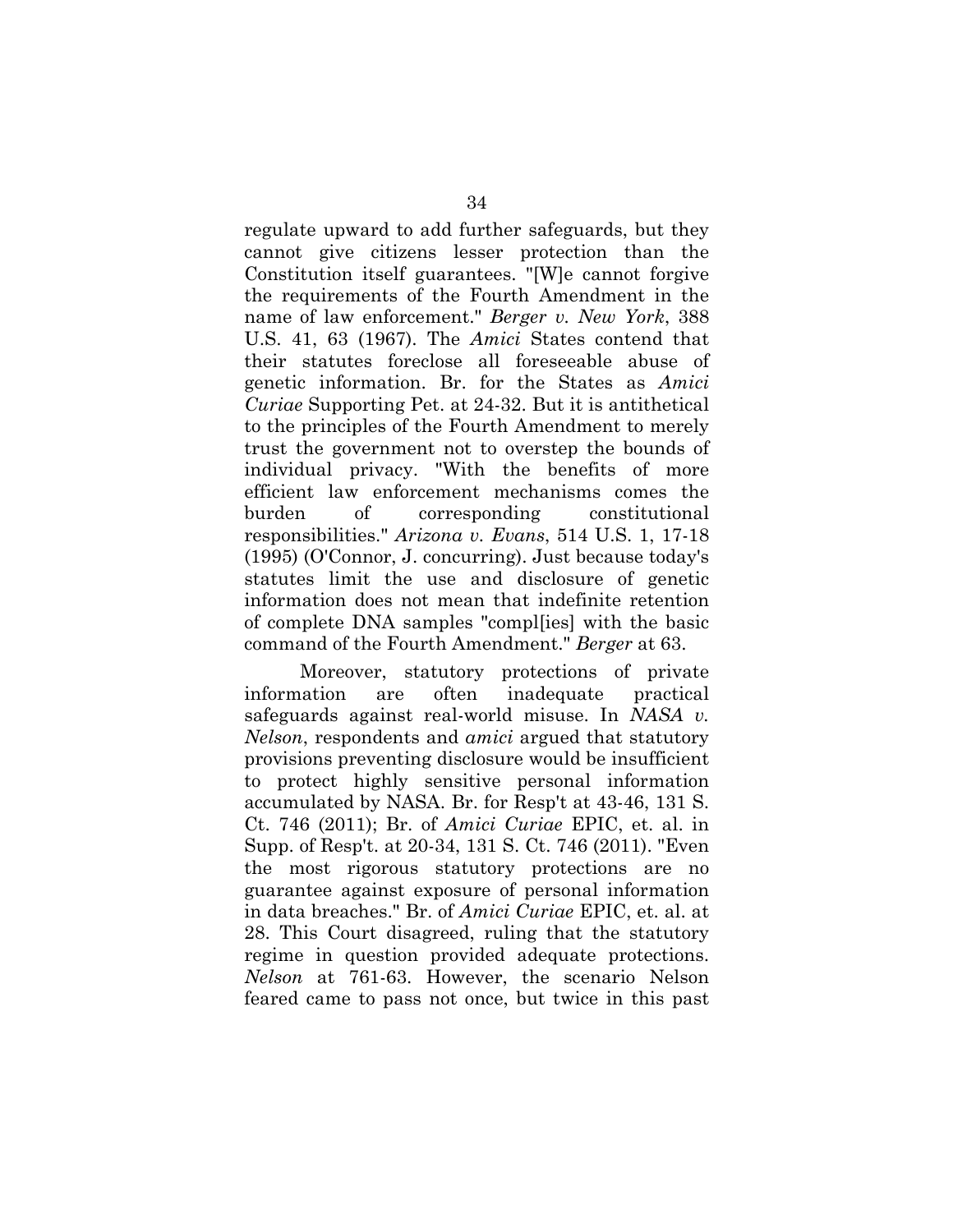regulate upward to add further safeguards, but they cannot give citizens lesser protection than the Constitution itself guarantees. "[W]e cannot forgive the requirements of the Fourth Amendment in the name of law enforcement." *Berger v. New York*, 388 U.S. 41, 63 (1967). The *Amici* States contend that their statutes foreclose all foreseeable abuse of genetic information. Br. for the States as *Amici Curiae* Supporting Pet. at 24-32. But it is antithetical to the principles of the Fourth Amendment to merely trust the government not to overstep the bounds of individual privacy. "With the benefits of more efficient law enforcement mechanisms comes the burden of corresponding constitutional responsibilities." *Arizona v. Evans*, 514 U.S. 1, 17-18 (1995) (O'Connor, J. concurring). Just because today's statutes limit the use and disclosure of genetic information does not mean that indefinite retention of complete DNA samples "compl[ies] with the basic command of the Fourth Amendment." *Berger* at 63.

Moreover, statutory protections of private information are often inadequate practical safeguards against real-world misuse. In *NASA v. Nelson*, respondents and *amici* argued that statutory provisions preventing disclosure would be insufficient to protect highly sensitive personal information accumulated by NASA. Br. for Resp't at 43-46, 131 S. Ct. 746 (2011); Br. of *Amici Curiae* EPIC, et. al. in Supp. of Resp't. at 20-34, 131 S. Ct. 746 (2011). "Even the most rigorous statutory protections are no guarantee against exposure of personal information in data breaches." Br. of *Amici Curiae* EPIC, et. al. at 28. This Court disagreed, ruling that the statutory regime in question provided adequate protections. *Nelson* at 761-63. However, the scenario Nelson feared came to pass not once, but twice in this past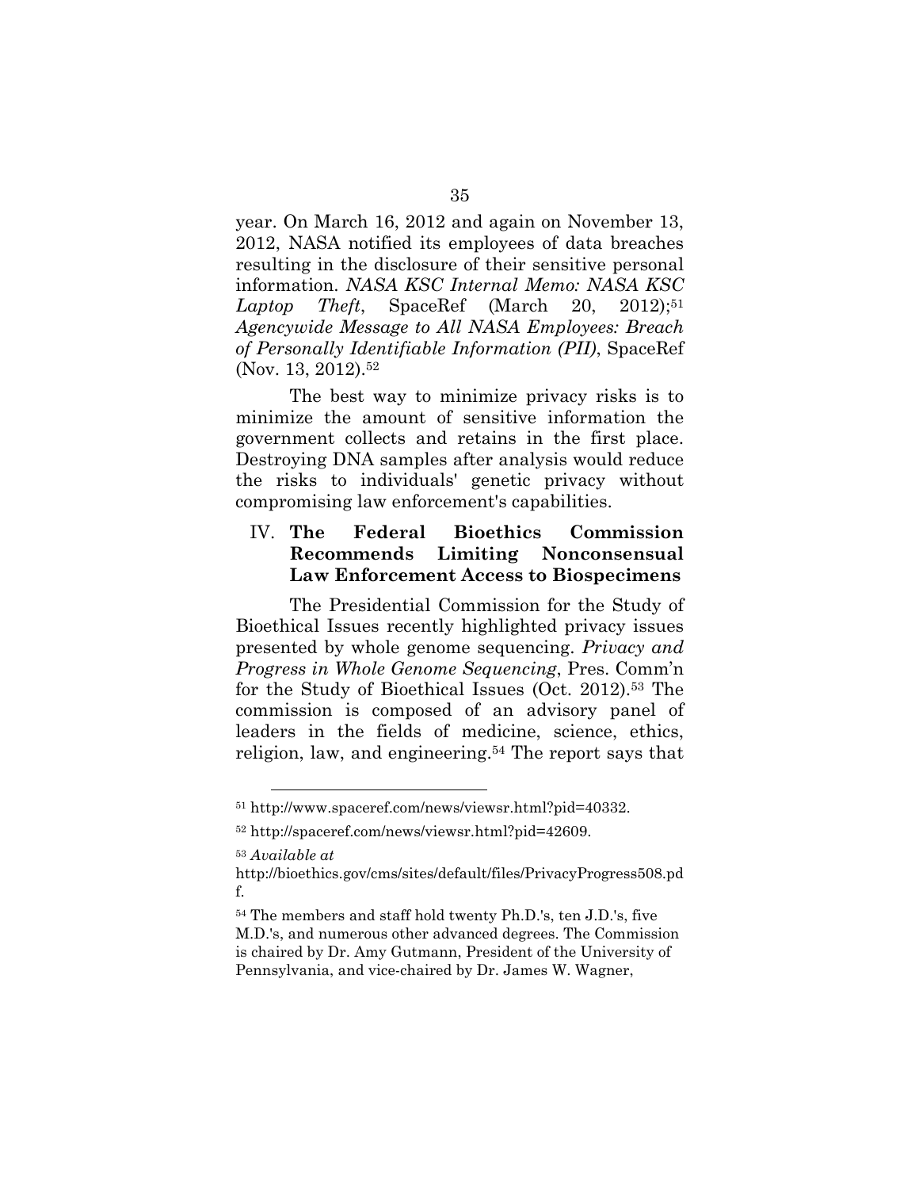year. On March 16, 2012 and again on November 13, 2012, NASA notified its employees of data breaches resulting in the disclosure of their sensitive personal information. *NASA KSC Internal Memo: NASA KSC Laptop Theft*, SpaceRef (March 20, 2012);[51] *Agencywide Message to All NASA Employees: Breach of Personally Identifiable Information (PII)*, SpaceRef (Nov. 13, 2012).[52]

The best way to minimize privacy risks is to minimize the amount of sensitive information the government collects and retains in the first place. Destroying DNA samples after analysis would reduce the risks to individuals' genetic privacy without compromising law enforcement's capabilities.

## IV. The Federal Bioethics Commission Recommends Limiting Nonconsensual Law Enforcement Access to Biospecimens

The Presidential Commission for the Study of Bioethical Issues recently highlighted privacy issues presented by whole genome sequencing. *Privacy and Progress in Whole Genome Sequencing*, Pres. Comm'n for the Study of Bioethical Issues (Oct. 2012).[53] The commission is composed of an advisory panel of leaders in the fields of medicine, science, ethics, religion, law, and engineering.[54] The report says that

---

[51] http://www.spaceref.com/news/viewsr.html?pid=40332.

[52] http://spaceref.com/news/viewsr.html?pid=42609.

[53] *Available at* http://bioethics.gov/cms/sites/default/files/PrivacyProgress508.pdf.

[54] The members and staff hold twenty Ph.D.'s, ten J.D.'s, five M.D.'s, and numerous other advanced degrees. The Commission is chaired by Dr. Amy Gutmann, President of the University of Pennsylvania, and vice-chaired by Dr. James W. Wagner,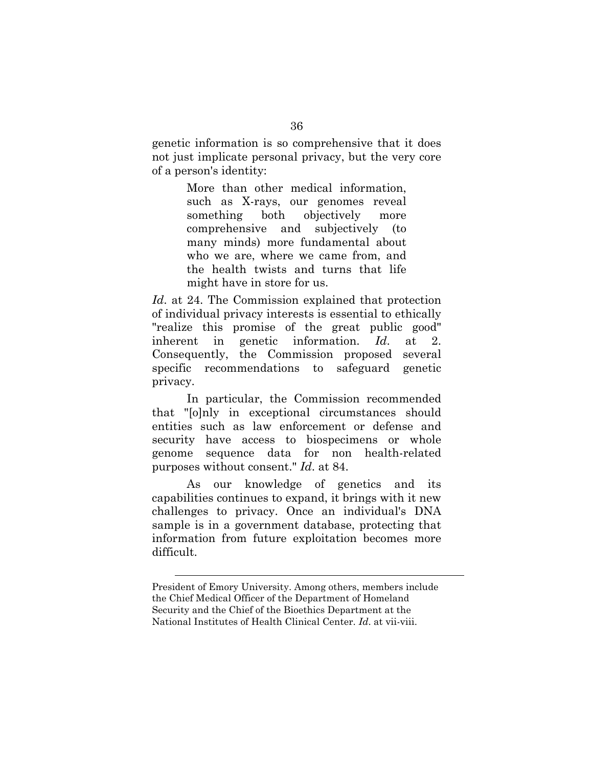genetic information is so comprehensive that it does not just implicate personal privacy, but the very core of a person's identity:

> More than other medical information, such as X-rays, our genomes reveal something both objectively more comprehensive and subjectively (to many minds) more fundamental about who we are, where we came from, and the health twists and turns that life might have in store for us.

*Id*. at 24. The Commission explained that protection of individual privacy interests is essential to ethically "realize this promise of the great public good" inherent in genetic information. *Id*. at 2. Consequently, the Commission proposed several specific recommendations to safeguard genetic privacy.

In particular, the Commission recommended that "[o]nly in exceptional circumstances should entities such as law enforcement or defense and security have access to biospecimens or whole genome sequence data for non health-related purposes without consent." *Id*. at 84.

As our knowledge of genetics and its capabilities continues to expand, it brings with it new challenges to privacy. Once an individual's DNA sample is in a government database, protecting that information from future exploitation becomes more difficult.

---

President of Emory University. Among others, members include the Chief Medical Officer of the Department of Homeland Security and the Chief of the Bioethics Department at the National Institutes of Health Clinical Center. *Id*. at vii-viii.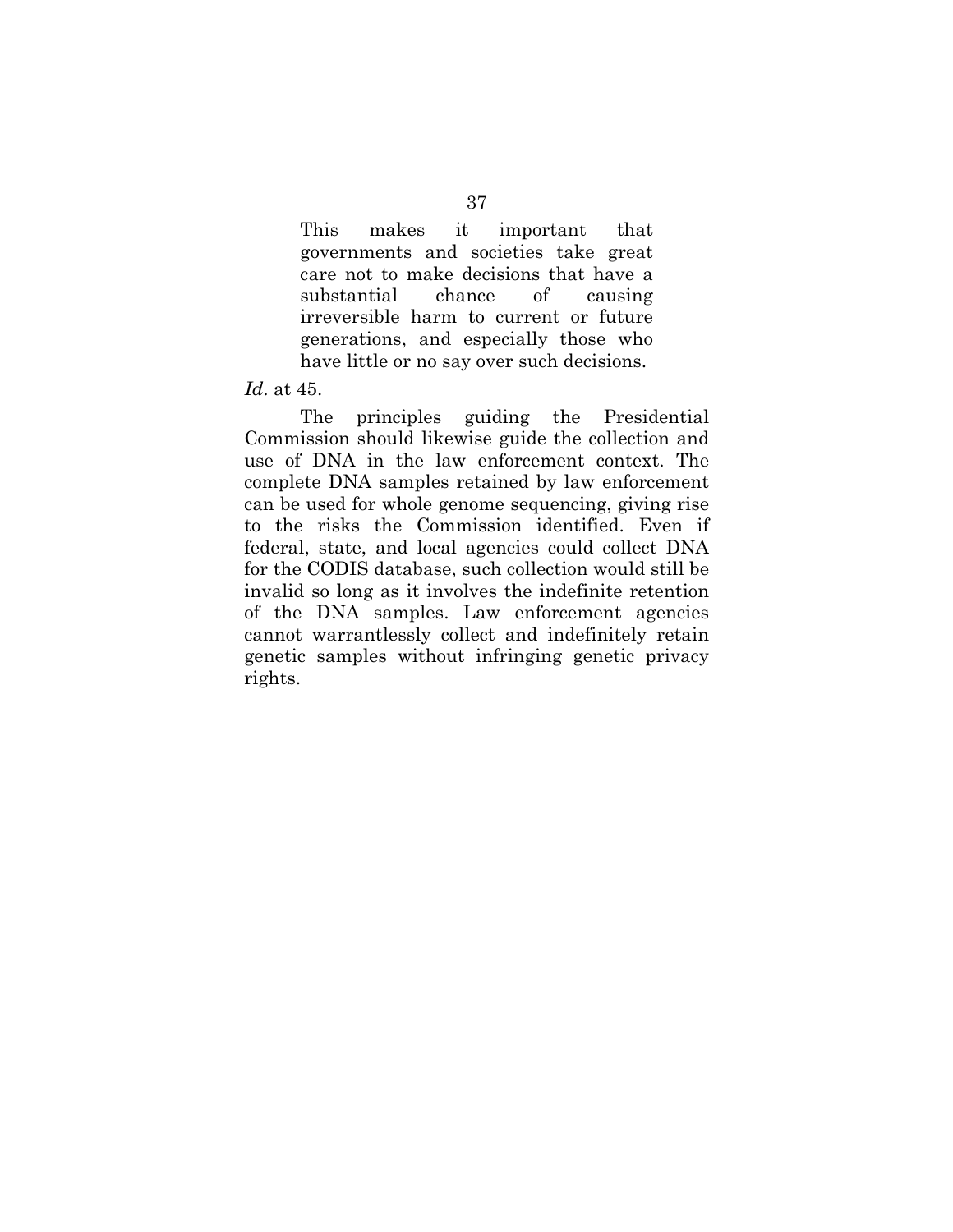> This makes it important that governments and societies take great care not to make decisions that have a substantial chance of causing irreversible harm to current or future generations, and especially those who have little or no say over such decisions.

*Id*. at 45.

The principles guiding the Presidential Commission should likewise guide the collection and use of DNA in the law enforcement context. The complete DNA samples retained by law enforcement can be used for whole genome sequencing, giving rise to the risks the Commission identified. Even if federal, state, and local agencies could collect DNA for the CODIS database, such collection would still be invalid so long as it involves the indefinite retention of the DNA samples. Law enforcement agencies cannot warrantlessly collect and indefinitely retain genetic samples without infringing genetic privacy rights.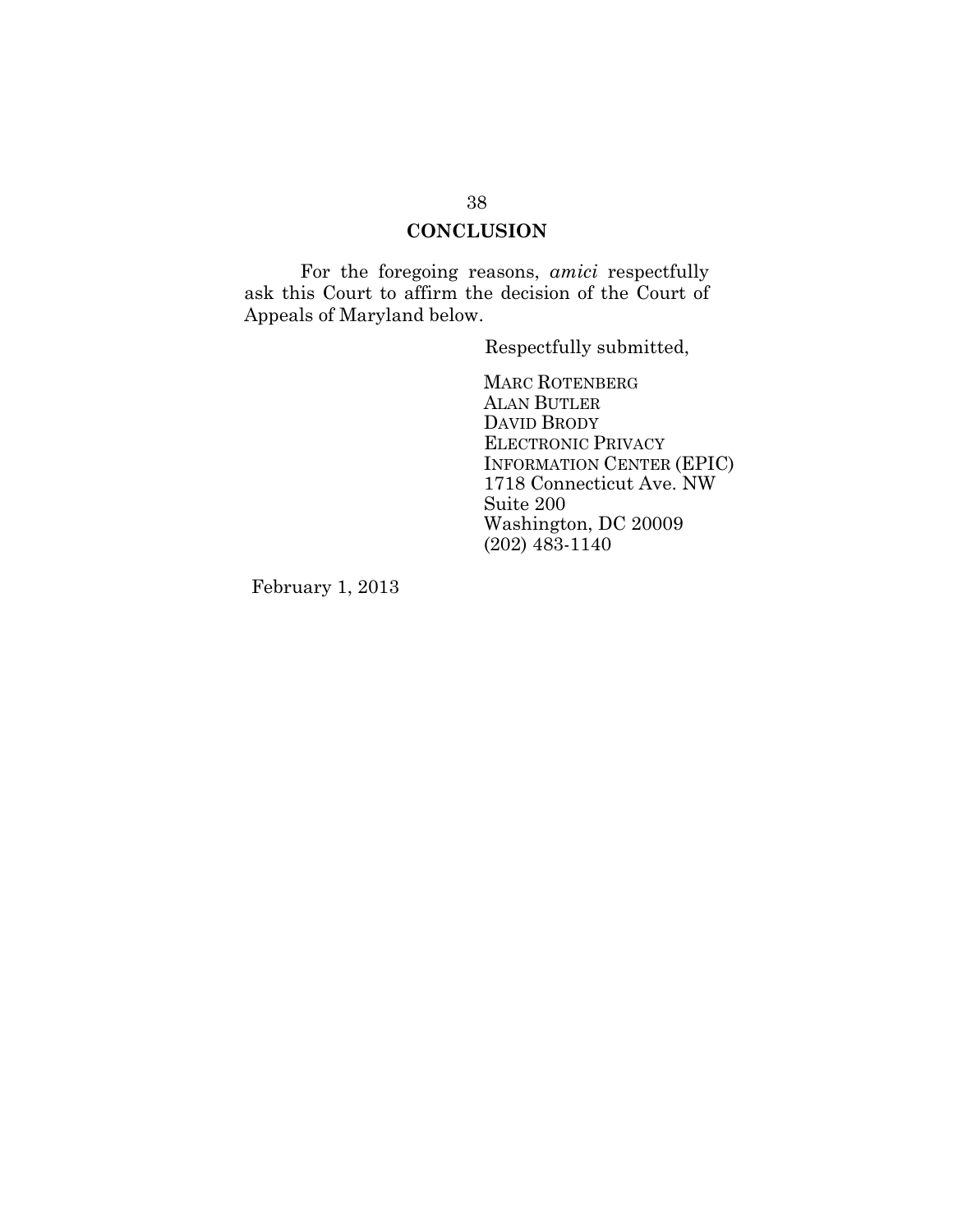## CONCLUSION

For the foregoing reasons, *amici* respectfully ask this Court to affirm the decision of the Court of Appeals of Maryland below.

Respectfully submitted,

MARC ROTENBERG
ALAN BUTLER
DAVID BRODY
ELECTRONIC PRIVACY
INFORMATION CENTER (EPIC)
1718 Connecticut Ave. NW
Suite 200
Washington, DC 20009
(202) 483-1140

February 1, 2013